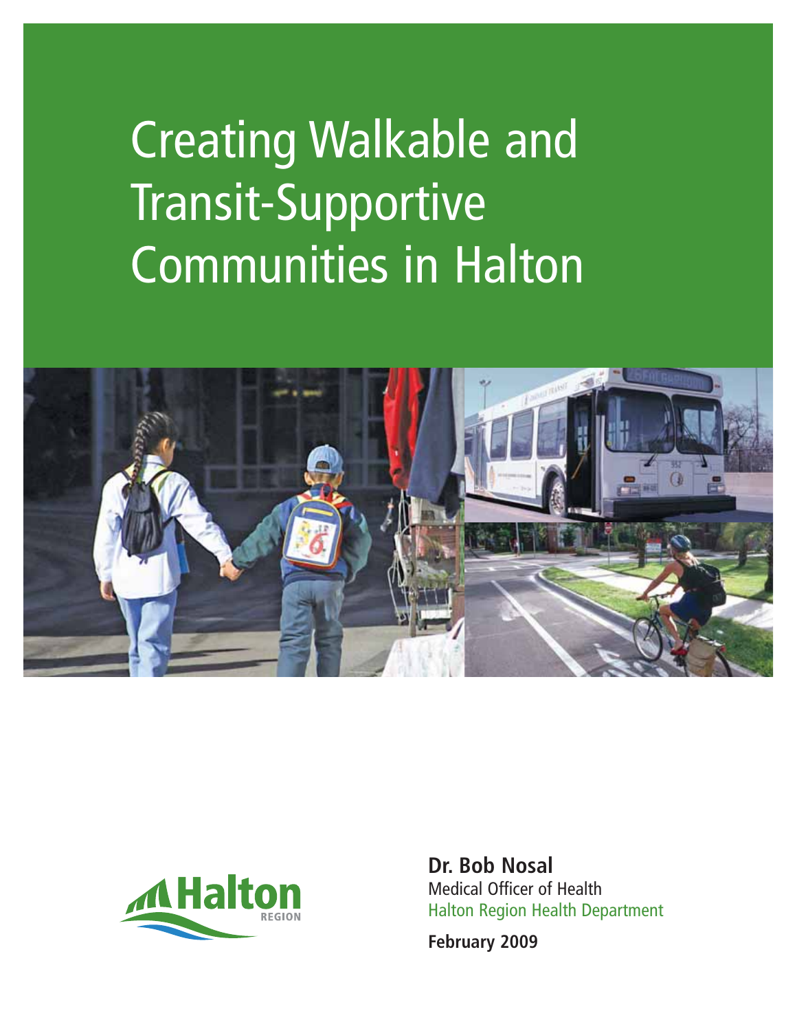# Creating Walkable and Transit-Supportive Communities in Halton

Halton REGION

**Dr. Bob Nosal**
Medical Officer of Health
Halton Region Health Department

**February 2009**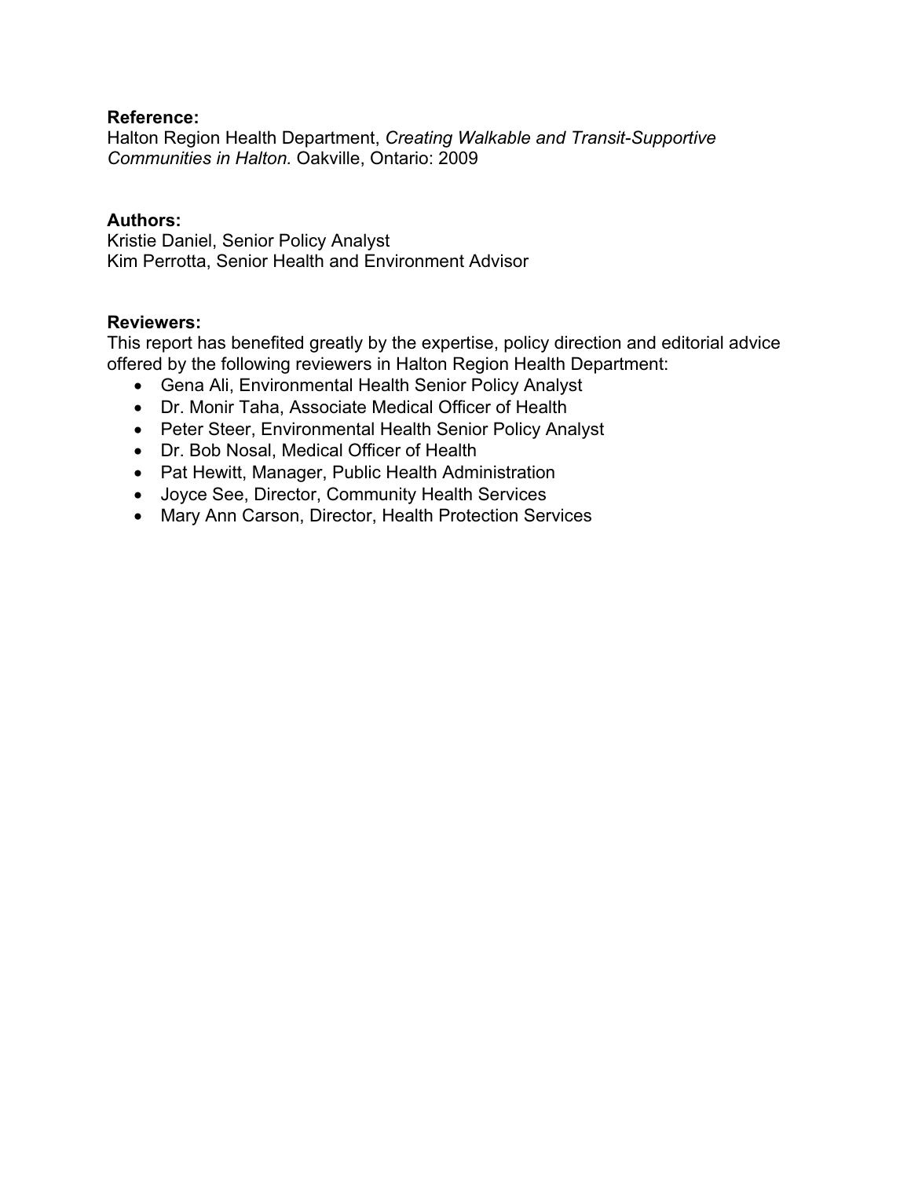**Reference:**
Halton Region Health Department, *Creating Walkable and Transit-Supportive Communities in Halton.* Oakville, Ontario: 2009

**Authors:**
Kristie Daniel, Senior Policy Analyst
Kim Perrotta, Senior Health and Environment Advisor

**Reviewers:**
This report has benefited greatly by the expertise, policy direction and editorial advice offered by the following reviewers in Halton Region Health Department:

- Gena Ali, Environmental Health Senior Policy Analyst
- Dr. Monir Taha, Associate Medical Officer of Health
- Peter Steer, Environmental Health Senior Policy Analyst
- Dr. Bob Nosal, Medical Officer of Health
- Pat Hewitt, Manager, Public Health Administration
- Joyce See, Director, Community Health Services
- Mary Ann Carson, Director, Health Protection Services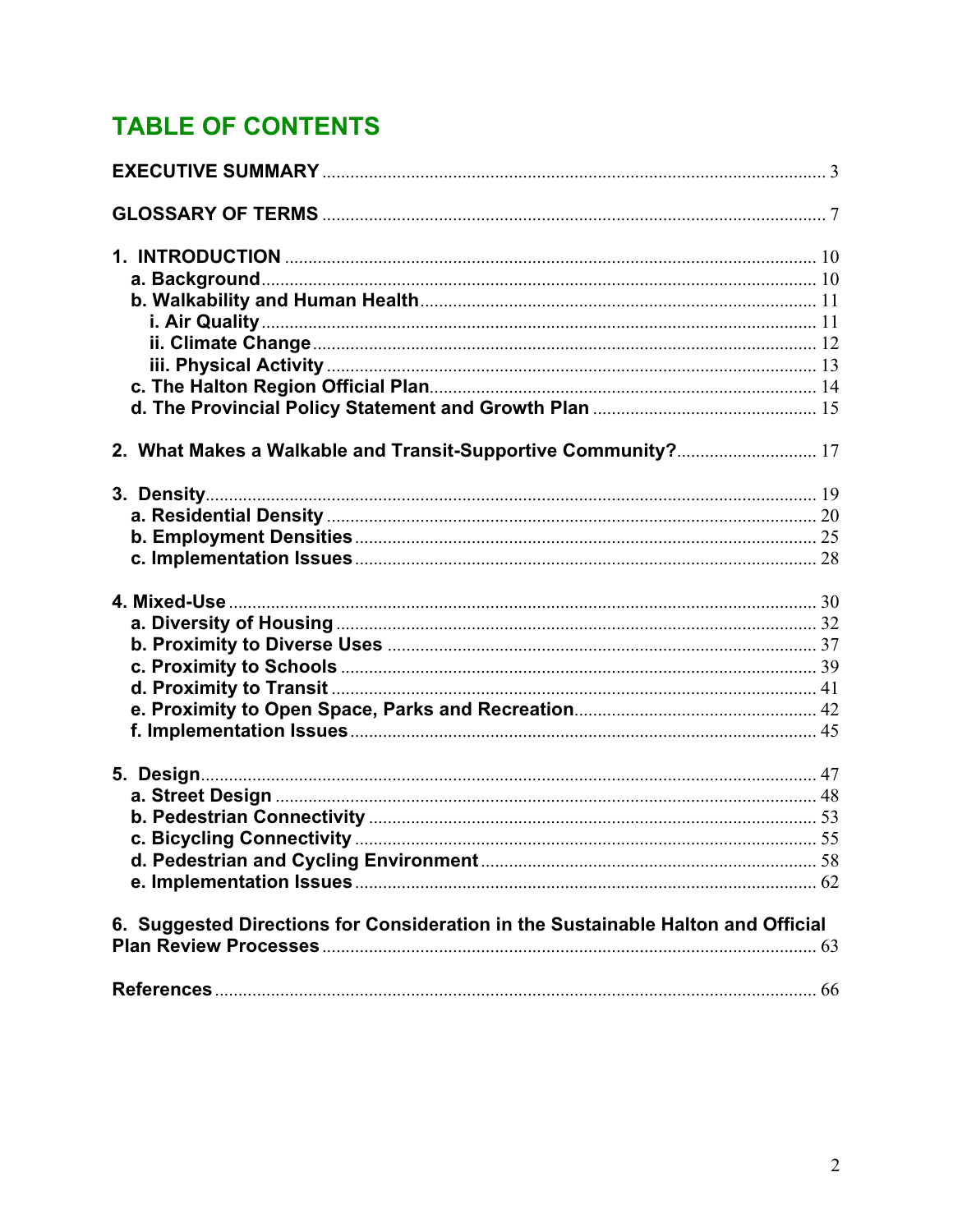# TABLE OF CONTENTS

**EXECUTIVE SUMMARY** ........................................................................................................ 3

**GLOSSARY OF TERMS** ........................................................................................................ 7

**1. INTRODUCTION** ........................................................................................................ 10
- **a. Background** ........................................................................................................ 10
- **b. Walkability and Human Health** ........................................................................................................ 11
  - **i. Air Quality** ........................................................................................................ 11
  - **ii. Climate Change** ........................................................................................................ 12
  - **iii. Physical Activity** ........................................................................................................ 13
- **c. The Halton Region Official Plan** ........................................................................................................ 14
- **d. The Provincial Policy Statement and Growth Plan** ........................................................................................................ 15

**2. What Makes a Walkable and Transit-Supportive Community?** ........................................................................................................ 17

**3. Density** ........................................................................................................ 19
- **a. Residential Density** ........................................................................................................ 20
- **b. Employment Densities** ........................................................................................................ 25
- **c. Implementation Issues** ........................................................................................................ 28

**4. Mixed-Use** ........................................................................................................ 30
- **a. Diversity of Housing** ........................................................................................................ 32
- **b. Proximity to Diverse Uses** ........................................................................................................ 37
- **c. Proximity to Schools** ........................................................................................................ 39
- **d. Proximity to Transit** ........................................................................................................ 41
- **e. Proximity to Open Space, Parks and Recreation** ........................................................................................................ 42
- **f. Implementation Issues** ........................................................................................................ 45

**5. Design** ........................................................................................................ 47
- **a. Street Design** ........................................................................................................ 48
- **b. Pedestrian Connectivity** ........................................................................................................ 53
- **c. Bicycling Connectivity** ........................................................................................................ 55
- **d. Pedestrian and Cycling Environment** ........................................................................................................ 58
- **e. Implementation Issues** ........................................................................................................ 62

**6. Suggested Directions for Consideration in the Sustainable Halton and Official Plan Review Processes** ........................................................................................................ 63

**References** ........................................................................................................ 66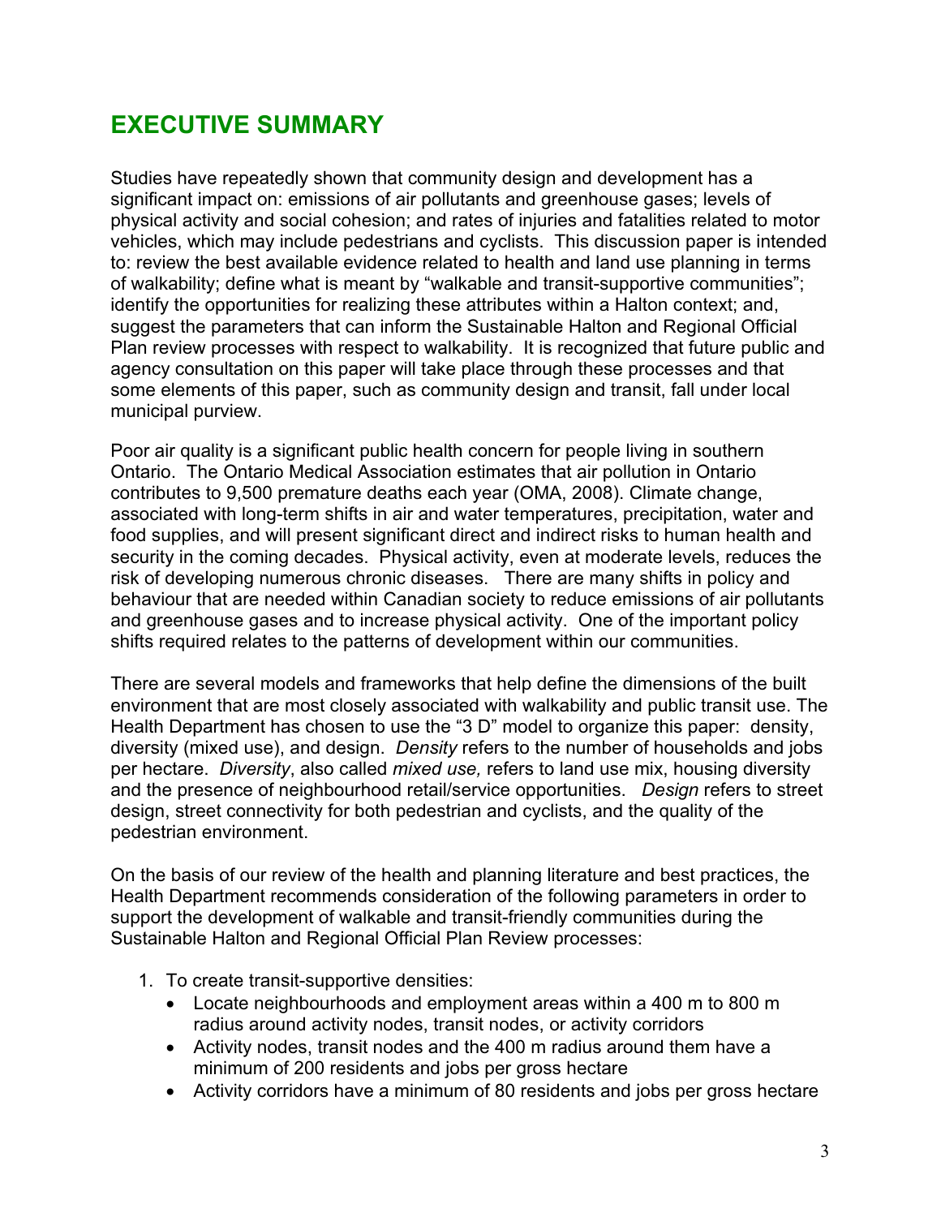# EXECUTIVE SUMMARY

Studies have repeatedly shown that community design and development has a significant impact on: emissions of air pollutants and greenhouse gases; levels of physical activity and social cohesion; and rates of injuries and fatalities related to motor vehicles, which may include pedestrians and cyclists. This discussion paper is intended to: review the best available evidence related to health and land use planning in terms of walkability; define what is meant by "walkable and transit-supportive communities"; identify the opportunities for realizing these attributes within a Halton context; and, suggest the parameters that can inform the Sustainable Halton and Regional Official Plan review processes with respect to walkability. It is recognized that future public and agency consultation on this paper will take place through these processes and that some elements of this paper, such as community design and transit, fall under local municipal purview.

Poor air quality is a significant public health concern for people living in southern Ontario. The Ontario Medical Association estimates that air pollution in Ontario contributes to 9,500 premature deaths each year (OMA, 2008). Climate change, associated with long-term shifts in air and water temperatures, precipitation, water and food supplies, and will present significant direct and indirect risks to human health and security in the coming decades. Physical activity, even at moderate levels, reduces the risk of developing numerous chronic diseases. There are many shifts in policy and behaviour that are needed within Canadian society to reduce emissions of air pollutants and greenhouse gases and to increase physical activity. One of the important policy shifts required relates to the patterns of development within our communities.

There are several models and frameworks that help define the dimensions of the built environment that are most closely associated with walkability and public transit use. The Health Department has chosen to use the "3 D" model to organize this paper: density, diversity (mixed use), and design. *Density* refers to the number of households and jobs per hectare. *Diversity*, also called *mixed use,* refers to land use mix, housing diversity and the presence of neighbourhood retail/service opportunities. *Design* refers to street design, street connectivity for both pedestrian and cyclists, and the quality of the pedestrian environment.

On the basis of our review of the health and planning literature and best practices, the Health Department recommends consideration of the following parameters in order to support the development of walkable and transit-friendly communities during the Sustainable Halton and Regional Official Plan Review processes:

1. To create transit-supportive densities:
   - Locate neighbourhoods and employment areas within a 400 m to 800 m radius around activity nodes, transit nodes, or activity corridors
   - Activity nodes, transit nodes and the 400 m radius around them have a minimum of 200 residents and jobs per gross hectare
   - Activity corridors have a minimum of 80 residents and jobs per gross hectare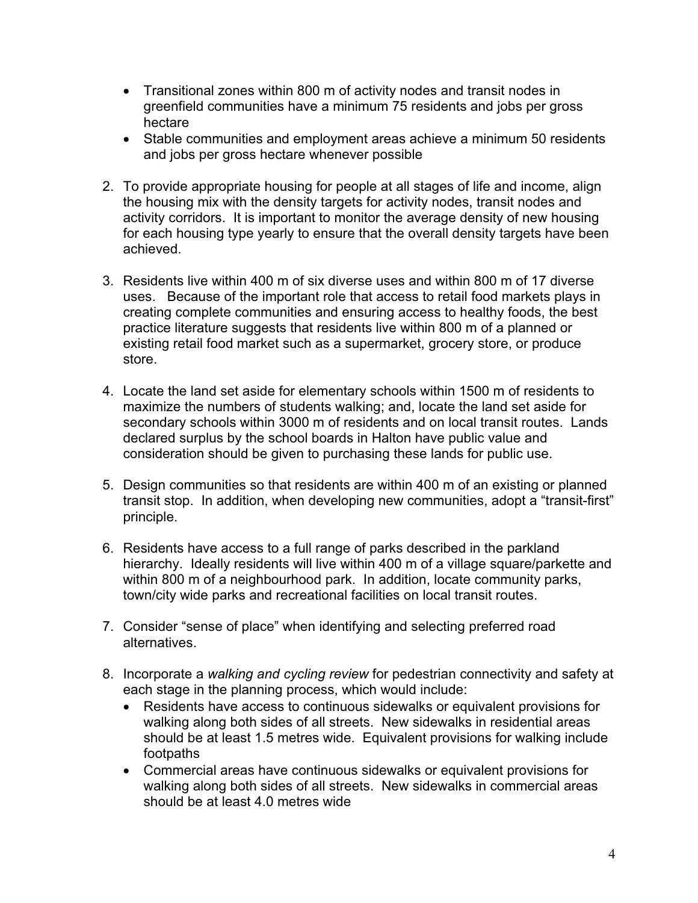- Transitional zones within 800 m of activity nodes and transit nodes in greenfield communities have a minimum 75 residents and jobs per gross hectare
- Stable communities and employment areas achieve a minimum 50 residents and jobs per gross hectare whenever possible

2. To provide appropriate housing for people at all stages of life and income, align the housing mix with the density targets for activity nodes, transit nodes and activity corridors. It is important to monitor the average density of new housing for each housing type yearly to ensure that the overall density targets have been achieved.

3. Residents live within 400 m of six diverse uses and within 800 m of 17 diverse uses. Because of the important role that access to retail food markets plays in creating complete communities and ensuring access to healthy foods, the best practice literature suggests that residents live within 800 m of a planned or existing retail food market such as a supermarket, grocery store, or produce store.

4. Locate the land set aside for elementary schools within 1500 m of residents to maximize the numbers of students walking; and, locate the land set aside for secondary schools within 3000 m of residents and on local transit routes. Lands declared surplus by the school boards in Halton have public value and consideration should be given to purchasing these lands for public use.

5. Design communities so that residents are within 400 m of an existing or planned transit stop. In addition, when developing new communities, adopt a "transit-first" principle.

6. Residents have access to a full range of parks described in the parkland hierarchy. Ideally residents will live within 400 m of a village square/parkette and within 800 m of a neighbourhood park. In addition, locate community parks, town/city wide parks and recreational facilities on local transit routes.

7. Consider "sense of place" when identifying and selecting preferred road alternatives.

8. Incorporate a *walking and cycling review* for pedestrian connectivity and safety at each stage in the planning process, which would include:
   - Residents have access to continuous sidewalks or equivalent provisions for walking along both sides of all streets. New sidewalks in residential areas should be at least 1.5 metres wide. Equivalent provisions for walking include footpaths
   - Commercial areas have continuous sidewalks or equivalent provisions for walking along both sides of all streets. New sidewalks in commercial areas should be at least 4.0 metres wide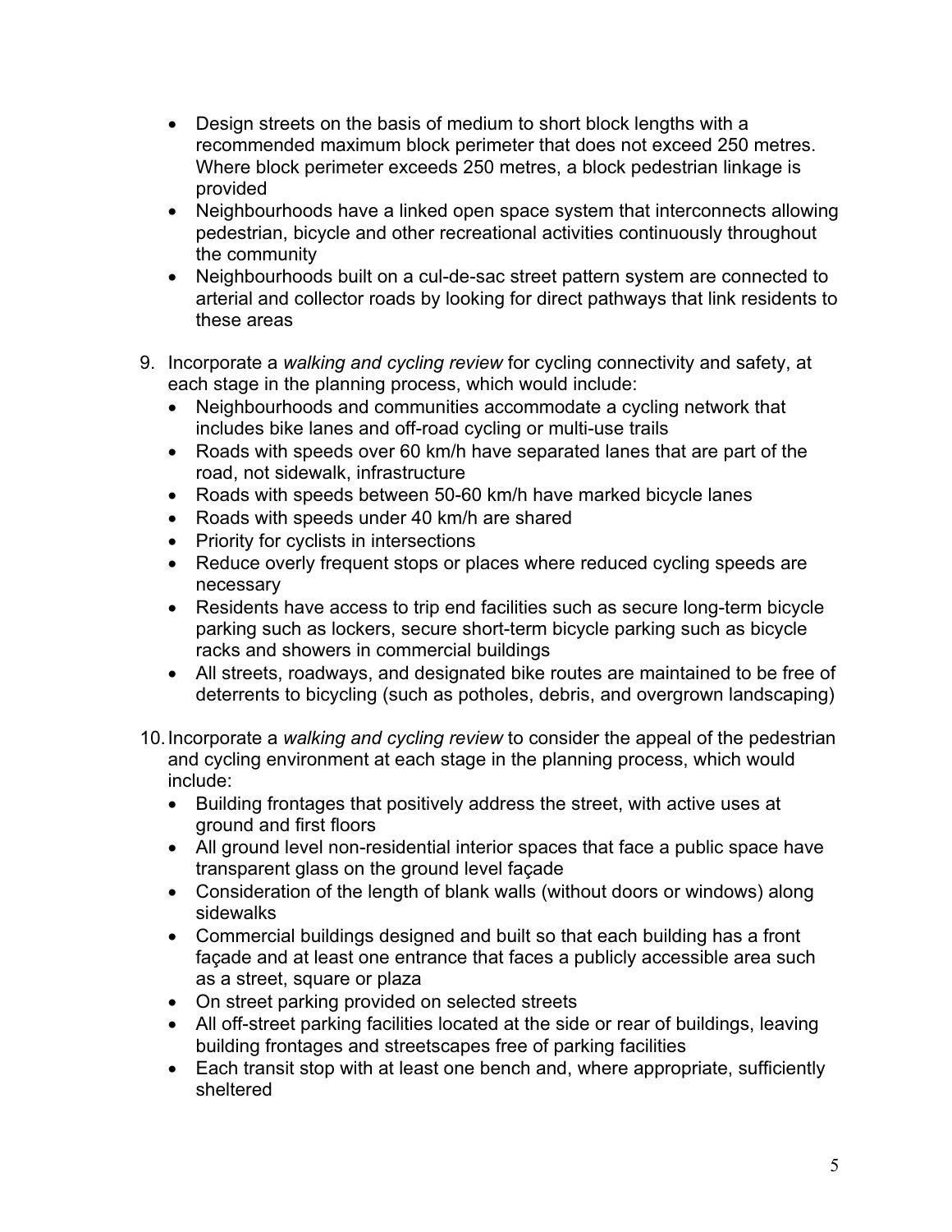- Design streets on the basis of medium to short block lengths with a recommended maximum block perimeter that does not exceed 250 metres. Where block perimeter exceeds 250 metres, a block pedestrian linkage is provided
- Neighbourhoods have a linked open space system that interconnects allowing pedestrian, bicycle and other recreational activities continuously throughout the community
- Neighbourhoods built on a cul-de-sac street pattern system are connected to arterial and collector roads by looking for direct pathways that link residents to these areas

9. Incorporate a *walking and cycling review* for cycling connectivity and safety, at each stage in the planning process, which would include:
   - Neighbourhoods and communities accommodate a cycling network that includes bike lanes and off-road cycling or multi-use trails
   - Roads with speeds over 60 km/h have separated lanes that are part of the road, not sidewalk, infrastructure
   - Roads with speeds between 50-60 km/h have marked bicycle lanes
   - Roads with speeds under 40 km/h are shared
   - Priority for cyclists in intersections
   - Reduce overly frequent stops or places where reduced cycling speeds are necessary
   - Residents have access to trip end facilities such as secure long-term bicycle parking such as lockers, secure short-term bicycle parking such as bicycle racks and showers in commercial buildings
   - All streets, roadways, and designated bike routes are maintained to be free of deterrents to bicycling (such as potholes, debris, and overgrown landscaping)

10. Incorporate a *walking and cycling review* to consider the appeal of the pedestrian and cycling environment at each stage in the planning process, which would include:
    - Building frontages that positively address the street, with active uses at ground and first floors
    - All ground level non-residential interior spaces that face a public space have transparent glass on the ground level façade
    - Consideration of the length of blank walls (without doors or windows) along sidewalks
    - Commercial buildings designed and built so that each building has a front façade and at least one entrance that faces a publicly accessible area such as a street, square or plaza
    - On street parking provided on selected streets
    - All off-street parking facilities located at the side or rear of buildings, leaving building frontages and streetscapes free of parking facilities
    - Each transit stop with at least one bench and, where appropriate, sufficiently sheltered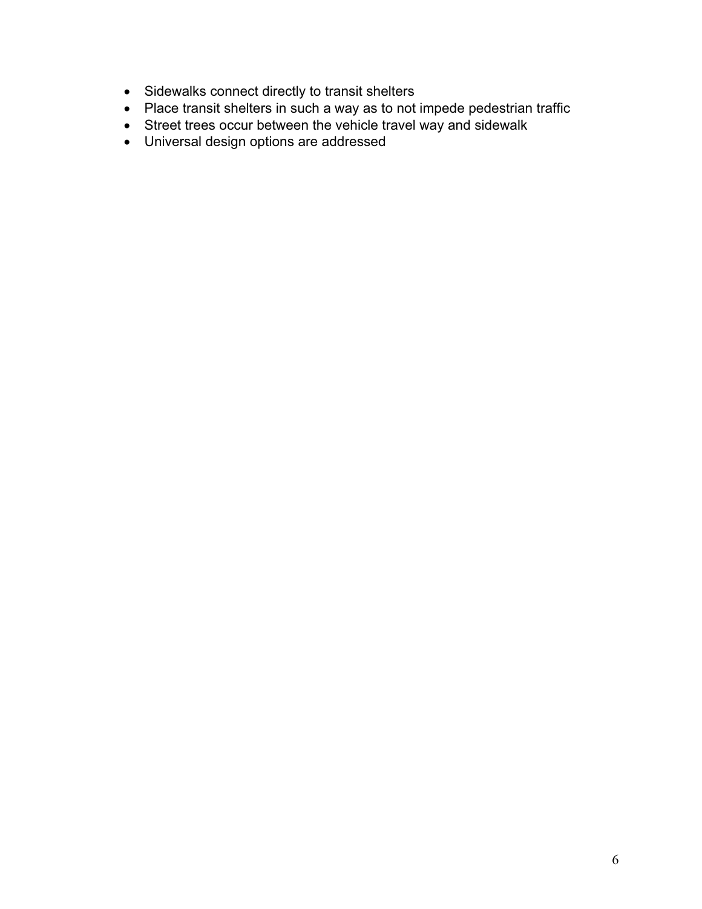- Sidewalks connect directly to transit shelters
- Place transit shelters in such a way as to not impede pedestrian traffic
- Street trees occur between the vehicle travel way and sidewalk
- Universal design options are addressed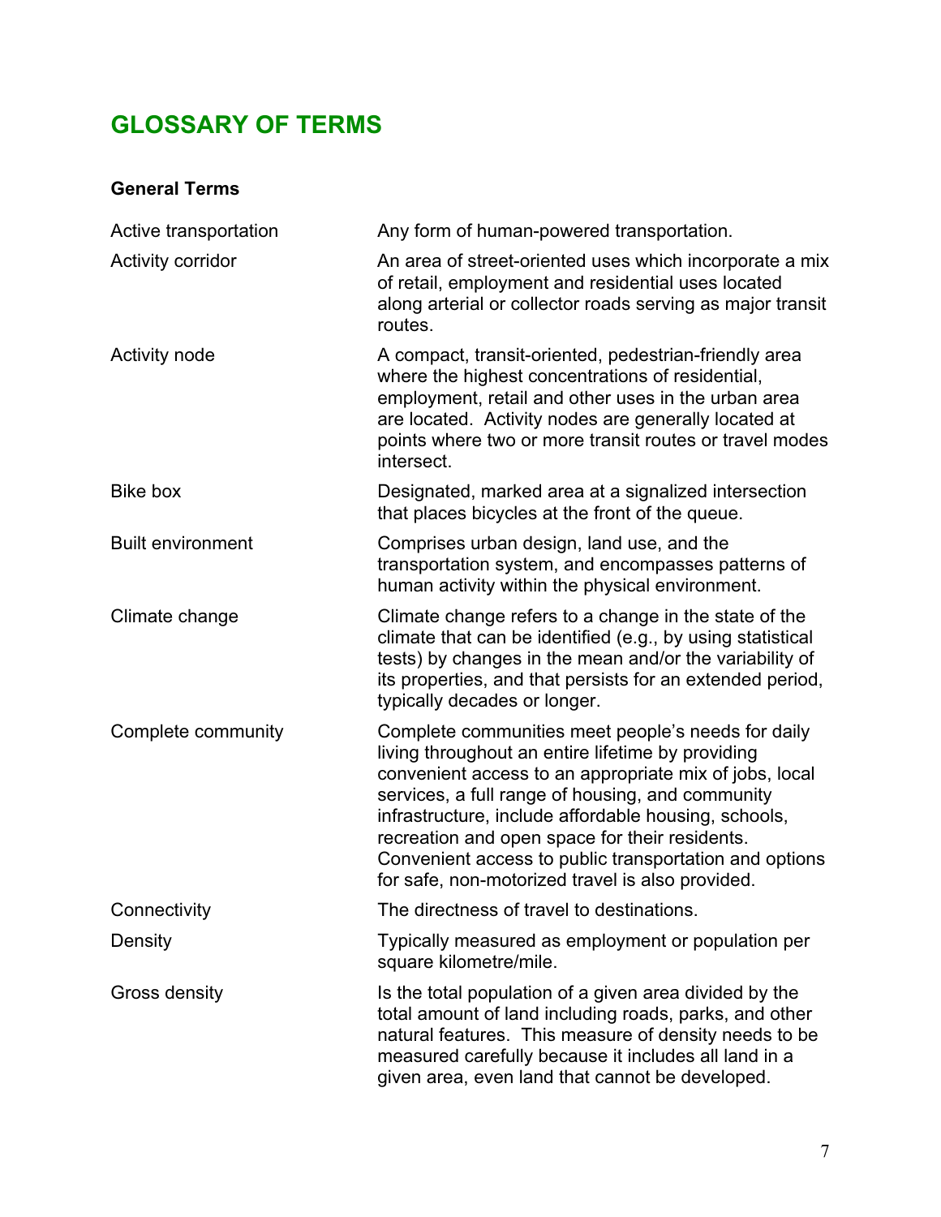# GLOSSARY OF TERMS

### General Terms

| | |
|---|---|
| Active transportation | Any form of human-powered transportation. |
| Activity corridor | An area of street-oriented uses which incorporate a mix of retail, employment and residential uses located along arterial or collector roads serving as major transit routes. |
| Activity node | A compact, transit-oriented, pedestrian-friendly area where the highest concentrations of residential, employment, retail and other uses in the urban area are located. Activity nodes are generally located at points where two or more transit routes or travel modes intersect. |
| Bike box | Designated, marked area at a signalized intersection that places bicycles at the front of the queue. |
| Built environment | Comprises urban design, land use, and the transportation system, and encompasses patterns of human activity within the physical environment. |
| Climate change | Climate change refers to a change in the state of the climate that can be identified (e.g., by using statistical tests) by changes in the mean and/or the variability of its properties, and that persists for an extended period, typically decades or longer. |
| Complete community | Complete communities meet people's needs for daily living throughout an entire lifetime by providing convenient access to an appropriate mix of jobs, local services, a full range of housing, and community infrastructure, include affordable housing, schools, recreation and open space for their residents. Convenient access to public transportation and options for safe, non-motorized travel is also provided. |
| Connectivity | The directness of travel to destinations. |
| Density | Typically measured as employment or population per square kilometre/mile. |
| Gross density | Is the total population of a given area divided by the total amount of land including roads, parks, and other natural features. This measure of density needs to be measured carefully because it includes all land in a given area, even land that cannot be developed. |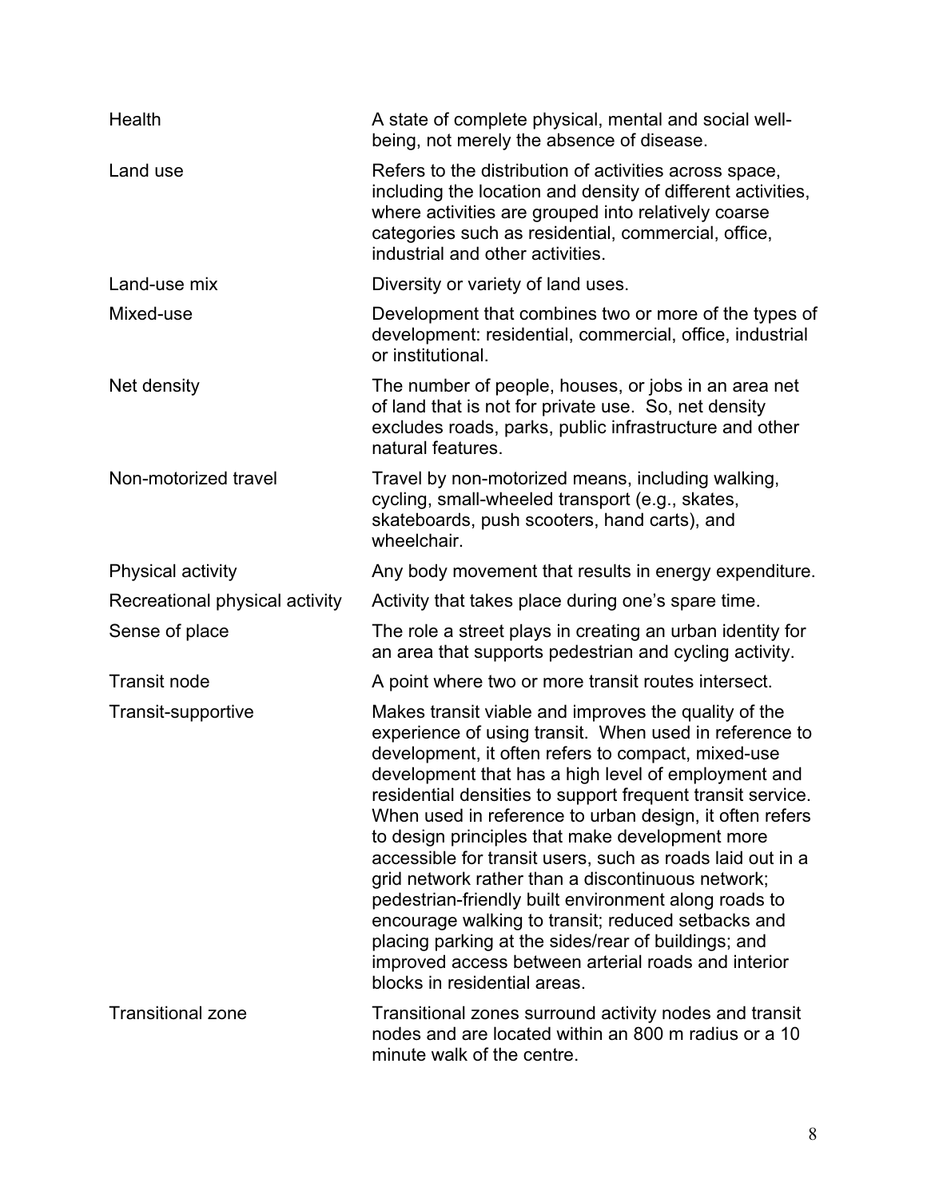| | |
|---|---|
| Health | A state of complete physical, mental and social well-being, not merely the absence of disease. |
| Land use | Refers to the distribution of activities across space, including the location and density of different activities, where activities are grouped into relatively coarse categories such as residential, commercial, office, industrial and other activities. |
| Land-use mix | Diversity or variety of land uses. |
| Mixed-use | Development that combines two or more of the types of development: residential, commercial, office, industrial or institutional. |
| Net density | The number of people, houses, or jobs in an area net of land that is not for private use. So, net density excludes roads, parks, public infrastructure and other natural features. |
| Non-motorized travel | Travel by non-motorized means, including walking, cycling, small-wheeled transport (e.g., skates, skateboards, push scooters, hand carts), and wheelchair. |
| Physical activity | Any body movement that results in energy expenditure. |
| Recreational physical activity | Activity that takes place during one's spare time. |
| Sense of place | The role a street plays in creating an urban identity for an area that supports pedestrian and cycling activity. |
| Transit node | A point where two or more transit routes intersect. |
| Transit-supportive | Makes transit viable and improves the quality of the experience of using transit. When used in reference to development, it often refers to compact, mixed-use development that has a high level of employment and residential densities to support frequent transit service. When used in reference to urban design, it often refers to design principles that make development more accessible for transit users, such as roads laid out in a grid network rather than a discontinuous network; pedestrian-friendly built environment along roads to encourage walking to transit; reduced setbacks and placing parking at the sides/rear of buildings; and improved access between arterial roads and interior blocks in residential areas. |
| Transitional zone | Transitional zones surround activity nodes and transit nodes and are located within an 800 m radius or a 10 minute walk of the centre. |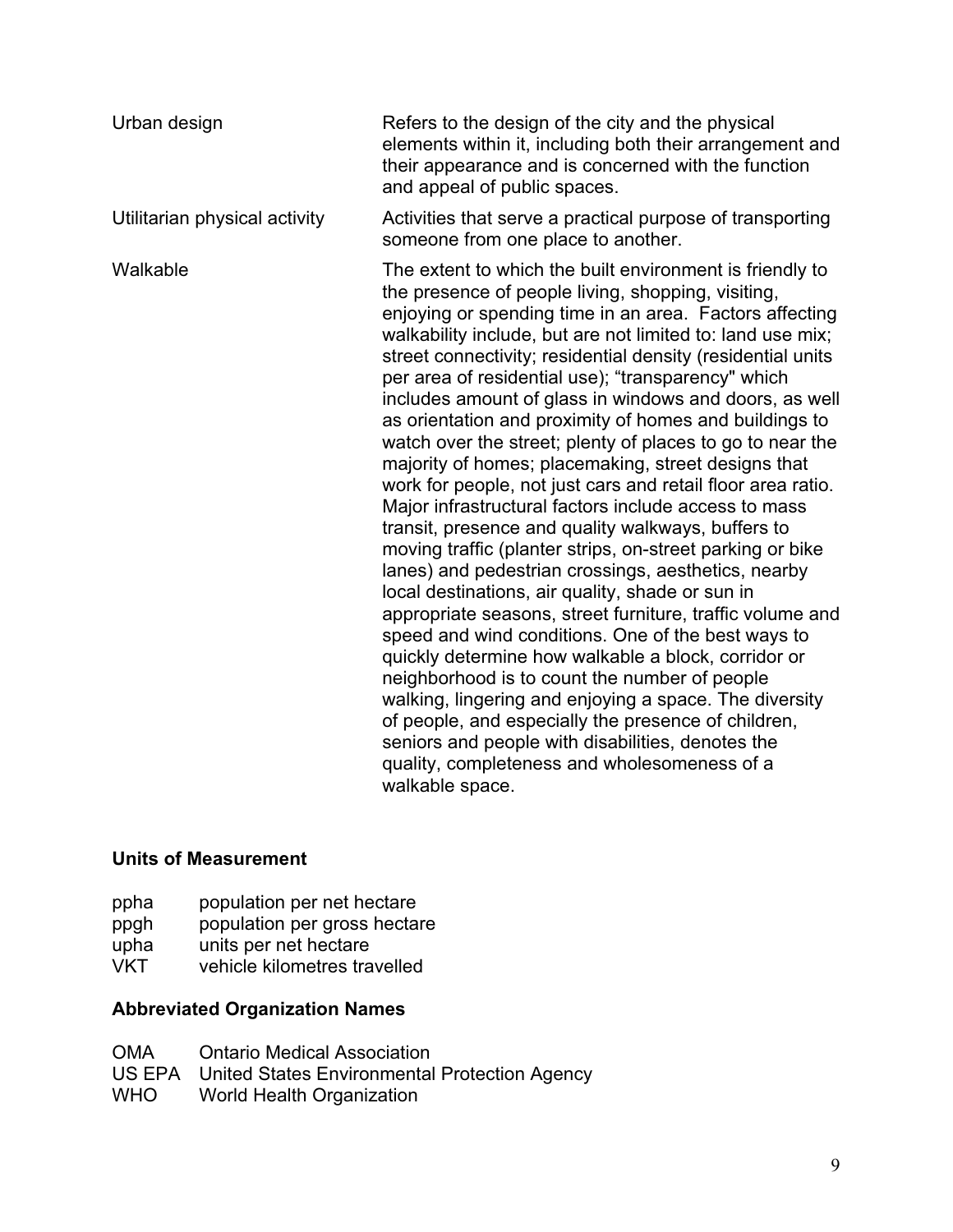| | |
|---|---|
| Urban design | Refers to the design of the city and the physical elements within it, including both their arrangement and their appearance and is concerned with the function and appeal of public spaces. |
| Utilitarian physical activity | Activities that serve a practical purpose of transporting someone from one place to another. |
| Walkable | The extent to which the built environment is friendly to the presence of people living, shopping, visiting, enjoying or spending time in an area. Factors affecting walkability include, but are not limited to: land use mix; street connectivity; residential density (residential units per area of residential use); "transparency" which includes amount of glass in windows and doors, as well as orientation and proximity of homes and buildings to watch over the street; plenty of places to go to near the majority of homes; placemaking, street designs that work for people, not just cars and retail floor area ratio. Major infrastructural factors include access to mass transit, presence and quality walkways, buffers to moving traffic (planter strips, on-street parking or bike lanes) and pedestrian crossings, aesthetics, nearby local destinations, air quality, shade or sun in appropriate seasons, street furniture, traffic volume and speed and wind conditions. One of the best ways to quickly determine how walkable a block, corridor or neighborhood is to count the number of people walking, lingering and enjoying a space. The diversity of people, and especially the presence of children, seniors and people with disabilities, denotes the quality, completeness and wholesomeness of a walkable space. |

**Units of Measurement**

| | |
|---|---|
| ppha | population per net hectare |
| ppgh | population per gross hectare |
| upha | units per net hectare |
| VKT | vehicle kilometres travelled |

**Abbreviated Organization Names**

| | |
|---|---|
| OMA | Ontario Medical Association |
| US EPA | United States Environmental Protection Agency |
| WHO | World Health Organization |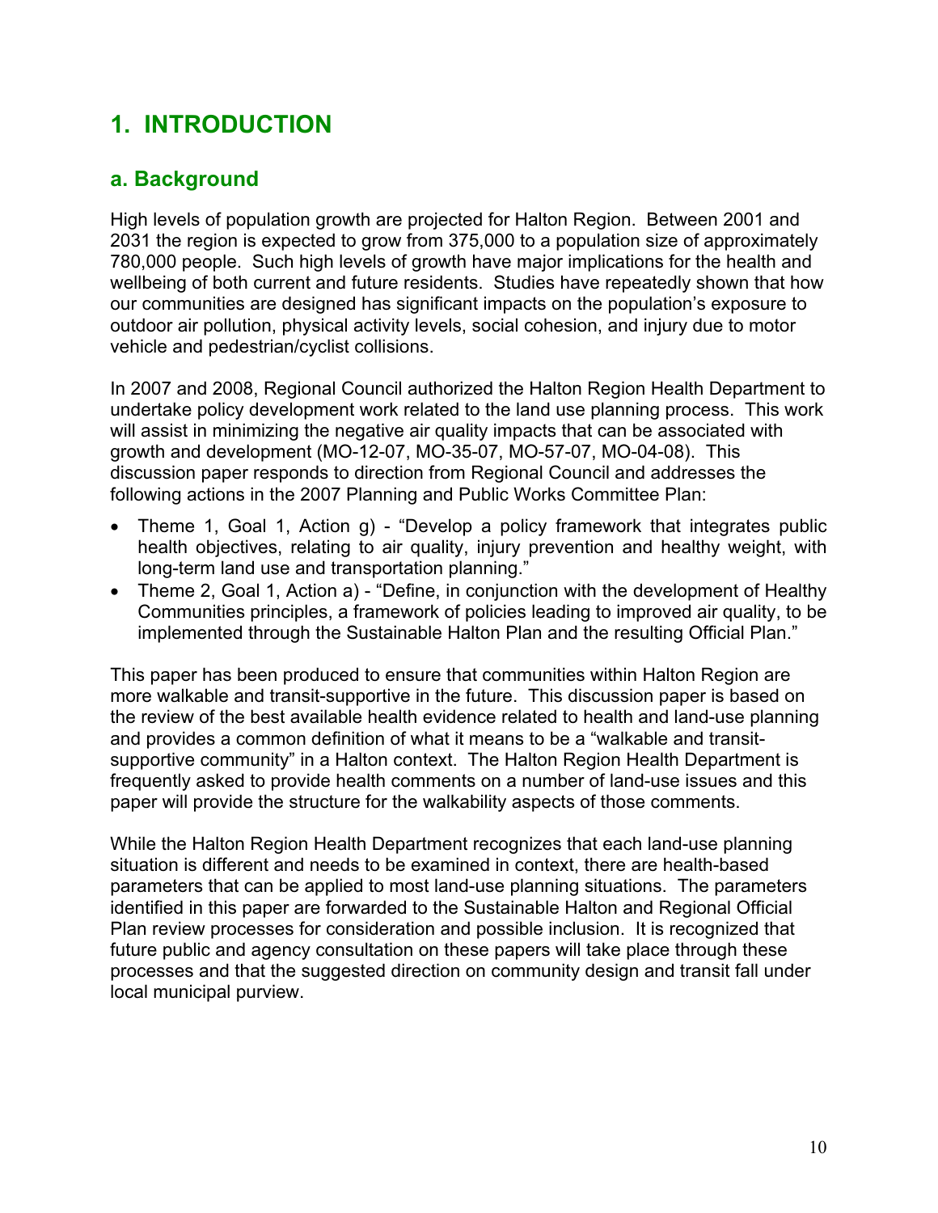# 1. INTRODUCTION

## a. Background

High levels of population growth are projected for Halton Region. Between 2001 and 2031 the region is expected to grow from 375,000 to a population size of approximately 780,000 people. Such high levels of growth have major implications for the health and wellbeing of both current and future residents. Studies have repeatedly shown that how our communities are designed has significant impacts on the population's exposure to outdoor air pollution, physical activity levels, social cohesion, and injury due to motor vehicle and pedestrian/cyclist collisions.

In 2007 and 2008, Regional Council authorized the Halton Region Health Department to undertake policy development work related to the land use planning process. This work will assist in minimizing the negative air quality impacts that can be associated with growth and development (MO-12-07, MO-35-07, MO-57-07, MO-04-08). This discussion paper responds to direction from Regional Council and addresses the following actions in the 2007 Planning and Public Works Committee Plan:

- Theme 1, Goal 1, Action g) - "Develop a policy framework that integrates public health objectives, relating to air quality, injury prevention and healthy weight, with long-term land use and transportation planning."
- Theme 2, Goal 1, Action a) - "Define, in conjunction with the development of Healthy Communities principles, a framework of policies leading to improved air quality, to be implemented through the Sustainable Halton Plan and the resulting Official Plan."

This paper has been produced to ensure that communities within Halton Region are more walkable and transit-supportive in the future. This discussion paper is based on the review of the best available health evidence related to health and land-use planning and provides a common definition of what it means to be a "walkable and transit-supportive community" in a Halton context. The Halton Region Health Department is frequently asked to provide health comments on a number of land-use issues and this paper will provide the structure for the walkability aspects of those comments.

While the Halton Region Health Department recognizes that each land-use planning situation is different and needs to be examined in context, there are health-based parameters that can be applied to most land-use planning situations. The parameters identified in this paper are forwarded to the Sustainable Halton and Regional Official Plan review processes for consideration and possible inclusion. It is recognized that future public and agency consultation on these papers will take place through these processes and that the suggested direction on community design and transit fall under local municipal purview.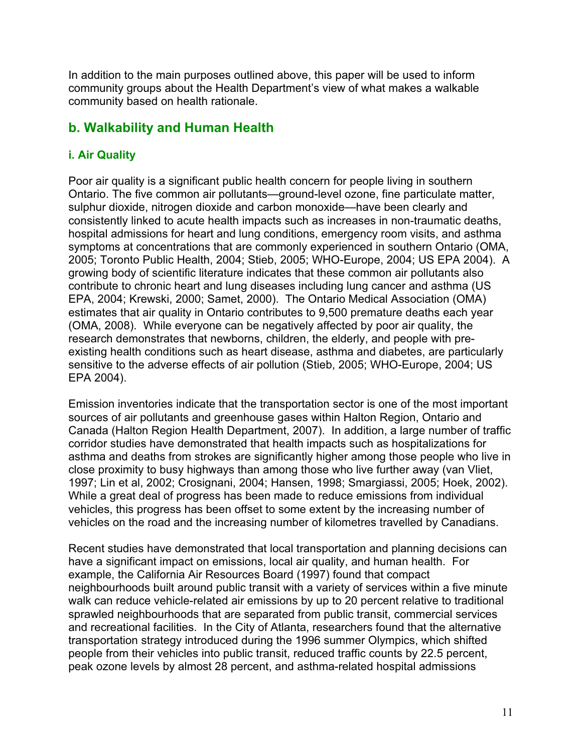In addition to the main purposes outlined above, this paper will be used to inform community groups about the Health Department's view of what makes a walkable community based on health rationale.

## b. Walkability and Human Health

### i. Air Quality

Poor air quality is a significant public health concern for people living in southern Ontario. The five common air pollutants—ground-level ozone, fine particulate matter, sulphur dioxide, nitrogen dioxide and carbon monoxide—have been clearly and consistently linked to acute health impacts such as increases in non-traumatic deaths, hospital admissions for heart and lung conditions, emergency room visits, and asthma symptoms at concentrations that are commonly experienced in southern Ontario (OMA, 2005; Toronto Public Health, 2004; Stieb, 2005; WHO-Europe, 2004; US EPA 2004). A growing body of scientific literature indicates that these common air pollutants also contribute to chronic heart and lung diseases including lung cancer and asthma (US EPA, 2004; Krewski, 2000; Samet, 2000). The Ontario Medical Association (OMA) estimates that air quality in Ontario contributes to 9,500 premature deaths each year (OMA, 2008). While everyone can be negatively affected by poor air quality, the research demonstrates that newborns, children, the elderly, and people with pre-existing health conditions such as heart disease, asthma and diabetes, are particularly sensitive to the adverse effects of air pollution (Stieb, 2005; WHO-Europe, 2004; US EPA 2004).

Emission inventories indicate that the transportation sector is one of the most important sources of air pollutants and greenhouse gases within Halton Region, Ontario and Canada (Halton Region Health Department, 2007). In addition, a large number of traffic corridor studies have demonstrated that health impacts such as hospitalizations for asthma and deaths from strokes are significantly higher among those people who live in close proximity to busy highways than among those who live further away (van Vliet, 1997; Lin et al, 2002; Crosignani, 2004; Hansen, 1998; Smargiassi, 2005; Hoek, 2002). While a great deal of progress has been made to reduce emissions from individual vehicles, this progress has been offset to some extent by the increasing number of vehicles on the road and the increasing number of kilometres travelled by Canadians.

Recent studies have demonstrated that local transportation and planning decisions can have a significant impact on emissions, local air quality, and human health. For example, the California Air Resources Board (1997) found that compact neighbourhoods built around public transit with a variety of services within a five minute walk can reduce vehicle-related air emissions by up to 20 percent relative to traditional sprawled neighbourhoods that are separated from public transit, commercial services and recreational facilities. In the City of Atlanta, researchers found that the alternative transportation strategy introduced during the 1996 summer Olympics, which shifted people from their vehicles into public transit, reduced traffic counts by 22.5 percent, peak ozone levels by almost 28 percent, and asthma-related hospital admissions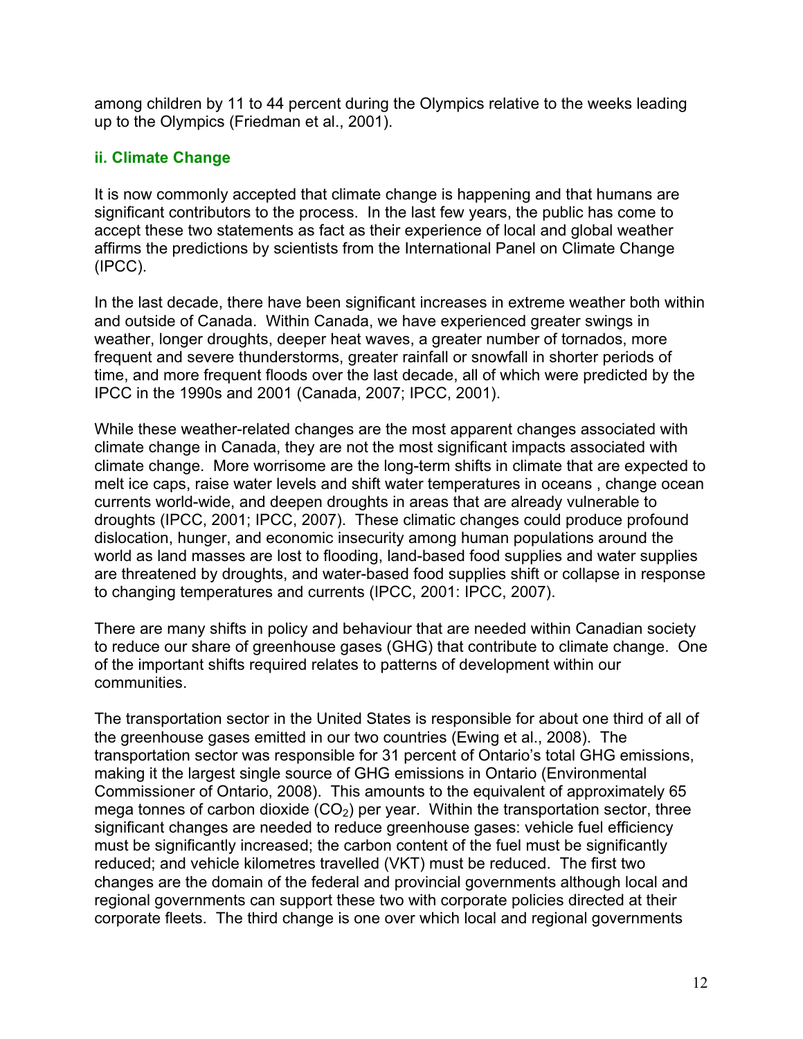among children by 11 to 44 percent during the Olympics relative to the weeks leading up to the Olympics (Friedman et al., 2001).

### ii. Climate Change

It is now commonly accepted that climate change is happening and that humans are significant contributors to the process. In the last few years, the public has come to accept these two statements as fact as their experience of local and global weather affirms the predictions by scientists from the International Panel on Climate Change (IPCC).

In the last decade, there have been significant increases in extreme weather both within and outside of Canada. Within Canada, we have experienced greater swings in weather, longer droughts, deeper heat waves, a greater number of tornados, more frequent and severe thunderstorms, greater rainfall or snowfall in shorter periods of time, and more frequent floods over the last decade, all of which were predicted by the IPCC in the 1990s and 2001 (Canada, 2007; IPCC, 2001).

While these weather-related changes are the most apparent changes associated with climate change in Canada, they are not the most significant impacts associated with climate change. More worrisome are the long-term shifts in climate that are expected to melt ice caps, raise water levels and shift water temperatures in oceans , change ocean currents world-wide, and deepen droughts in areas that are already vulnerable to droughts (IPCC, 2001; IPCC, 2007). These climatic changes could produce profound dislocation, hunger, and economic insecurity among human populations around the world as land masses are lost to flooding, land-based food supplies and water supplies are threatened by droughts, and water-based food supplies shift or collapse in response to changing temperatures and currents (IPCC, 2001: IPCC, 2007).

There are many shifts in policy and behaviour that are needed within Canadian society to reduce our share of greenhouse gases (GHG) that contribute to climate change. One of the important shifts required relates to patterns of development within our communities.

The transportation sector in the United States is responsible for about one third of all of the greenhouse gases emitted in our two countries (Ewing et al., 2008). The transportation sector was responsible for 31 percent of Ontario's total GHG emissions, making it the largest single source of GHG emissions in Ontario (Environmental Commissioner of Ontario, 2008). This amounts to the equivalent of approximately 65 mega tonnes of carbon dioxide ($CO_2$) per year. Within the transportation sector, three significant changes are needed to reduce greenhouse gases: vehicle fuel efficiency must be significantly increased; the carbon content of the fuel must be significantly reduced; and vehicle kilometres travelled (VKT) must be reduced. The first two changes are the domain of the federal and provincial governments although local and regional governments can support these two with corporate policies directed at their corporate fleets. The third change is one over which local and regional governments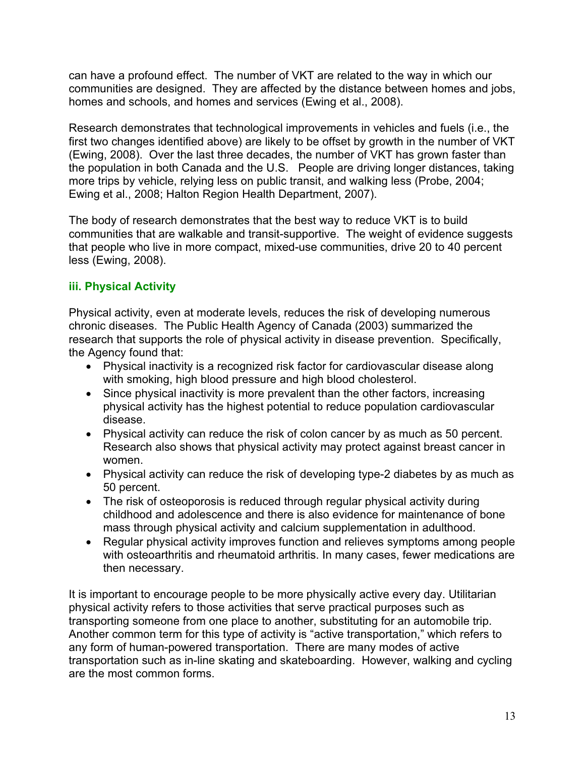can have a profound effect. The number of VKT are related to the way in which our communities are designed. They are affected by the distance between homes and jobs, homes and schools, and homes and services (Ewing et al., 2008).

Research demonstrates that technological improvements in vehicles and fuels (i.e., the first two changes identified above) are likely to be offset by growth in the number of VKT (Ewing, 2008). Over the last three decades, the number of VKT has grown faster than the population in both Canada and the U.S. People are driving longer distances, taking more trips by vehicle, relying less on public transit, and walking less (Probe, 2004; Ewing et al., 2008; Halton Region Health Department, 2007).

The body of research demonstrates that the best way to reduce VKT is to build communities that are walkable and transit-supportive. The weight of evidence suggests that people who live in more compact, mixed-use communities, drive 20 to 40 percent less (Ewing, 2008).

### iii. Physical Activity

Physical activity, even at moderate levels, reduces the risk of developing numerous chronic diseases. The Public Health Agency of Canada (2003) summarized the research that supports the role of physical activity in disease prevention. Specifically, the Agency found that:

- Physical inactivity is a recognized risk factor for cardiovascular disease along with smoking, high blood pressure and high blood cholesterol.
- Since physical inactivity is more prevalent than the other factors, increasing physical activity has the highest potential to reduce population cardiovascular disease.
- Physical activity can reduce the risk of colon cancer by as much as 50 percent. Research also shows that physical activity may protect against breast cancer in women.
- Physical activity can reduce the risk of developing type-2 diabetes by as much as 50 percent.
- The risk of osteoporosis is reduced through regular physical activity during childhood and adolescence and there is also evidence for maintenance of bone mass through physical activity and calcium supplementation in adulthood.
- Regular physical activity improves function and relieves symptoms among people with osteoarthritis and rheumatoid arthritis. In many cases, fewer medications are then necessary.

It is important to encourage people to be more physically active every day. Utilitarian physical activity refers to those activities that serve practical purposes such as transporting someone from one place to another, substituting for an automobile trip. Another common term for this type of activity is “active transportation,” which refers to any form of human-powered transportation. There are many modes of active transportation such as in-line skating and skateboarding. However, walking and cycling are the most common forms.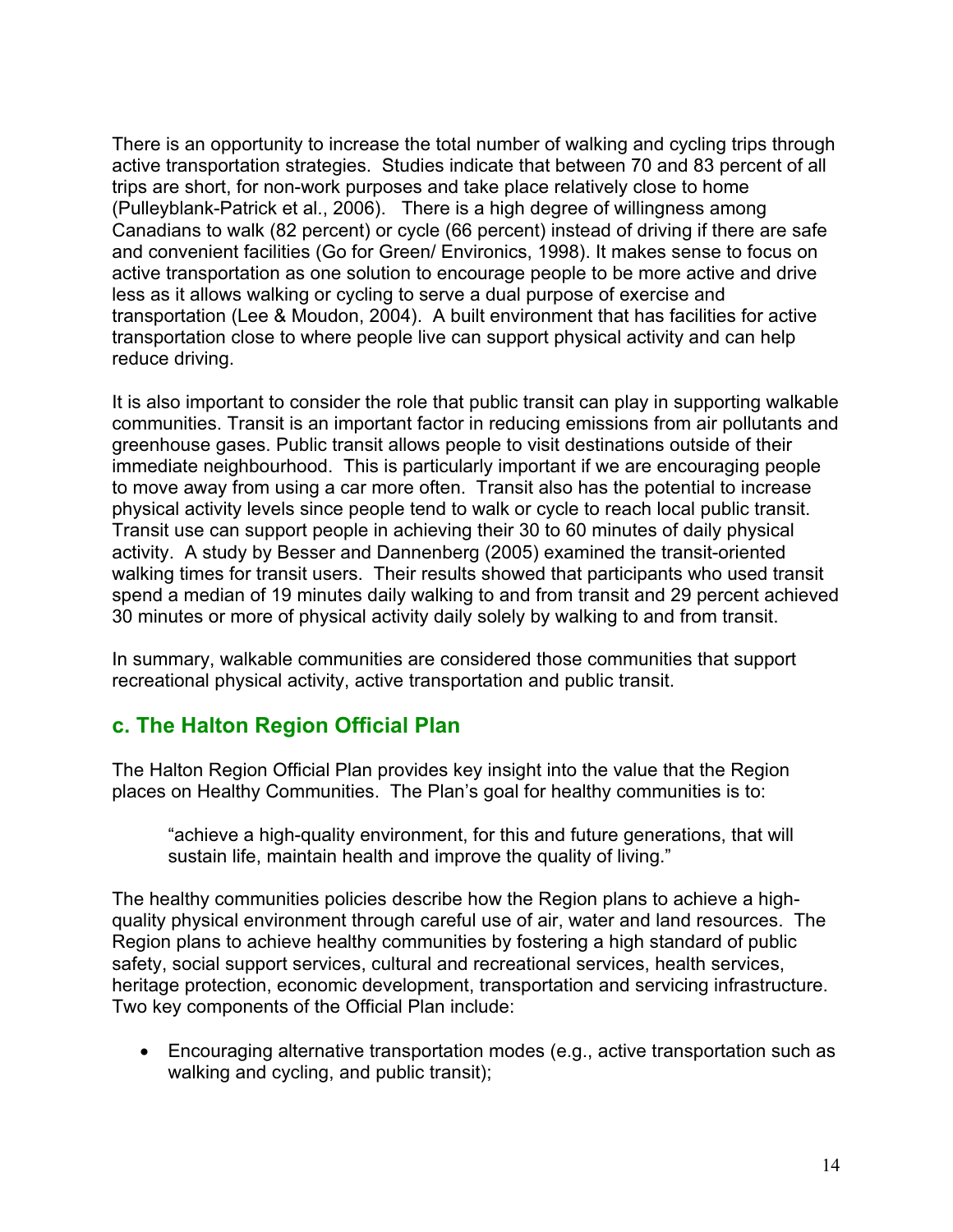There is an opportunity to increase the total number of walking and cycling trips through active transportation strategies. Studies indicate that between 70 and 83 percent of all trips are short, for non-work purposes and take place relatively close to home (Pulleyblank-Patrick et al., 2006). There is a high degree of willingness among Canadians to walk (82 percent) or cycle (66 percent) instead of driving if there are safe and convenient facilities (Go for Green/ Environics, 1998). It makes sense to focus on active transportation as one solution to encourage people to be more active and drive less as it allows walking or cycling to serve a dual purpose of exercise and transportation (Lee & Moudon, 2004). A built environment that has facilities for active transportation close to where people live can support physical activity and can help reduce driving.

It is also important to consider the role that public transit can play in supporting walkable communities. Transit is an important factor in reducing emissions from air pollutants and greenhouse gases. Public transit allows people to visit destinations outside of their immediate neighbourhood. This is particularly important if we are encouraging people to move away from using a car more often. Transit also has the potential to increase physical activity levels since people tend to walk or cycle to reach local public transit. Transit use can support people in achieving their 30 to 60 minutes of daily physical activity. A study by Besser and Dannenberg (2005) examined the transit-oriented walking times for transit users. Their results showed that participants who used transit spend a median of 19 minutes daily walking to and from transit and 29 percent achieved 30 minutes or more of physical activity daily solely by walking to and from transit.

In summary, walkable communities are considered those communities that support recreational physical activity, active transportation and public transit.

## c. The Halton Region Official Plan

The Halton Region Official Plan provides key insight into the value that the Region places on Healthy Communities. The Plan's goal for healthy communities is to:

> "achieve a high-quality environment, for this and future generations, that will sustain life, maintain health and improve the quality of living."

The healthy communities policies describe how the Region plans to achieve a high-quality physical environment through careful use of air, water and land resources. The Region plans to achieve healthy communities by fostering a high standard of public safety, social support services, cultural and recreational services, health services, heritage protection, economic development, transportation and servicing infrastructure. Two key components of the Official Plan include:

- Encouraging alternative transportation modes (e.g., active transportation such as walking and cycling, and public transit);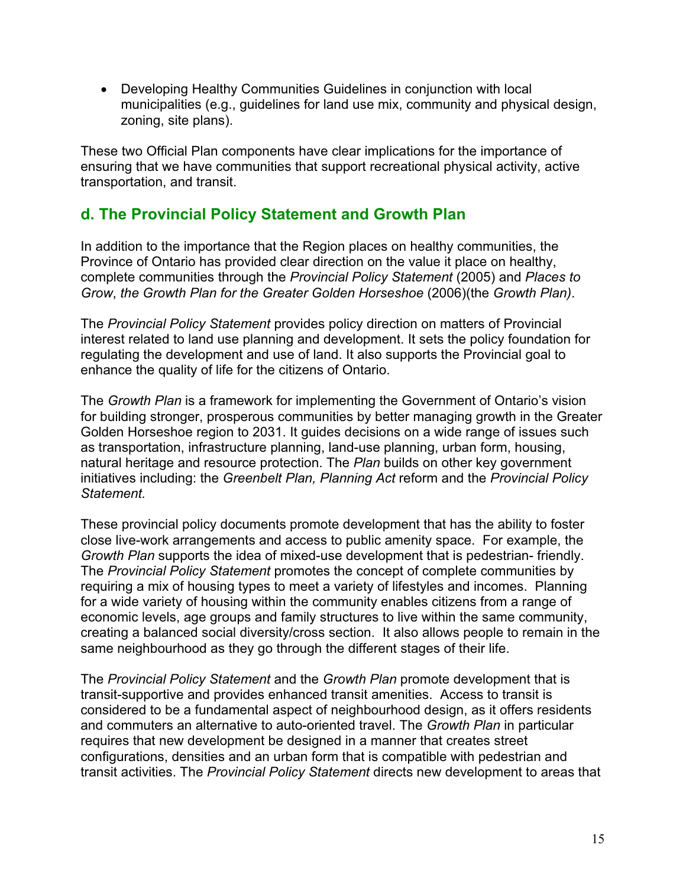- Developing Healthy Communities Guidelines in conjunction with local municipalities (e.g., guidelines for land use mix, community and physical design, zoning, site plans).

These two Official Plan components have clear implications for the importance of ensuring that we have communities that support recreational physical activity, active transportation, and transit.

## d. The Provincial Policy Statement and Growth Plan

In addition to the importance that the Region places on healthy communities, the Province of Ontario has provided clear direction on the value it place on healthy, complete communities through the *Provincial Policy Statement* (2005) and *Places to Grow*, *the Growth Plan for the Greater Golden Horseshoe* (2006)(the *Growth Plan)*.

The *Provincial Policy Statement* provides policy direction on matters of Provincial interest related to land use planning and development. It sets the policy foundation for regulating the development and use of land. It also supports the Provincial goal to enhance the quality of life for the citizens of Ontario.

The *Growth Plan* is a framework for implementing the Government of Ontario's vision for building stronger, prosperous communities by better managing growth in the Greater Golden Horseshoe region to 2031. It guides decisions on a wide range of issues such as transportation, infrastructure planning, land-use planning, urban form, housing, natural heritage and resource protection. The *Plan* builds on other key government initiatives including: the *Greenbelt Plan, Planning Act* reform and the *Provincial Policy Statement.*

These provincial policy documents promote development that has the ability to foster close live-work arrangements and access to public amenity space. For example, the *Growth Plan* supports the idea of mixed-use development that is pedestrian- friendly. The *Provincial Policy Statement* promotes the concept of complete communities by requiring a mix of housing types to meet a variety of lifestyles and incomes. Planning for a wide variety of housing within the community enables citizens from a range of economic levels, age groups and family structures to live within the same community, creating a balanced social diversity/cross section. It also allows people to remain in the same neighbourhood as they go through the different stages of their life.

The *Provincial Policy Statement* and the *Growth Plan* promote development that is transit-supportive and provides enhanced transit amenities. Access to transit is considered to be a fundamental aspect of neighbourhood design, as it offers residents and commuters an alternative to auto-oriented travel. The *Growth Plan* in particular requires that new development be designed in a manner that creates street configurations, densities and an urban form that is compatible with pedestrian and transit activities. The *Provincial Policy Statement* directs new development to areas that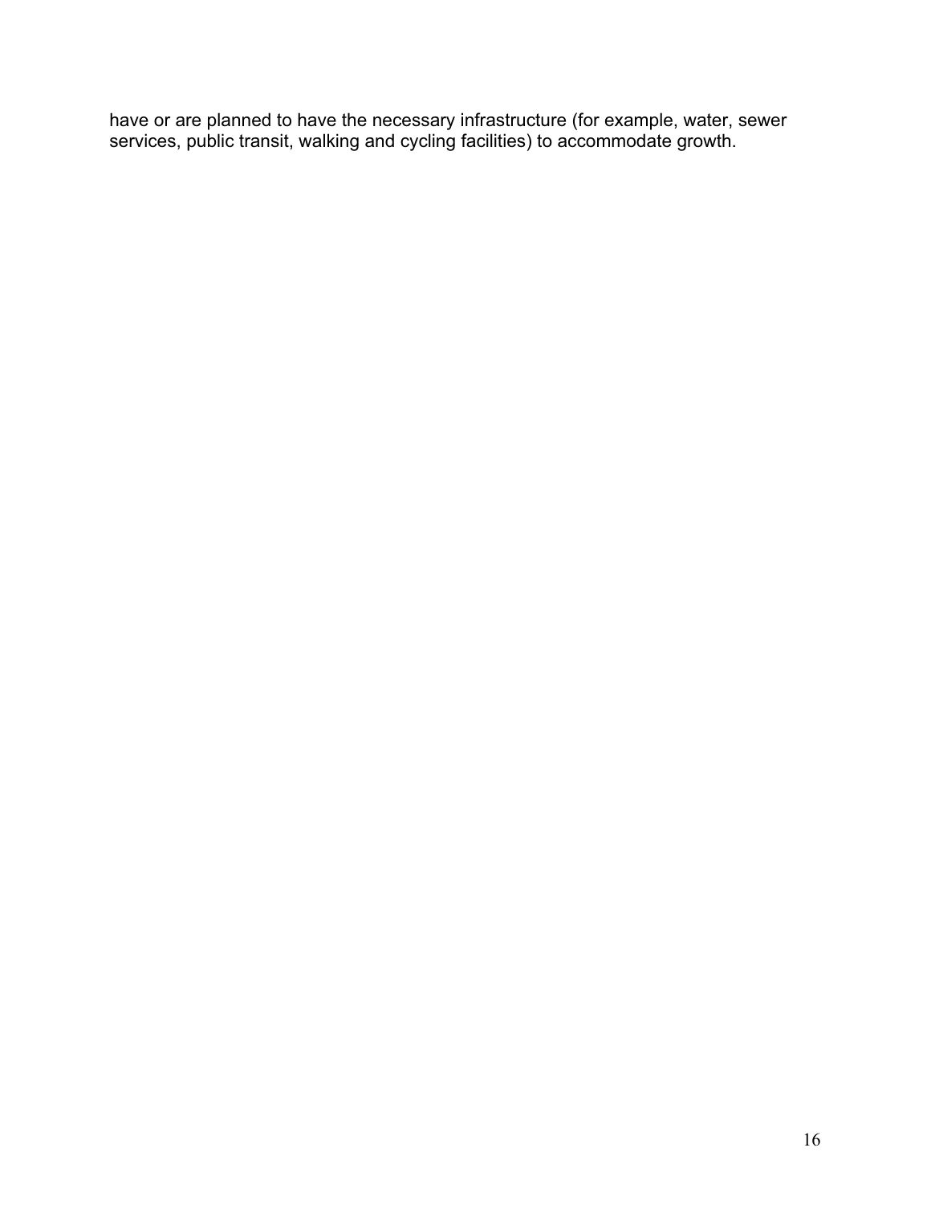have or are planned to have the necessary infrastructure (for example, water, sewer services, public transit, walking and cycling facilities) to accommodate growth.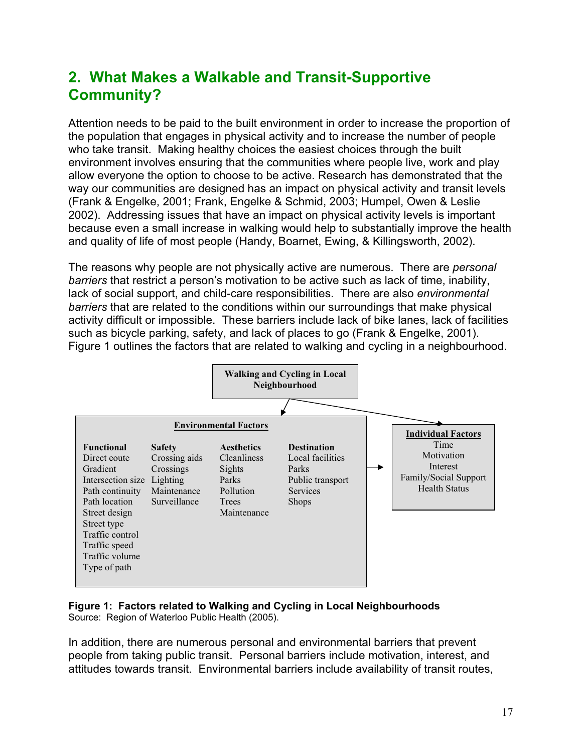## 2. What Makes a Walkable and Transit-Supportive Community?

Attention needs to be paid to the built environment in order to increase the proportion of the population that engages in physical activity and to increase the number of people who take transit. Making healthy choices the easiest choices through the built environment involves ensuring that the communities where people live, work and play allow everyone the option to choose to be active. Research has demonstrated that the way our communities are designed has an impact on physical activity and transit levels (Frank & Engelke, 2001; Frank, Engelke & Schmid, 2003; Humpel, Owen & Leslie 2002). Addressing issues that have an impact on physical activity levels is important because even a small increase in walking would help to substantially improve the health and quality of life of most people (Handy, Boarnet, Ewing, & Killingsworth, 2002).

The reasons why people are not physically active are numerous. There are *personal barriers* that restrict a person's motivation to be active such as lack of time, inability, lack of social support, and child-care responsibilities. There are also *environmental barriers* that are related to the conditions within our surroundings that make physical activity difficult or impossible. These barriers include lack of bike lanes, lack of facilities such as bicycle parking, safety, and lack of places to go (Frank & Engelke, 2001). Figure 1 outlines the factors that are related to walking and cycling in a neighbourhood.

**Walking and Cycling in Local Neighbourhood**

**Environmental Factors**

| Functional | Safety | Aesthetics | Destination |
|---|---|---|---|
| Direct eoute | Crossing aids | Cleanliness | Local facilities |
| Gradient | Crossings | Sights | Parks |
| Intersection size | Lighting | Parks | Public transport |
| Path continuity | Maintenance | Pollution | Services |
| Path location | Surveillance | Trees | Shops |
| Street design | | Maintenance | |
| Street type | | | |
| Traffic control | | | |
| Traffic speed | | | |
| Traffic volume | | | |
| Type of path | | | |

**Individual Factors**
Time
Motivation
Interest
Family/Social Support
Health Status

**Figure 1: Factors related to Walking and Cycling in Local Neighbourhoods**
Source: Region of Waterloo Public Health (2005).

In addition, there are numerous personal and environmental barriers that prevent people from taking public transit. Personal barriers include motivation, interest, and attitudes towards transit. Environmental barriers include availability of transit routes,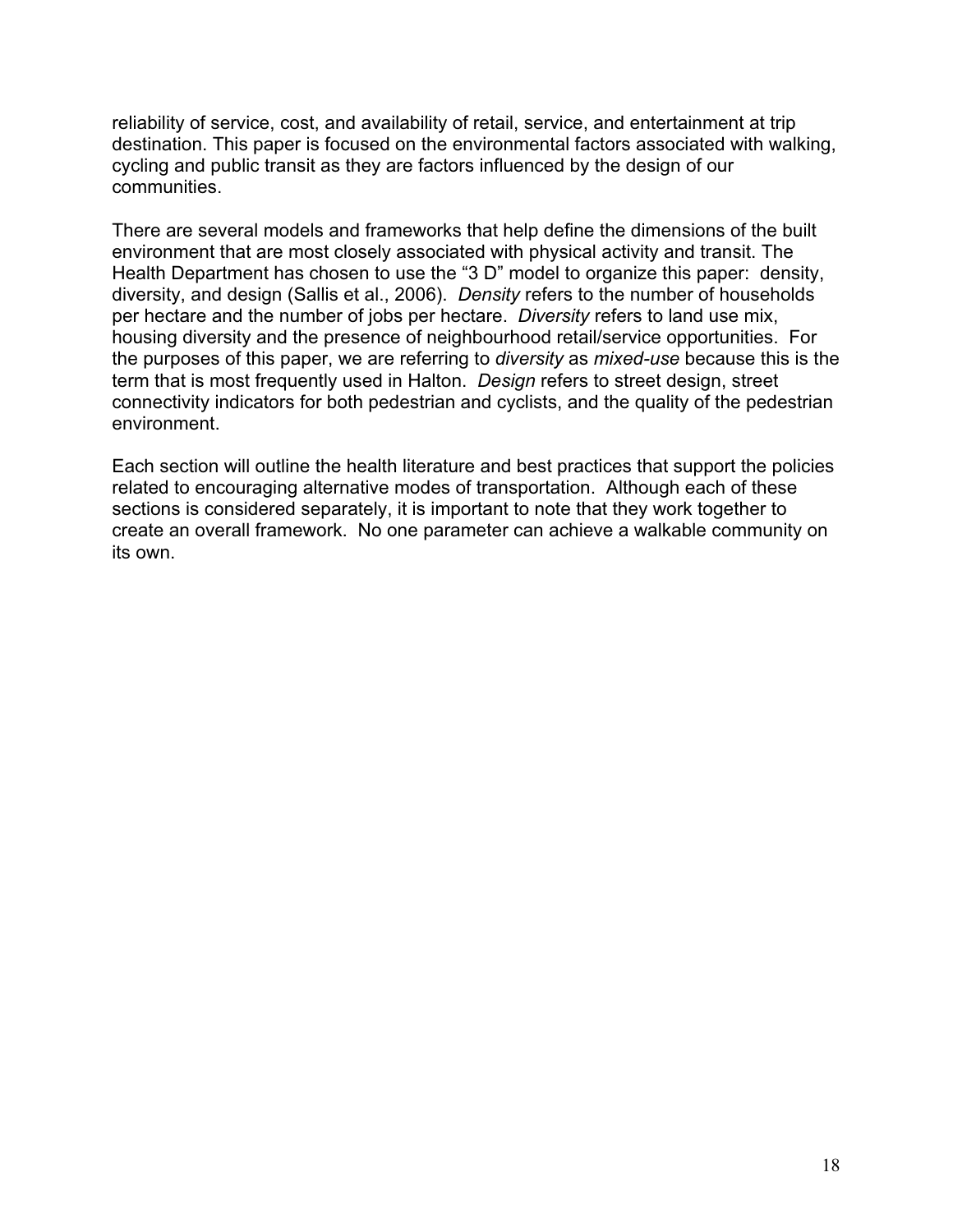reliability of service, cost, and availability of retail, service, and entertainment at trip destination. This paper is focused on the environmental factors associated with walking, cycling and public transit as they are factors influenced by the design of our communities.

There are several models and frameworks that help define the dimensions of the built environment that are most closely associated with physical activity and transit. The Health Department has chosen to use the "3 D" model to organize this paper: density, diversity, and design (Sallis et al., 2006). *Density* refers to the number of households per hectare and the number of jobs per hectare. *Diversity* refers to land use mix, housing diversity and the presence of neighbourhood retail/service opportunities. For the purposes of this paper, we are referring to *diversity* as *mixed-use* because this is the term that is most frequently used in Halton. *Design* refers to street design, street connectivity indicators for both pedestrian and cyclists, and the quality of the pedestrian environment.

Each section will outline the health literature and best practices that support the policies related to encouraging alternative modes of transportation. Although each of these sections is considered separately, it is important to note that they work together to create an overall framework. No one parameter can achieve a walkable community on its own.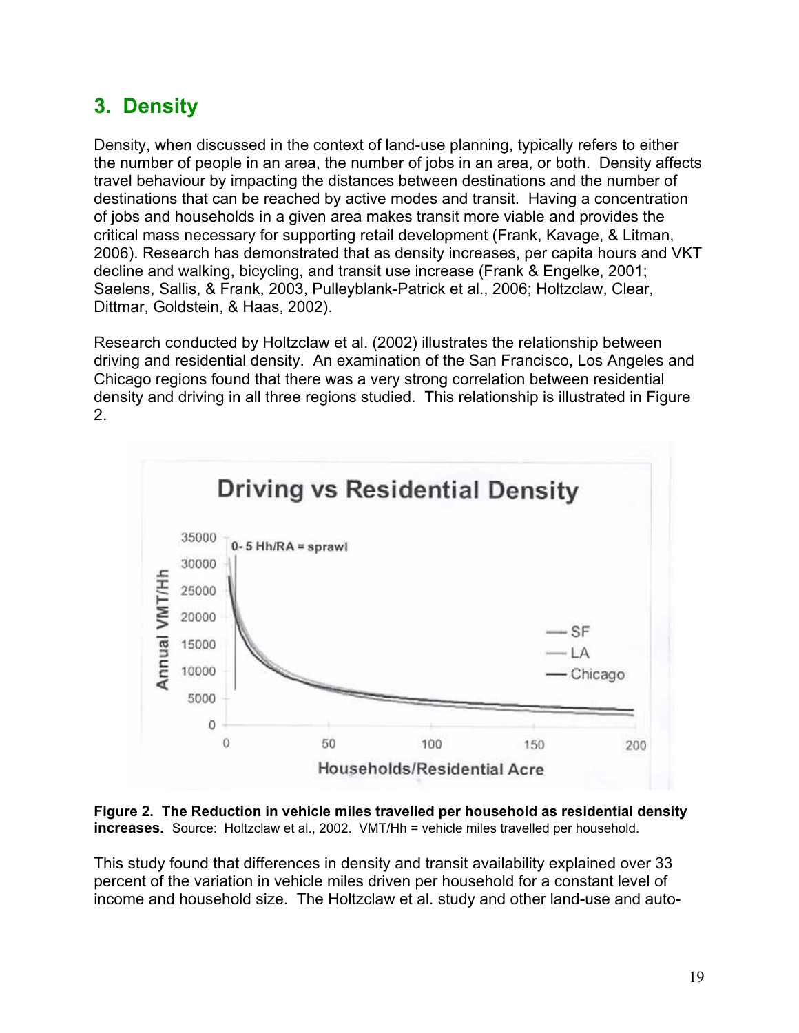## 3. Density

Density, when discussed in the context of land-use planning, typically refers to either the number of people in an area, the number of jobs in an area, or both. Density affects travel behaviour by impacting the distances between destinations and the number of destinations that can be reached by active modes and transit. Having a concentration of jobs and households in a given area makes transit more viable and provides the critical mass necessary for supporting retail development (Frank, Kavage, & Litman, 2006). Research has demonstrated that as density increases, per capita hours and VKT decline and walking, bicycling, and transit use increase (Frank & Engelke, 2001; Saelens, Sallis, & Frank, 2003, Pulleyblank-Patrick et al., 2006; Holtzclaw, Clear, Dittmar, Goldstein, & Haas, 2002).

Research conducted by Holtzclaw et al. (2002) illustrates the relationship between driving and residential density. An examination of the San Francisco, Los Angeles and Chicago regions found that there was a very strong correlation between residential density and driving in all three regions studied. This relationship is illustrated in Figure 2.

**Figure 2. The Reduction in vehicle miles travelled per household as residential density increases.** Source: Holtzclaw et al., 2002. VMT/Hh = vehicle miles travelled per household.

This study found that differences in density and transit availability explained over 33 percent of the variation in vehicle miles driven per household for a constant level of income and household size. The Holtzclaw et al. study and other land-use and auto-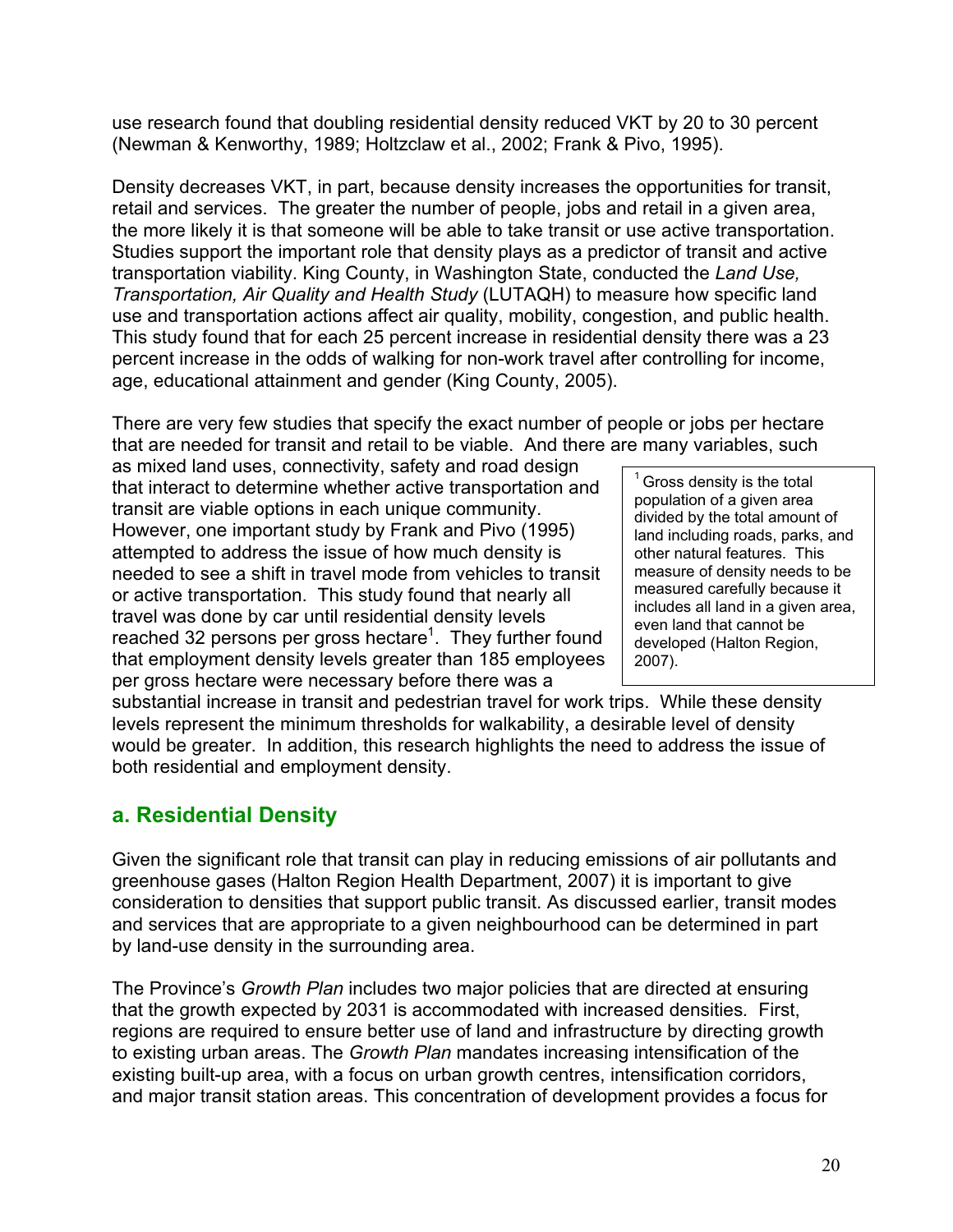use research found that doubling residential density reduced VKT by 20 to 30 percent (Newman & Kenworthy, 1989; Holtzclaw et al., 2002; Frank & Pivo, 1995).

Density decreases VKT, in part, because density increases the opportunities for transit, retail and services. The greater the number of people, jobs and retail in a given area, the more likely it is that someone will be able to take transit or use active transportation. Studies support the important role that density plays as a predictor of transit and active transportation viability. King County, in Washington State, conducted the *Land Use, Transportation, Air Quality and Health Study* (LUTAQH) to measure how specific land use and transportation actions affect air quality, mobility, congestion, and public health. This study found that for each 25 percent increase in residential density there was a 23 percent increase in the odds of walking for non-work travel after controlling for income, age, educational attainment and gender (King County, 2005).

There are very few studies that specify the exact number of people or jobs per hectare that are needed for transit and retail to be viable. And there are many variables, such as mixed land uses, connectivity, safety and road design that interact to determine whether active transportation and transit are viable options in each unique community. However, one important study by Frank and Pivo (1995) attempted to address the issue of how much density is needed to see a shift in travel mode from vehicles to transit or active transportation. This study found that nearly all travel was done by car until residential density levels reached 32 persons per gross hectare[1]. They further found that employment density levels greater than 185 employees per gross hectare were necessary before there was a substantial increase in transit and pedestrian travel for work trips. While these density levels represent the minimum thresholds for walkability, a desirable level of density would be greater. In addition, this research highlights the need to address the issue of both residential and employment density.

> [1] Gross density is the total population of a given area divided by the total amount of land including roads, parks, and other natural features. This measure of density needs to be measured carefully because it includes all land in a given area, even land that cannot be developed (Halton Region, 2007).

## a. Residential Density

Given the significant role that transit can play in reducing emissions of air pollutants and greenhouse gases (Halton Region Health Department, 2007) it is important to give consideration to densities that support public transit. As discussed earlier, transit modes and services that are appropriate to a given neighbourhood can be determined in part by land-use density in the surrounding area.

The Province's *Growth Plan* includes two major policies that are directed at ensuring that the growth expected by 2031 is accommodated with increased densities. First, regions are required to ensure better use of land and infrastructure by directing growth to existing urban areas. The *Growth Plan* mandates increasing intensification of the existing built-up area, with a focus on urban growth centres, intensification corridors, and major transit station areas. This concentration of development provides a focus for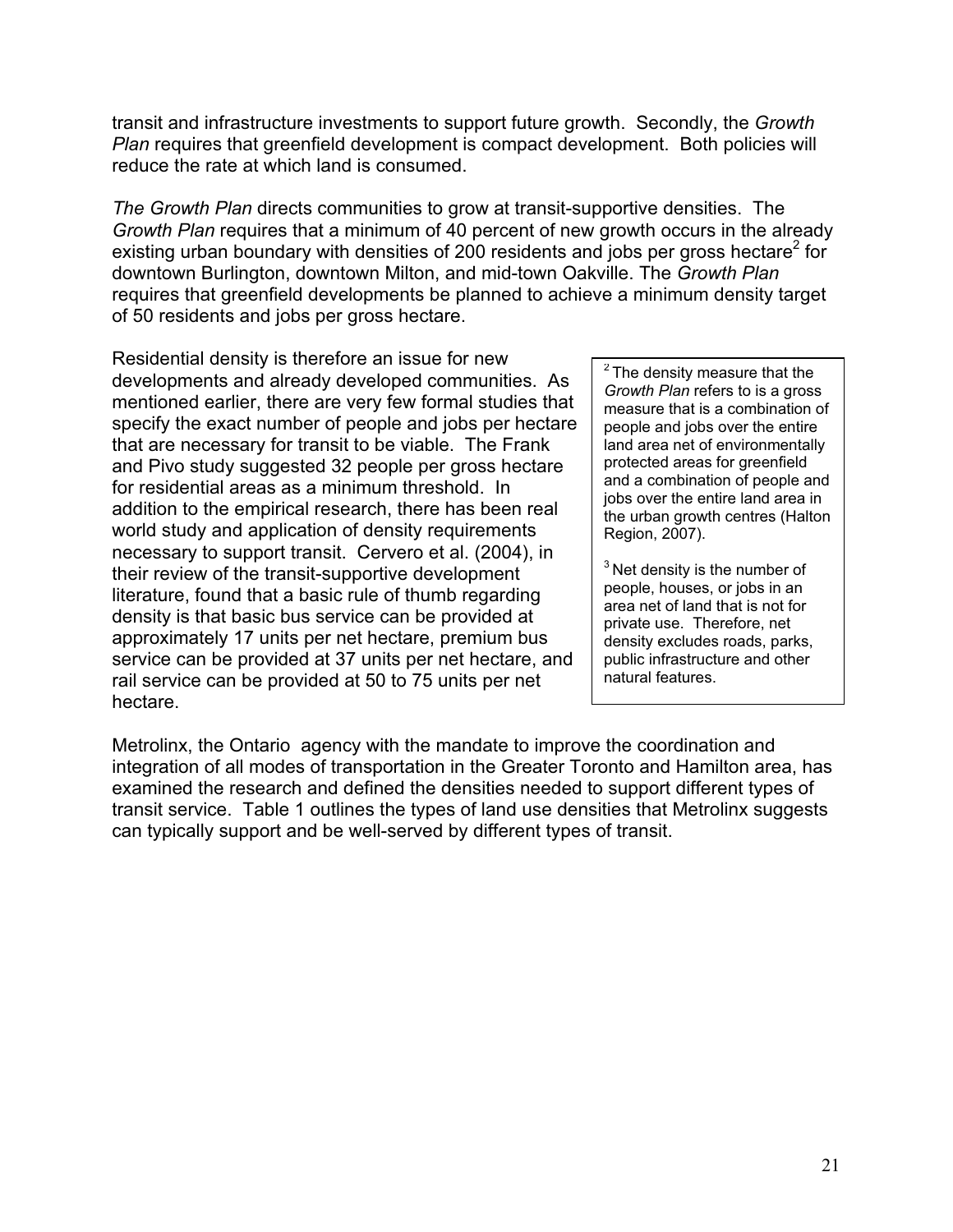transit and infrastructure investments to support future growth. Secondly, the *Growth Plan* requires that greenfield development is compact development. Both policies will reduce the rate at which land is consumed.

*The Growth Plan* directs communities to grow at transit-supportive densities. The *Growth Plan* requires that a minimum of 40 percent of new growth occurs in the already existing urban boundary with densities of 200 residents and jobs per gross hectare[2] for downtown Burlington, downtown Milton, and mid-town Oakville. The *Growth Plan* requires that greenfield developments be planned to achieve a minimum density target of 50 residents and jobs per gross hectare.

Residential density is therefore an issue for new developments and already developed communities. As mentioned earlier, there are very few formal studies that specify the exact number of people and jobs per hectare that are necessary for transit to be viable. The Frank and Pivo study suggested 32 people per gross hectare for residential areas as a minimum threshold. In addition to the empirical research, there has been real world study and application of density requirements necessary to support transit. Cervero et al. (2004), in their review of the transit-supportive development literature, found that a basic rule of thumb regarding density is that basic bus service can be provided at approximately 17 units per net hectare, premium bus service can be provided at 37 units per net hectare, and rail service can be provided at 50 to 75 units per net hectare.

[2] The density measure that the *Growth Plan* refers to is a gross measure that is a combination of people and jobs over the entire land area net of environmentally protected areas for greenfield and a combination of people and jobs over the entire land area in the urban growth centres (Halton Region, 2007).

[3] Net density is the number of people, houses, or jobs in an area net of land that is not for private use. Therefore, net density excludes roads, parks, public infrastructure and other natural features.

Metrolinx, the Ontario agency with the mandate to improve the coordination and integration of all modes of transportation in the Greater Toronto and Hamilton area, has examined the research and defined the densities needed to support different types of transit service. Table 1 outlines the types of land use densities that Metrolinx suggests can typically support and be well-served by different types of transit.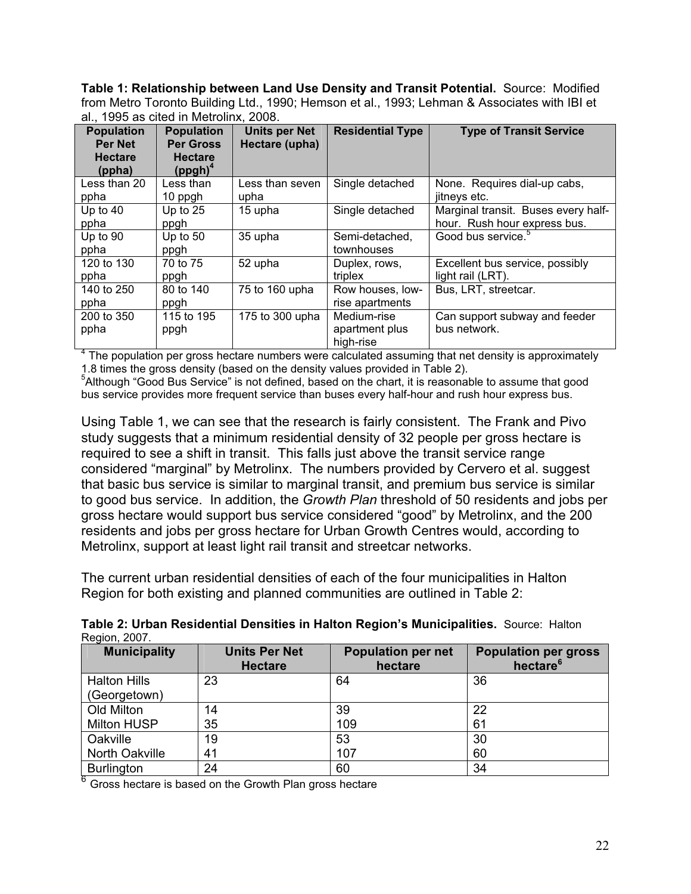**Table 1: Relationship between Land Use Density and Transit Potential.** Source: Modified from Metro Toronto Building Ltd., 1990; Hemson et al., 1993; Lehman & Associates with IBI et al., 1995 as cited in Metrolinx, 2008.

| Population Per Net Hectare (ppha) | Population Per Gross Hectare (ppgh)[4] | Units per Net Hectare (upha) | Residential Type | Type of Transit Service |
|---|---|---|---|---|
| Less than 20 ppha | Less than 10 ppgh | Less than seven upha | Single detached | None. Requires dial-up cabs, jitneys etc. |
| Up to 40 ppha | Up to 25 ppgh | 15 upha | Single detached | Marginal transit. Buses every half-hour. Rush hour express bus. |
| Up to 90 ppha | Up to 50 ppgh | 35 upha | Semi-detached, townhouses | Good bus service.[5] |
| 120 to 130 ppha | 70 to 75 ppgh | 52 upha | Duplex, rows, triplex | Excellent bus service, possibly light rail (LRT). |
| 140 to 250 ppha | 80 to 140 ppgh | 75 to 160 upha | Row houses, low-rise apartments | Bus, LRT, streetcar. |
| 200 to 350 ppha | 115 to 195 ppgh | 175 to 300 upha | Medium-rise apartment plus high-rise | Can support subway and feeder bus network. |

[4] The population per gross hectare numbers were calculated assuming that net density is approximately 1.8 times the gross density (based on the density values provided in Table 2).

[5] Although "Good Bus Service" is not defined, based on the chart, it is reasonable to assume that good bus service provides more frequent service than buses every half-hour and rush hour express bus.

Using Table 1, we can see that the research is fairly consistent. The Frank and Pivo study suggests that a minimum residential density of 32 people per gross hectare is required to see a shift in transit. This falls just above the transit service range considered "marginal" by Metrolinx. The numbers provided by Cervero et al. suggest that basic bus service is similar to marginal transit, and premium bus service is similar to good bus service. In addition, the *Growth Plan* threshold of 50 residents and jobs per gross hectare would support bus service considered "good" by Metrolinx, and the 200 residents and jobs per gross hectare for Urban Growth Centres would, according to Metrolinx, support at least light rail transit and streetcar networks.

The current urban residential densities of each of the four municipalities in Halton Region for both existing and planned communities are outlined in Table 2:

**Table 2: Urban Residential Densities in Halton Region's Municipalities.** Source: Halton Region, 2007.

| Municipality | Units Per Net Hectare | Population per net hectare | Population per gross hectare[6] |
|---|---|---|---|
| Halton Hills (Georgetown) | 23 | 64 | 36 |
| Old Milton | 14 | 39 | 22 |
| Milton HUSP | 35 | 109 | 61 |
| Oakville | 19 | 53 | 30 |
| North Oakville | 41 | 107 | 60 |
| Burlington | 24 | 60 | 34 |

[6] Gross hectare is based on the Growth Plan gross hectare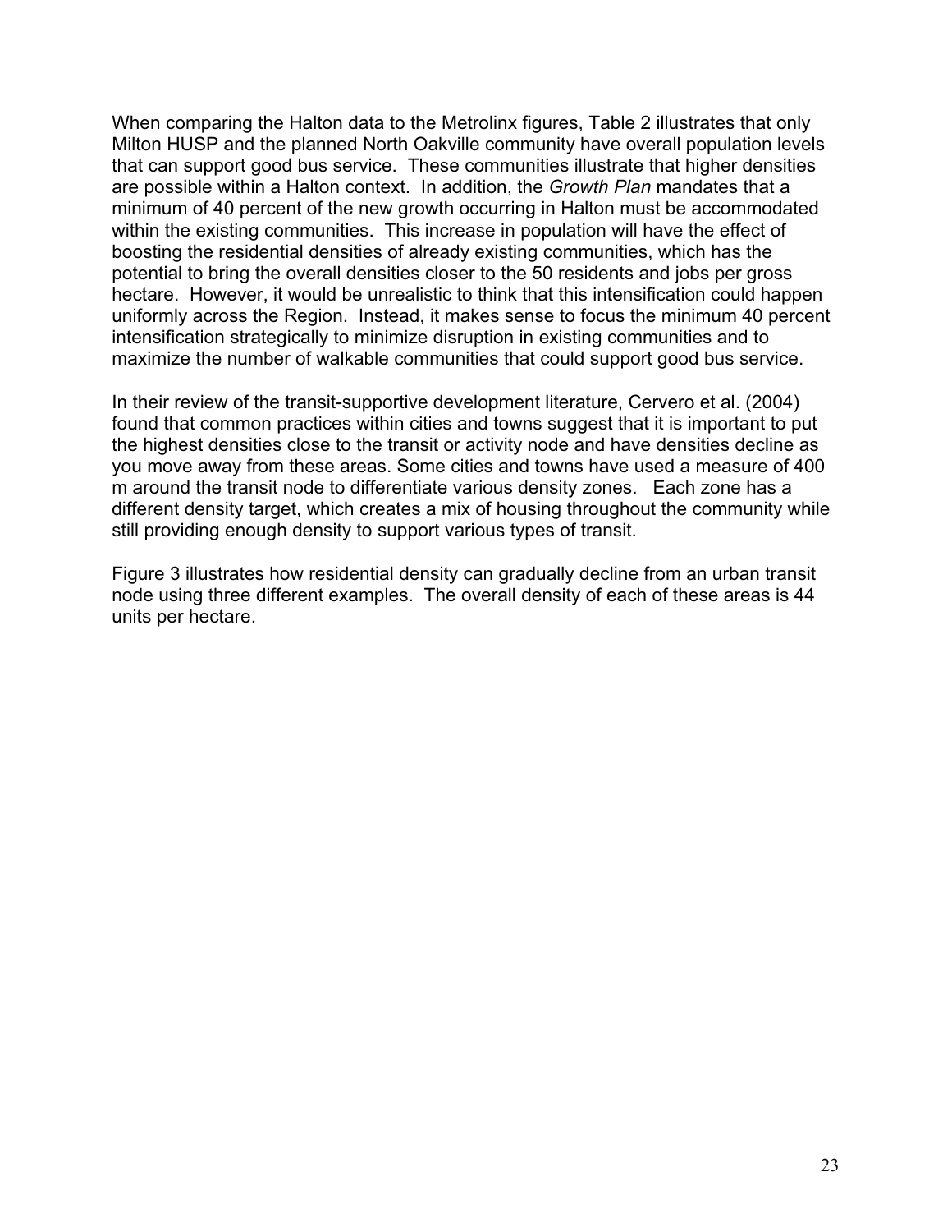When comparing the Halton data to the Metrolinx figures, Table 2 illustrates that only Milton HUSP and the planned North Oakville community have overall population levels that can support good bus service. These communities illustrate that higher densities are possible within a Halton context. In addition, the *Growth Plan* mandates that a minimum of 40 percent of the new growth occurring in Halton must be accommodated within the existing communities. This increase in population will have the effect of boosting the residential densities of already existing communities, which has the potential to bring the overall densities closer to the 50 residents and jobs per gross hectare. However, it would be unrealistic to think that this intensification could happen uniformly across the Region. Instead, it makes sense to focus the minimum 40 percent intensification strategically to minimize disruption in existing communities and to maximize the number of walkable communities that could support good bus service.

In their review of the transit-supportive development literature, Cervero et al. (2004) found that common practices within cities and towns suggest that it is important to put the highest densities close to the transit or activity node and have densities decline as you move away from these areas. Some cities and towns have used a measure of 400 m around the transit node to differentiate various density zones. Each zone has a different density target, which creates a mix of housing throughout the community while still providing enough density to support various types of transit.

Figure 3 illustrates how residential density can gradually decline from an urban transit node using three different examples. The overall density of each of these areas is 44 units per hectare.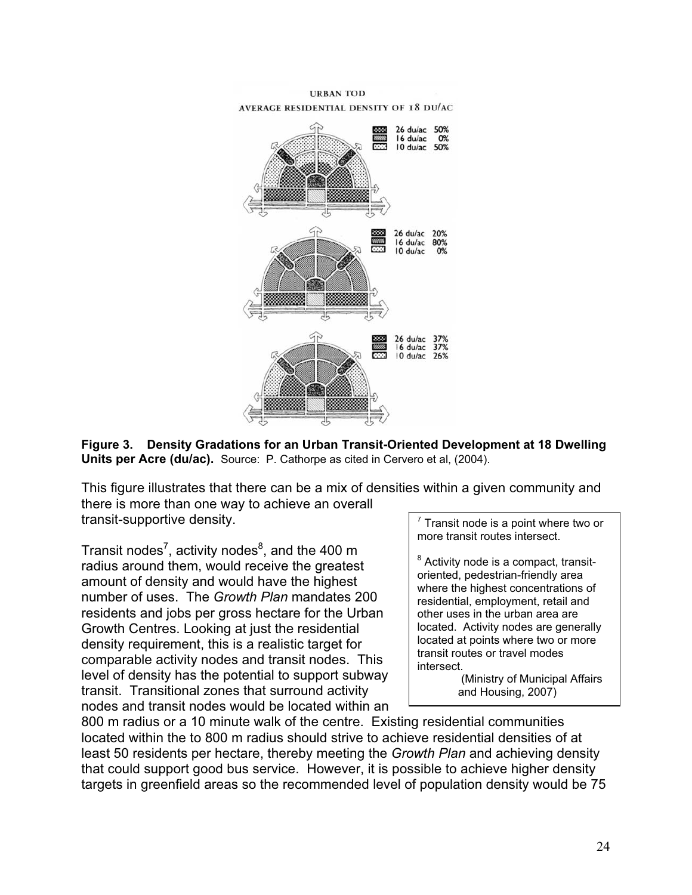URBAN TOD

AVERAGE RESIDENTIAL DENSITY OF 18 DU/AC

| | |
|---|---|
| 26 du/ac | 50% |
| 16 du/ac | 0% |
| 10 du/ac | 50% |

| | |
|---|---|
| 26 du/ac | 20% |
| 16 du/ac | 80% |
| 10 du/ac | 0% |

| | |
|---|---|
| 26 du/ac | 37% |
| 16 du/ac | 37% |
| 10 du/ac | 26% |

**Figure 3. Density Gradations for an Urban Transit-Oriented Development at 18 Dwelling Units per Acre (du/ac).** Source: P. Cathorpe as cited in Cervero et al, (2004).

This figure illustrates that there can be a mix of densities within a given community and there is more than one way to achieve an overall transit-supportive density.

Transit nodes[7], activity nodes[8], and the 400 m radius around them, would receive the greatest amount of density and would have the highest number of uses. The *Growth Plan* mandates 200 residents and jobs per gross hectare for the Urban Growth Centres. Looking at just the residential density requirement, this is a realistic target for comparable activity nodes and transit nodes. This level of density has the potential to support subway transit. Transitional zones that surround activity nodes and transit nodes would be located within an 800 m radius or a 10 minute walk of the centre. Existing residential communities located within the to 800 m radius should strive to achieve residential densities of at least 50 residents per hectare, thereby meeting the *Growth Plan* and achieving density that could support good bus service. However, it is possible to achieve higher density targets in greenfield areas so the recommended level of population density would be 75

[7] Transit node is a point where two or more transit routes intersect.

[8] Activity node is a compact, transit-oriented, pedestrian-friendly area where the highest concentrations of residential, employment, retail and other uses in the urban area are located. Activity nodes are generally located at points where two or more transit routes or travel modes intersect.
(Ministry of Municipal Affairs and Housing, 2007)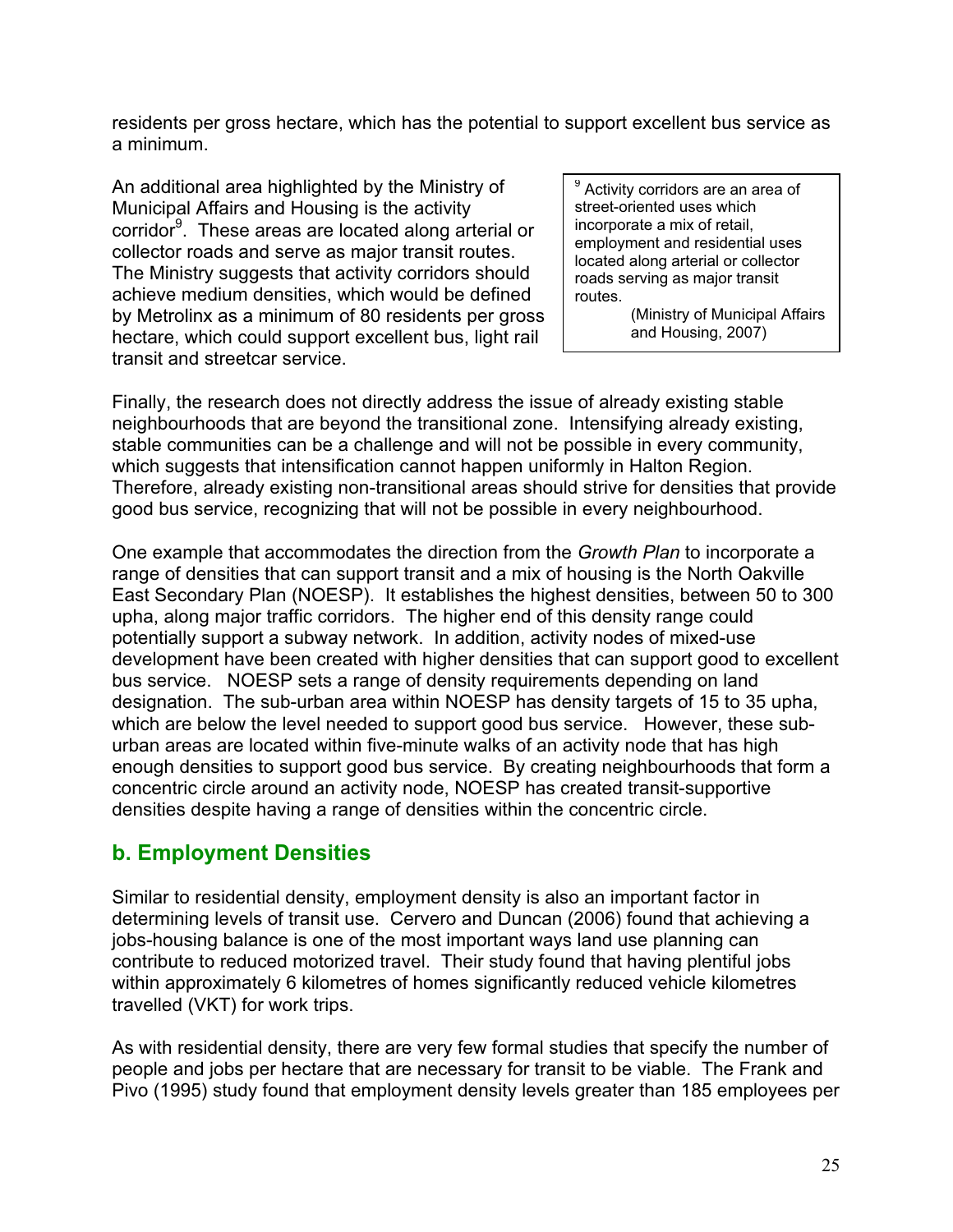residents per gross hectare, which has the potential to support excellent bus service as a minimum.

An additional area highlighted by the Ministry of Municipal Affairs and Housing is the activity corridor[9]. These areas are located along arterial or collector roads and serve as major transit routes. The Ministry suggests that activity corridors should achieve medium densities, which would be defined by Metrolinx as a minimum of 80 residents per gross hectare, which could support excellent bus, light rail transit and streetcar service.

> [9] Activity corridors are an area of street-oriented uses which incorporate a mix of retail, employment and residential uses located along arterial or collector roads serving as major transit routes.
> (Ministry of Municipal Affairs and Housing, 2007)

Finally, the research does not directly address the issue of already existing stable neighbourhoods that are beyond the transitional zone. Intensifying already existing, stable communities can be a challenge and will not be possible in every community, which suggests that intensification cannot happen uniformly in Halton Region. Therefore, already existing non-transitional areas should strive for densities that provide good bus service, recognizing that will not be possible in every neighbourhood.

One example that accommodates the direction from the *Growth Plan* to incorporate a range of densities that can support transit and a mix of housing is the North Oakville East Secondary Plan (NOESP). It establishes the highest densities, between 50 to 300 upha, along major traffic corridors. The higher end of this density range could potentially support a subway network. In addition, activity nodes of mixed-use development have been created with higher densities that can support good to excellent bus service. NOESP sets a range of density requirements depending on land designation. The sub-urban area within NOESP has density targets of 15 to 35 upha, which are below the level needed to support good bus service. However, these sub-urban areas are located within five-minute walks of an activity node that has high enough densities to support good bus service. By creating neighbourhoods that form a concentric circle around an activity node, NOESP has created transit-supportive densities despite having a range of densities within the concentric circle.

## b. Employment Densities

Similar to residential density, employment density is also an important factor in determining levels of transit use. Cervero and Duncan (2006) found that achieving a jobs-housing balance is one of the most important ways land use planning can contribute to reduced motorized travel. Their study found that having plentiful jobs within approximately 6 kilometres of homes significantly reduced vehicle kilometres travelled (VKT) for work trips.

As with residential density, there are very few formal studies that specify the number of people and jobs per hectare that are necessary for transit to be viable. The Frank and Pivo (1995) study found that employment density levels greater than 185 employees per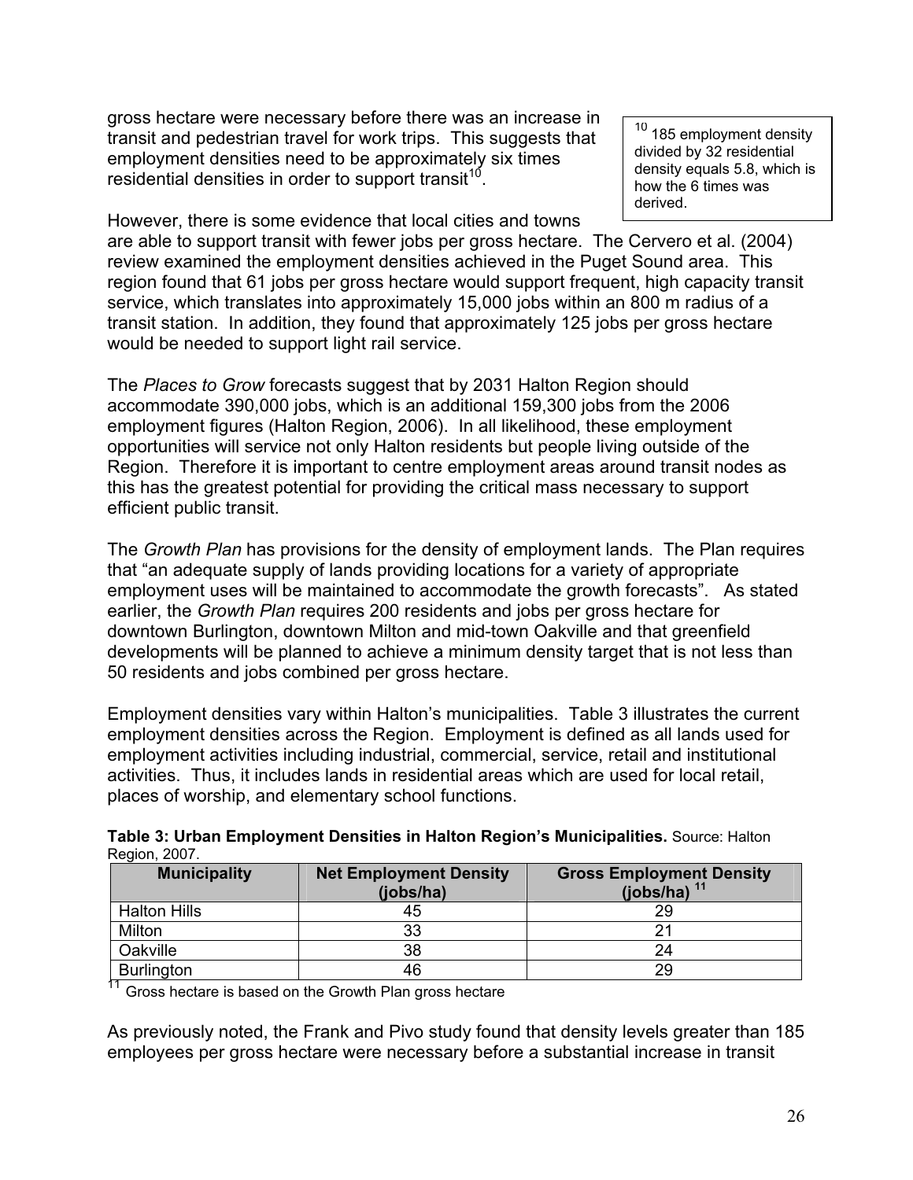gross hectare were necessary before there was an increase in transit and pedestrian travel for work trips. This suggests that employment densities need to be approximately six times residential densities in order to support transit[10].

[10] 185 employment density divided by 32 residential density equals 5.8, which is how the 6 times was derived.

However, there is some evidence that local cities and towns are able to support transit with fewer jobs per gross hectare. The Cervero et al. (2004) review examined the employment densities achieved in the Puget Sound area. This region found that 61 jobs per gross hectare would support frequent, high capacity transit service, which translates into approximately 15,000 jobs within an 800 m radius of a transit station. In addition, they found that approximately 125 jobs per gross hectare would be needed to support light rail service.

The *Places to Grow* forecasts suggest that by 2031 Halton Region should accommodate 390,000 jobs, which is an additional 159,300 jobs from the 2006 employment figures (Halton Region, 2006). In all likelihood, these employment opportunities will service not only Halton residents but people living outside of the Region. Therefore it is important to centre employment areas around transit nodes as this has the greatest potential for providing the critical mass necessary to support efficient public transit.

The *Growth Plan* has provisions for the density of employment lands. The Plan requires that "an adequate supply of lands providing locations for a variety of appropriate employment uses will be maintained to accommodate the growth forecasts". As stated earlier, the *Growth Plan* requires 200 residents and jobs per gross hectare for downtown Burlington, downtown Milton and mid-town Oakville and that greenfield developments will be planned to achieve a minimum density target that is not less than 50 residents and jobs combined per gross hectare.

Employment densities vary within Halton's municipalities. Table 3 illustrates the current employment densities across the Region. Employment is defined as all lands used for employment activities including industrial, commercial, service, retail and institutional activities. Thus, it includes lands in residential areas which are used for local retail, places of worship, and elementary school functions.

**Table 3: Urban Employment Densities in Halton Region's Municipalities.** Source: Halton Region, 2007.

| Municipality | Net Employment Density (jobs/ha) | Gross Employment Density (jobs/ha) [11] |
|---|---|---|
| Halton Hills | 45 | 29 |
| Milton | 33 | 21 |
| Oakville | 38 | 24 |
| Burlington | 46 | 29 |

[11] Gross hectare is based on the Growth Plan gross hectare

As previously noted, the Frank and Pivo study found that density levels greater than 185 employees per gross hectare were necessary before a substantial increase in transit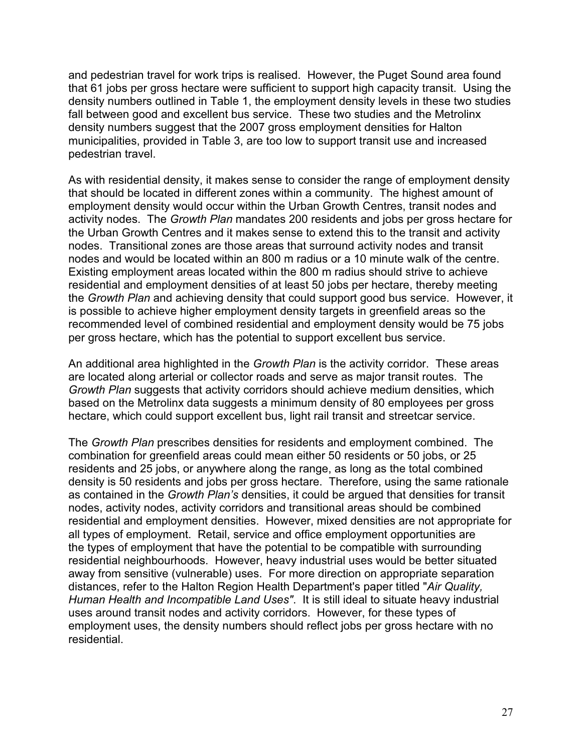and pedestrian travel for work trips is realised. However, the Puget Sound area found that 61 jobs per gross hectare were sufficient to support high capacity transit. Using the density numbers outlined in Table 1, the employment density levels in these two studies fall between good and excellent bus service. These two studies and the Metrolinx density numbers suggest that the 2007 gross employment densities for Halton municipalities, provided in Table 3, are too low to support transit use and increased pedestrian travel.

As with residential density, it makes sense to consider the range of employment density that should be located in different zones within a community. The highest amount of employment density would occur within the Urban Growth Centres, transit nodes and activity nodes. The *Growth Plan* mandates 200 residents and jobs per gross hectare for the Urban Growth Centres and it makes sense to extend this to the transit and activity nodes. Transitional zones are those areas that surround activity nodes and transit nodes and would be located within an 800 m radius or a 10 minute walk of the centre. Existing employment areas located within the 800 m radius should strive to achieve residential and employment densities of at least 50 jobs per hectare, thereby meeting the *Growth Plan* and achieving density that could support good bus service. However, it is possible to achieve higher employment density targets in greenfield areas so the recommended level of combined residential and employment density would be 75 jobs per gross hectare, which has the potential to support excellent bus service.

An additional area highlighted in the *Growth Plan* is the activity corridor. These areas are located along arterial or collector roads and serve as major transit routes. The *Growth Plan* suggests that activity corridors should achieve medium densities, which based on the Metrolinx data suggests a minimum density of 80 employees per gross hectare, which could support excellent bus, light rail transit and streetcar service.

The *Growth Plan* prescribes densities for residents and employment combined. The combination for greenfield areas could mean either 50 residents or 50 jobs, or 25 residents and 25 jobs, or anywhere along the range, as long as the total combined density is 50 residents and jobs per gross hectare. Therefore, using the same rationale as contained in the *Growth Plan's* densities, it could be argued that densities for transit nodes, activity nodes, activity corridors and transitional areas should be combined residential and employment densities. However, mixed densities are not appropriate for all types of employment. Retail, service and office employment opportunities are the types of employment that have the potential to be compatible with surrounding residential neighbourhoods. However, heavy industrial uses would be better situated away from sensitive (vulnerable) uses. For more direction on appropriate separation distances, refer to the Halton Region Health Department's paper titled "*Air Quality, Human Health and Incompatible Land Uses"*. It is still ideal to situate heavy industrial uses around transit nodes and activity corridors. However, for these types of employment uses, the density numbers should reflect jobs per gross hectare with no residential.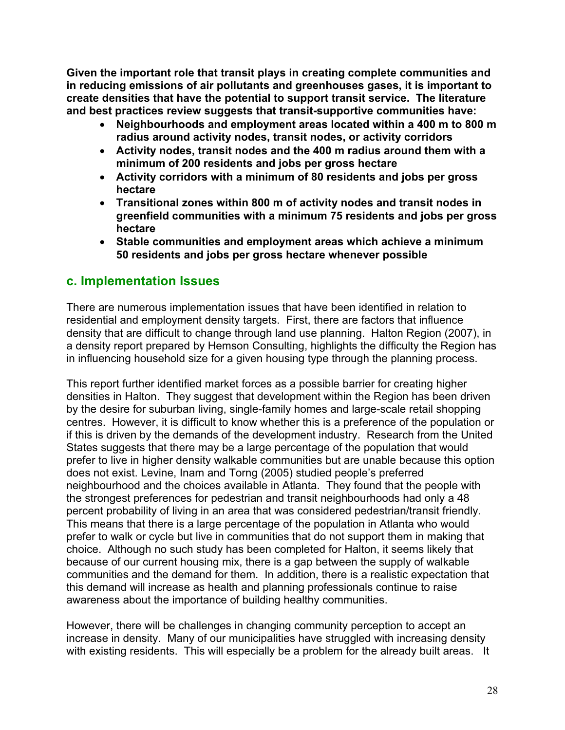**Given the important role that transit plays in creating complete communities and in reducing emissions of air pollutants and greenhouses gases, it is important to create densities that have the potential to support transit service. The literature and best practices review suggests that transit-supportive communities have:**

- **Neighbourhoods and employment areas located within a 400 m to 800 m radius around activity nodes, transit nodes, or activity corridors**
- **Activity nodes, transit nodes and the 400 m radius around them with a minimum of 200 residents and jobs per gross hectare**
- **Activity corridors with a minimum of 80 residents and jobs per gross hectare**
- **Transitional zones within 800 m of activity nodes and transit nodes in greenfield communities with a minimum 75 residents and jobs per gross hectare**
- **Stable communities and employment areas which achieve a minimum 50 residents and jobs per gross hectare whenever possible**

## c. Implementation Issues

There are numerous implementation issues that have been identified in relation to residential and employment density targets. First, there are factors that influence density that are difficult to change through land use planning. Halton Region (2007), in a density report prepared by Hemson Consulting, highlights the difficulty the Region has in influencing household size for a given housing type through the planning process.

This report further identified market forces as a possible barrier for creating higher densities in Halton. They suggest that development within the Region has been driven by the desire for suburban living, single-family homes and large-scale retail shopping centres. However, it is difficult to know whether this is a preference of the population or if this is driven by the demands of the development industry. Research from the United States suggests that there may be a large percentage of the population that would prefer to live in higher density walkable communities but are unable because this option does not exist. Levine, Inam and Torng (2005) studied people's preferred neighbourhood and the choices available in Atlanta. They found that the people with the strongest preferences for pedestrian and transit neighbourhoods had only a 48 percent probability of living in an area that was considered pedestrian/transit friendly. This means that there is a large percentage of the population in Atlanta who would prefer to walk or cycle but live in communities that do not support them in making that choice. Although no such study has been completed for Halton, it seems likely that because of our current housing mix, there is a gap between the supply of walkable communities and the demand for them. In addition, there is a realistic expectation that this demand will increase as health and planning professionals continue to raise awareness about the importance of building healthy communities.

However, there will be challenges in changing community perception to accept an increase in density. Many of our municipalities have struggled with increasing density with existing residents. This will especially be a problem for the already built areas. It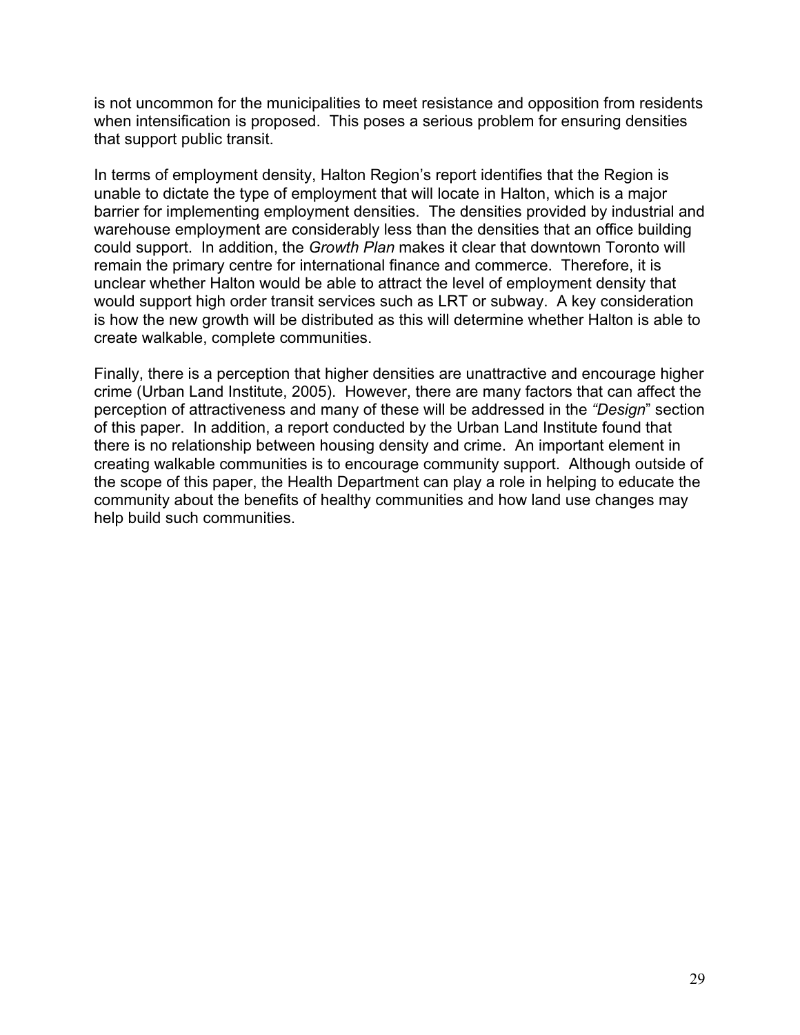is not uncommon for the municipalities to meet resistance and opposition from residents when intensification is proposed. This poses a serious problem for ensuring densities that support public transit.

In terms of employment density, Halton Region's report identifies that the Region is unable to dictate the type of employment that will locate in Halton, which is a major barrier for implementing employment densities. The densities provided by industrial and warehouse employment are considerably less than the densities that an office building could support. In addition, the *Growth Plan* makes it clear that downtown Toronto will remain the primary centre for international finance and commerce. Therefore, it is unclear whether Halton would be able to attract the level of employment density that would support high order transit services such as LRT or subway. A key consideration is how the new growth will be distributed as this will determine whether Halton is able to create walkable, complete communities.

Finally, there is a perception that higher densities are unattractive and encourage higher crime (Urban Land Institute, 2005). However, there are many factors that can affect the perception of attractiveness and many of these will be addressed in the *"Design*" section of this paper. In addition, a report conducted by the Urban Land Institute found that there is no relationship between housing density and crime. An important element in creating walkable communities is to encourage community support. Although outside of the scope of this paper, the Health Department can play a role in helping to educate the community about the benefits of healthy communities and how land use changes may help build such communities.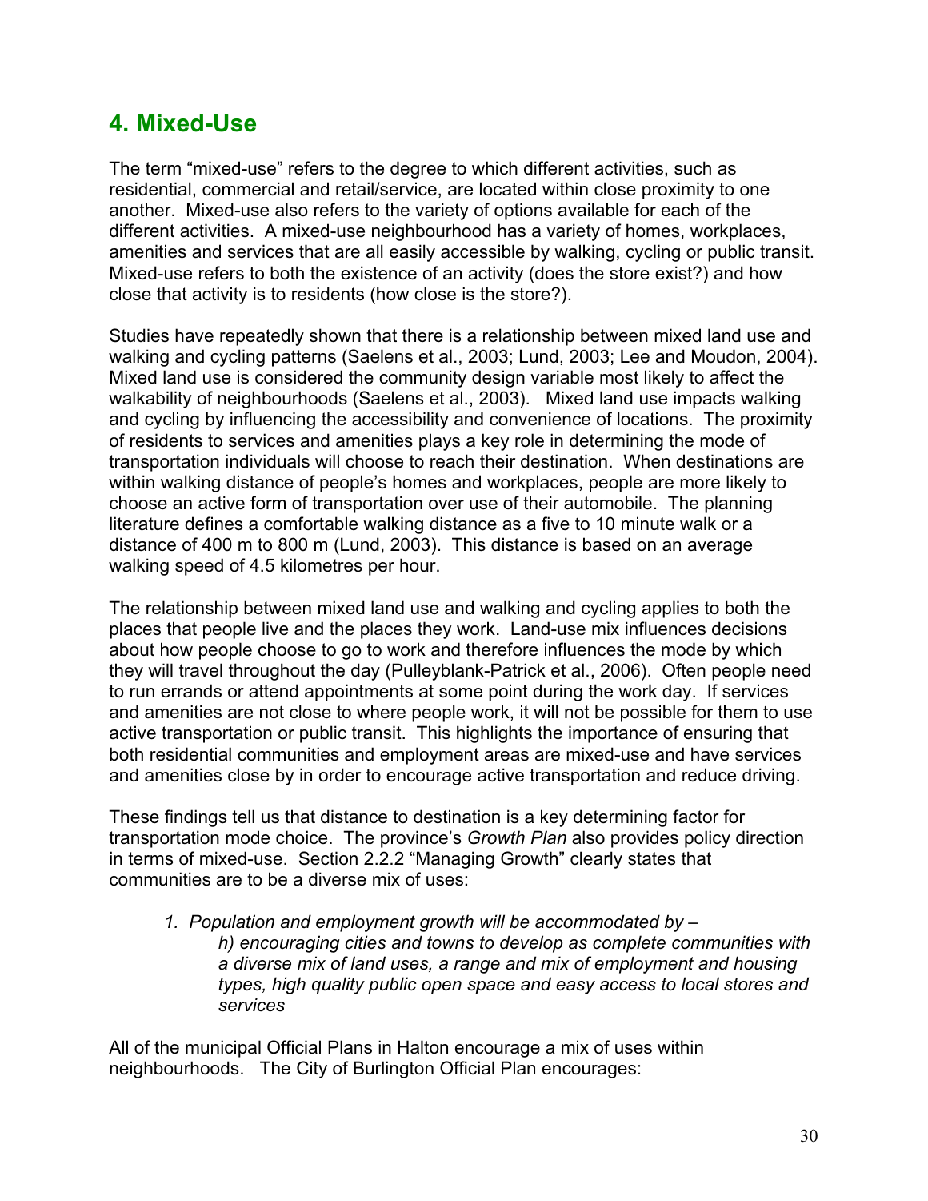## 4. Mixed-Use

The term "mixed-use" refers to the degree to which different activities, such as residential, commercial and retail/service, are located within close proximity to one another. Mixed-use also refers to the variety of options available for each of the different activities. A mixed-use neighbourhood has a variety of homes, workplaces, amenities and services that are all easily accessible by walking, cycling or public transit. Mixed-use refers to both the existence of an activity (does the store exist?) and how close that activity is to residents (how close is the store?).

Studies have repeatedly shown that there is a relationship between mixed land use and walking and cycling patterns (Saelens et al., 2003; Lund, 2003; Lee and Moudon, 2004). Mixed land use is considered the community design variable most likely to affect the walkability of neighbourhoods (Saelens et al., 2003). Mixed land use impacts walking and cycling by influencing the accessibility and convenience of locations. The proximity of residents to services and amenities plays a key role in determining the mode of transportation individuals will choose to reach their destination. When destinations are within walking distance of people's homes and workplaces, people are more likely to choose an active form of transportation over use of their automobile. The planning literature defines a comfortable walking distance as a five to 10 minute walk or a distance of 400 m to 800 m (Lund, 2003). This distance is based on an average walking speed of 4.5 kilometres per hour.

The relationship between mixed land use and walking and cycling applies to both the places that people live and the places they work. Land-use mix influences decisions about how people choose to go to work and therefore influences the mode by which they will travel throughout the day (Pulleyblank-Patrick et al., 2006). Often people need to run errands or attend appointments at some point during the work day. If services and amenities are not close to where people work, it will not be possible for them to use active transportation or public transit. This highlights the importance of ensuring that both residential communities and employment areas are mixed-use and have services and amenities close by in order to encourage active transportation and reduce driving.

These findings tell us that distance to destination is a key determining factor for transportation mode choice. The province's *Growth Plan* also provides policy direction in terms of mixed-use. Section 2.2.2 "Managing Growth" clearly states that communities are to be a diverse mix of uses:

> *1. Population and employment growth will be accommodated by –*
> *h) encouraging cities and towns to develop as complete communities with a diverse mix of land uses, a range and mix of employment and housing types, high quality public open space and easy access to local stores and services*

All of the municipal Official Plans in Halton encourage a mix of uses within neighbourhoods. The City of Burlington Official Plan encourages: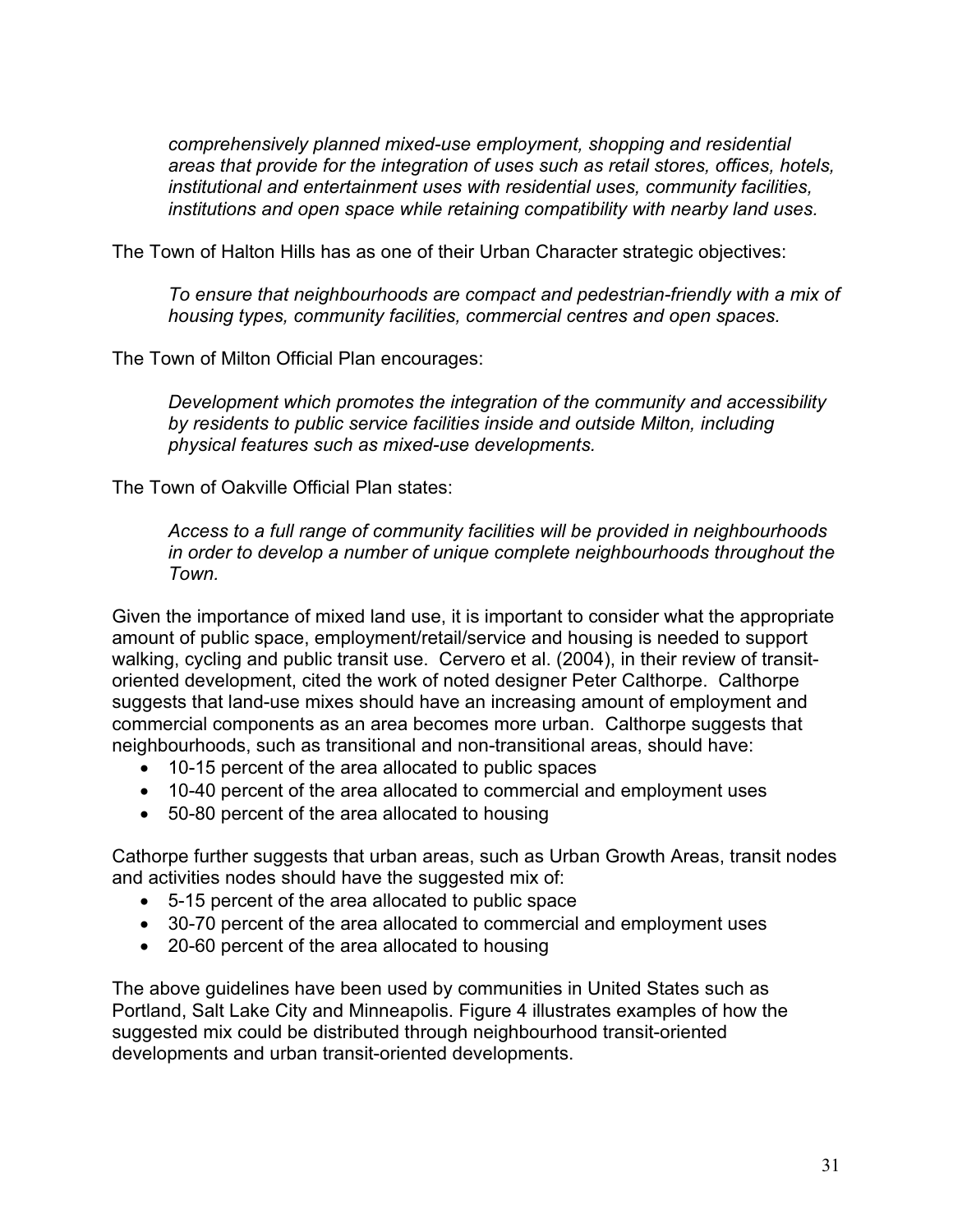*comprehensively planned mixed-use employment, shopping and residential areas that provide for the integration of uses such as retail stores, offices, hotels, institutional and entertainment uses with residential uses, community facilities, institutions and open space while retaining compatibility with nearby land uses.*

The Town of Halton Hills has as one of their Urban Character strategic objectives:

*To ensure that neighbourhoods are compact and pedestrian-friendly with a mix of housing types, community facilities, commercial centres and open spaces.*

The Town of Milton Official Plan encourages:

*Development which promotes the integration of the community and accessibility by residents to public service facilities inside and outside Milton, including physical features such as mixed-use developments.*

The Town of Oakville Official Plan states:

*Access to a full range of community facilities will be provided in neighbourhoods in order to develop a number of unique complete neighbourhoods throughout the Town.*

Given the importance of mixed land use, it is important to consider what the appropriate amount of public space, employment/retail/service and housing is needed to support walking, cycling and public transit use. Cervero et al. (2004), in their review of transit-oriented development, cited the work of noted designer Peter Calthorpe. Calthorpe suggests that land-use mixes should have an increasing amount of employment and commercial components as an area becomes more urban. Calthorpe suggests that neighbourhoods, such as transitional and non-transitional areas, should have:

- 10-15 percent of the area allocated to public spaces
- 10-40 percent of the area allocated to commercial and employment uses
- 50-80 percent of the area allocated to housing

Cathorpe further suggests that urban areas, such as Urban Growth Areas, transit nodes and activities nodes should have the suggested mix of:

- 5-15 percent of the area allocated to public space
- 30-70 percent of the area allocated to commercial and employment uses
- 20-60 percent of the area allocated to housing

The above guidelines have been used by communities in United States such as Portland, Salt Lake City and Minneapolis. Figure 4 illustrates examples of how the suggested mix could be distributed through neighbourhood transit-oriented developments and urban transit-oriented developments.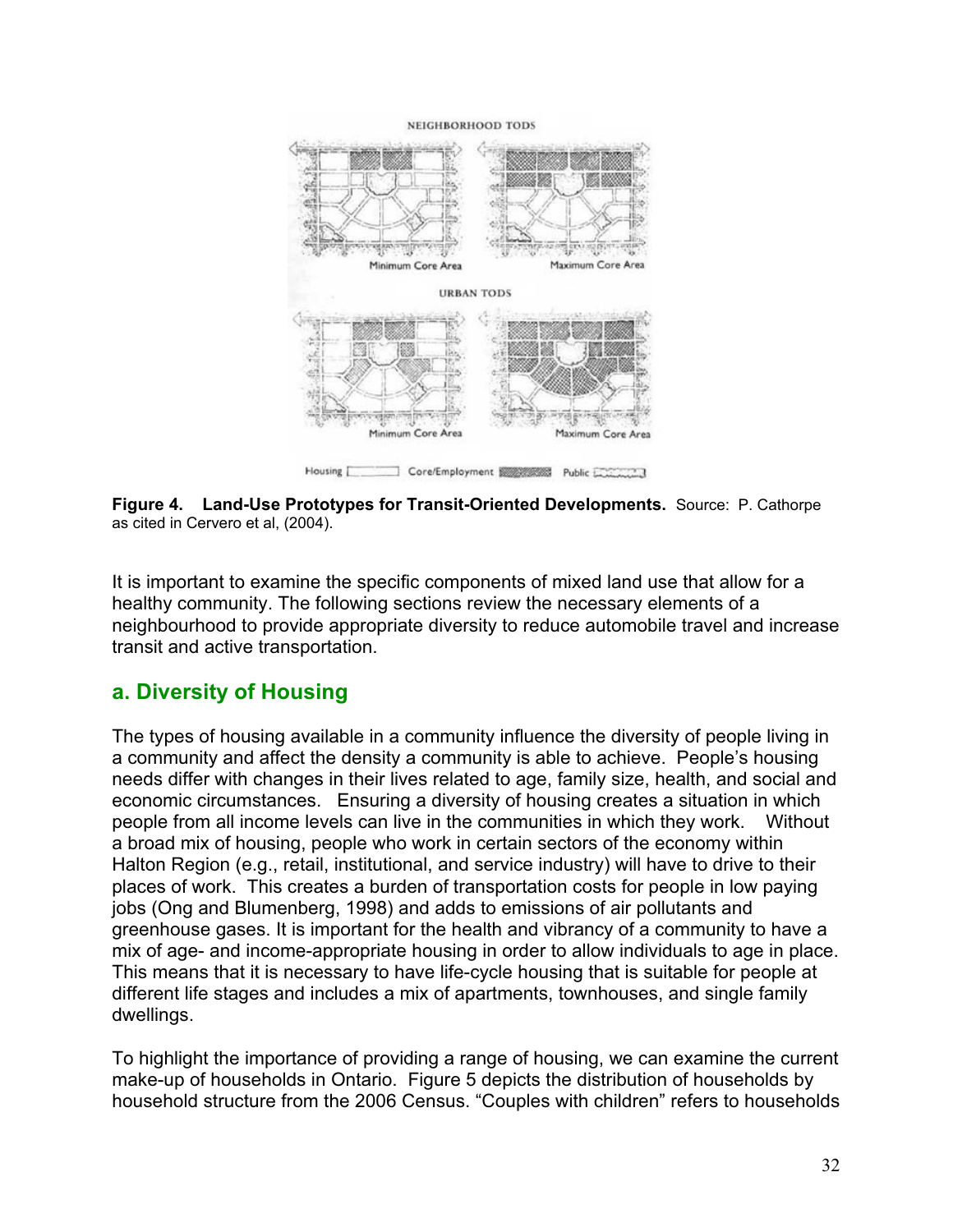**Figure 4. Land-Use Prototypes for Transit-Oriented Developments.** Source: P. Cathorpe as cited in Cervero et al, (2004).

It is important to examine the specific components of mixed land use that allow for a healthy community. The following sections review the necessary elements of a neighbourhood to provide appropriate diversity to reduce automobile travel and increase transit and active transportation.

## a. Diversity of Housing

The types of housing available in a community influence the diversity of people living in a community and affect the density a community is able to achieve. People's housing needs differ with changes in their lives related to age, family size, health, and social and economic circumstances. Ensuring a diversity of housing creates a situation in which people from all income levels can live in the communities in which they work. Without a broad mix of housing, people who work in certain sectors of the economy within Halton Region (e.g., retail, institutional, and service industry) will have to drive to their places of work. This creates a burden of transportation costs for people in low paying jobs (Ong and Blumenberg, 1998) and adds to emissions of air pollutants and greenhouse gases. It is important for the health and vibrancy of a community to have a mix of age- and income-appropriate housing in order to allow individuals to age in place. This means that it is necessary to have life-cycle housing that is suitable for people at different life stages and includes a mix of apartments, townhouses, and single family dwellings.

To highlight the importance of providing a range of housing, we can examine the current make-up of households in Ontario. Figure 5 depicts the distribution of households by household structure from the 2006 Census. "Couples with children" refers to households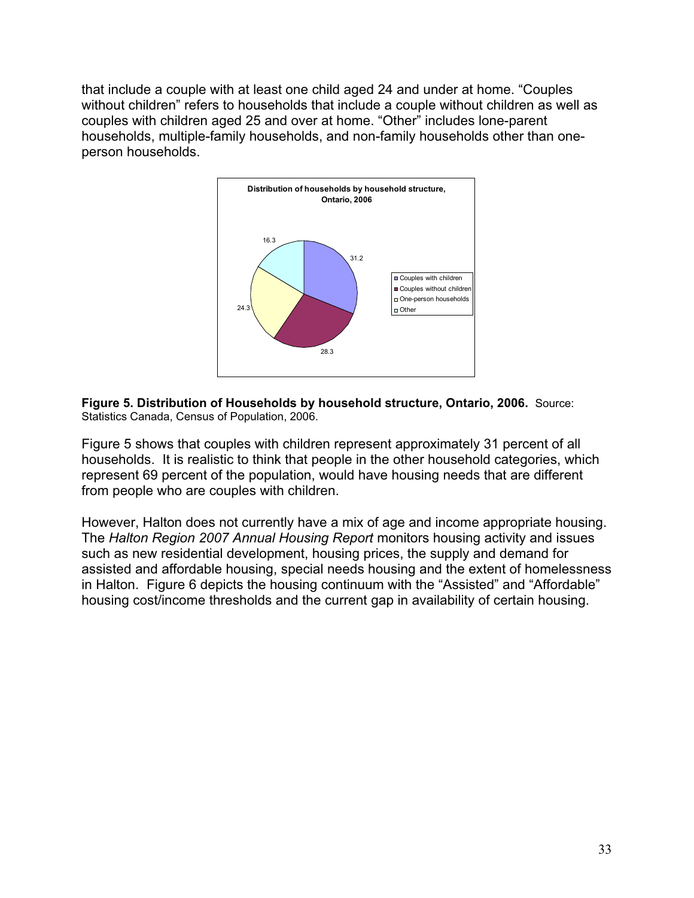that include a couple with at least one child aged 24 and under at home. “Couples without children” refers to households that include a couple without children as well as couples with children aged 25 and over at home. “Other” includes lone-parent households, multiple-family households, and non-family households other than one-person households.

**Distribution of households by household structure, Ontario, 2006**

| Household structure | Percent |
|---|---|
| Couples with children | 31.2 |
| Couples without children | 28.3 |
| One-person households | 24.3 |
| Other | 16.3 |

**Figure 5. Distribution of Households by household structure, Ontario, 2006.** Source: Statistics Canada, Census of Population, 2006.

Figure 5 shows that couples with children represent approximately 31 percent of all households. It is realistic to think that people in the other household categories, which represent 69 percent of the population, would have housing needs that are different from people who are couples with children.

However, Halton does not currently have a mix of age and income appropriate housing. The *Halton Region 2007 Annual Housing Report* monitors housing activity and issues such as new residential development, housing prices, the supply and demand for assisted and affordable housing, special needs housing and the extent of homelessness in Halton. Figure 6 depicts the housing continuum with the “Assisted” and “Affordable” housing cost/income thresholds and the current gap in availability of certain housing.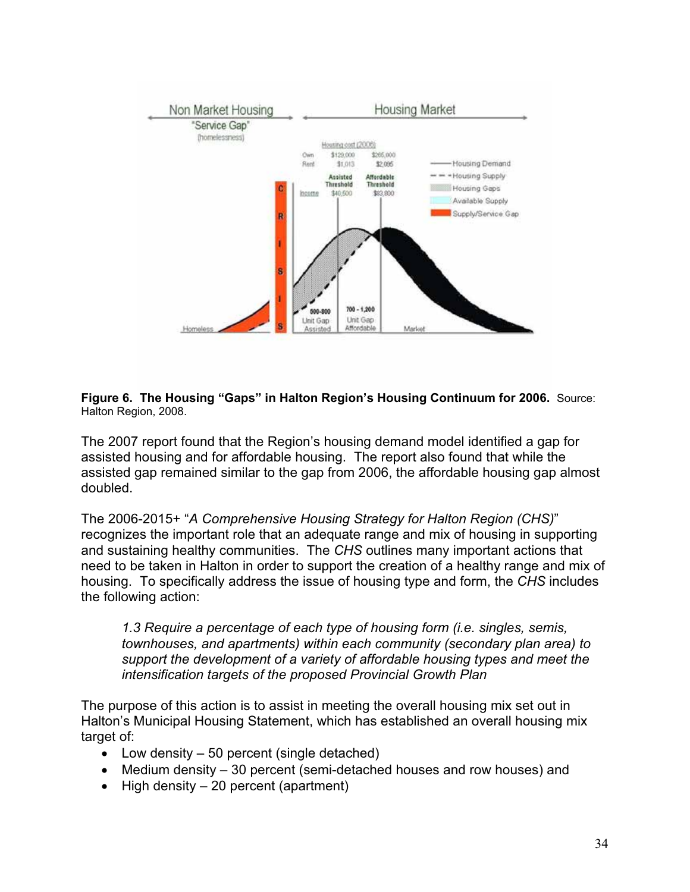**Figure 6. The Housing "Gaps" in Halton Region's Housing Continuum for 2006.** Source: Halton Region, 2008.

The 2007 report found that the Region's housing demand model identified a gap for assisted housing and for affordable housing. The report also found that while the assisted gap remained similar to the gap from 2006, the affordable housing gap almost doubled.

The 2006-2015+ "*A Comprehensive Housing Strategy for Halton Region (CHS)*" recognizes the important role that an adequate range and mix of housing in supporting and sustaining healthy communities. The *CHS* outlines many important actions that need to be taken in Halton in order to support the creation of a healthy range and mix of housing. To specifically address the issue of housing type and form, the *CHS* includes the following action:

> *1.3 Require a percentage of each type of housing form (i.e. singles, semis, townhouses, and apartments) within each community (secondary plan area) to support the development of a variety of affordable housing types and meet the intensification targets of the proposed Provincial Growth Plan*

The purpose of this action is to assist in meeting the overall housing mix set out in Halton's Municipal Housing Statement, which has established an overall housing mix target of:

- Low density – 50 percent (single detached)
- Medium density – 30 percent (semi-detached houses and row houses) and
- High density – 20 percent (apartment)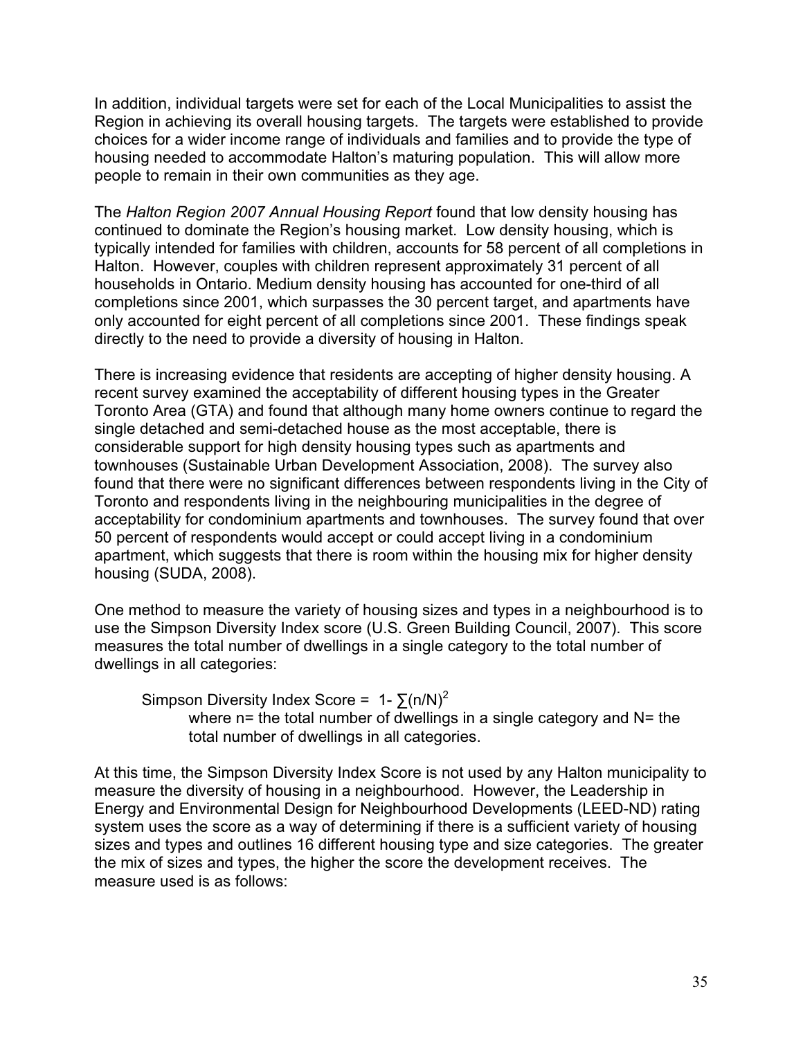In addition, individual targets were set for each of the Local Municipalities to assist the Region in achieving its overall housing targets. The targets were established to provide choices for a wider income range of individuals and families and to provide the type of housing needed to accommodate Halton's maturing population. This will allow more people to remain in their own communities as they age.

The *Halton Region 2007 Annual Housing Report* found that low density housing has continued to dominate the Region's housing market. Low density housing, which is typically intended for families with children, accounts for 58 percent of all completions in Halton. However, couples with children represent approximately 31 percent of all households in Ontario. Medium density housing has accounted for one-third of all completions since 2001, which surpasses the 30 percent target, and apartments have only accounted for eight percent of all completions since 2001. These findings speak directly to the need to provide a diversity of housing in Halton.

There is increasing evidence that residents are accepting of higher density housing. A recent survey examined the acceptability of different housing types in the Greater Toronto Area (GTA) and found that although many home owners continue to regard the single detached and semi-detached house as the most acceptable, there is considerable support for high density housing types such as apartments and townhouses (Sustainable Urban Development Association, 2008). The survey also found that there were no significant differences between respondents living in the City of Toronto and respondents living in the neighbouring municipalities in the degree of acceptability for condominium apartments and townhouses. The survey found that over 50 percent of respondents would accept or could accept living in a condominium apartment, which suggests that there is room within the housing mix for higher density housing (SUDA, 2008).

One method to measure the variety of housing sizes and types in a neighbourhood is to use the Simpson Diversity Index score (U.S. Green Building Council, 2007). This score measures the total number of dwellings in a single category to the total number of dwellings in all categories:

Simpson Diversity Index Score = $1 - \sum(n/N)^2$

where n= the total number of dwellings in a single category and N= the total number of dwellings in all categories.

At this time, the Simpson Diversity Index Score is not used by any Halton municipality to measure the diversity of housing in a neighbourhood. However, the Leadership in Energy and Environmental Design for Neighbourhood Developments (LEED-ND) rating system uses the score as a way of determining if there is a sufficient variety of housing sizes and types and outlines 16 different housing type and size categories. The greater the mix of sizes and types, the higher the score the development receives. The measure used is as follows: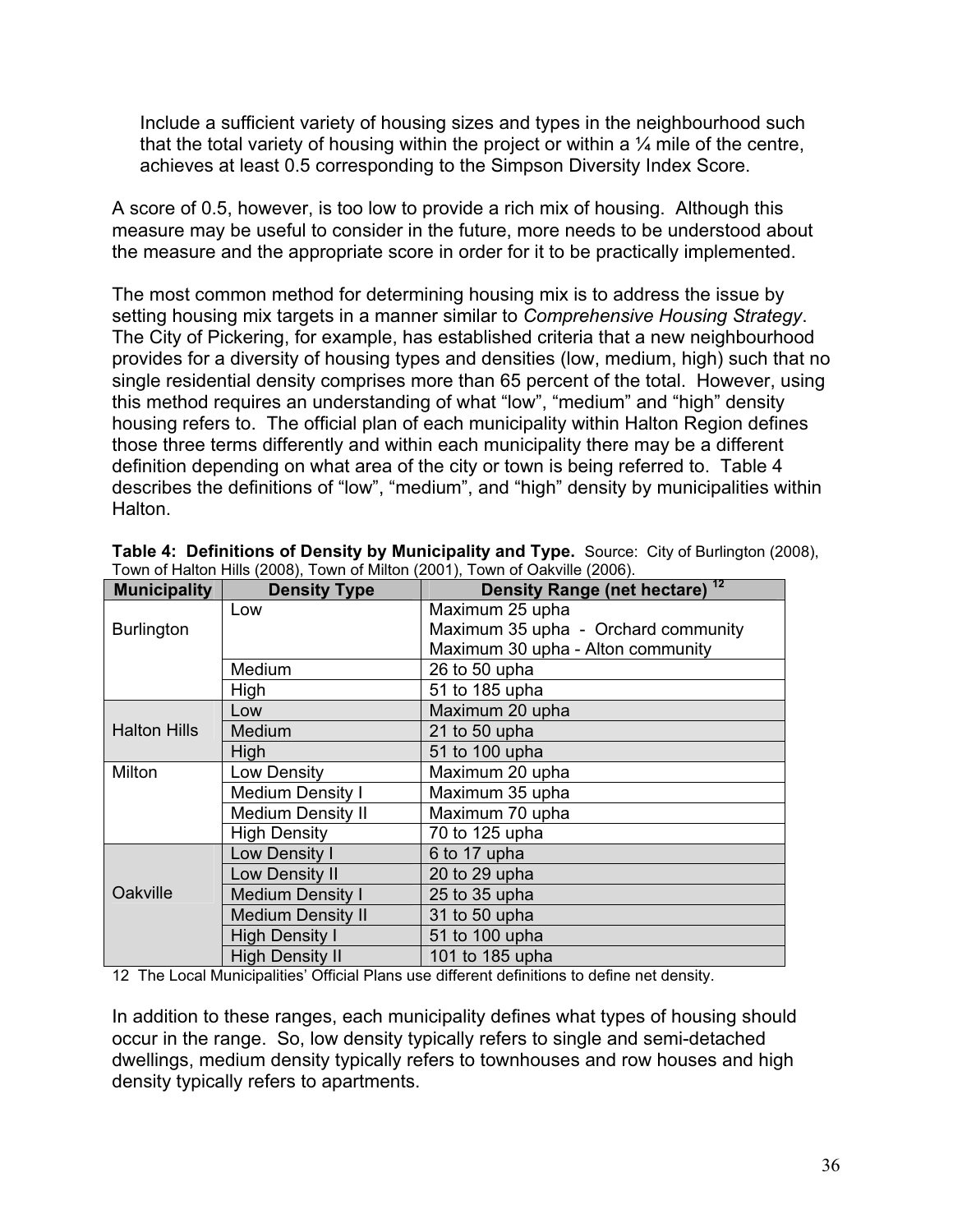Include a sufficient variety of housing sizes and types in the neighbourhood such that the total variety of housing within the project or within a ¼ mile of the centre, achieves at least 0.5 corresponding to the Simpson Diversity Index Score.

A score of 0.5, however, is too low to provide a rich mix of housing. Although this measure may be useful to consider in the future, more needs to be understood about the measure and the appropriate score in order for it to be practically implemented.

The most common method for determining housing mix is to address the issue by setting housing mix targets in a manner similar to *Comprehensive Housing Strategy*. The City of Pickering, for example, has established criteria that a new neighbourhood provides for a diversity of housing types and densities (low, medium, high) such that no single residential density comprises more than 65 percent of the total. However, using this method requires an understanding of what "low", "medium" and "high" density housing refers to. The official plan of each municipality within Halton Region defines those three terms differently and within each municipality there may be a different definition depending on what area of the city or town is being referred to. Table 4 describes the definitions of "low", "medium", and "high" density by municipalities within Halton.

**Table 4: Definitions of Density by Municipality and Type.** Source: City of Burlington (2008), Town of Halton Hills (2008), Town of Milton (2001), Town of Oakville (2006).

| Municipality | Density Type | Density Range (net hectare) [12] |
|---|---|---|
| Burlington | Low | Maximum 25 upha<br>Maximum 35 upha - Orchard community<br>Maximum 30 upha - Alton community |
| | Medium | 26 to 50 upha |
| | High | 51 to 185 upha |
| Halton Hills | Low | Maximum 20 upha |
| | Medium | 21 to 50 upha |
| | High | 51 to 100 upha |
| Milton | Low Density | Maximum 20 upha |
| | Medium Density I | Maximum 35 upha |
| | Medium Density II | Maximum 70 upha |
| | High Density | 70 to 125 upha |
| Oakville | Low Density I | 6 to 17 upha |
| | Low Density II | 20 to 29 upha |
| | Medium Density I | 25 to 35 upha |
| | Medium Density II | 31 to 50 upha |
| | High Density I | 51 to 100 upha |
| | High Density II | 101 to 185 upha |

12 The Local Municipalities' Official Plans use different definitions to define net density.

In addition to these ranges, each municipality defines what types of housing should occur in the range. So, low density typically refers to single and semi-detached dwellings, medium density typically refers to townhouses and row houses and high density typically refers to apartments.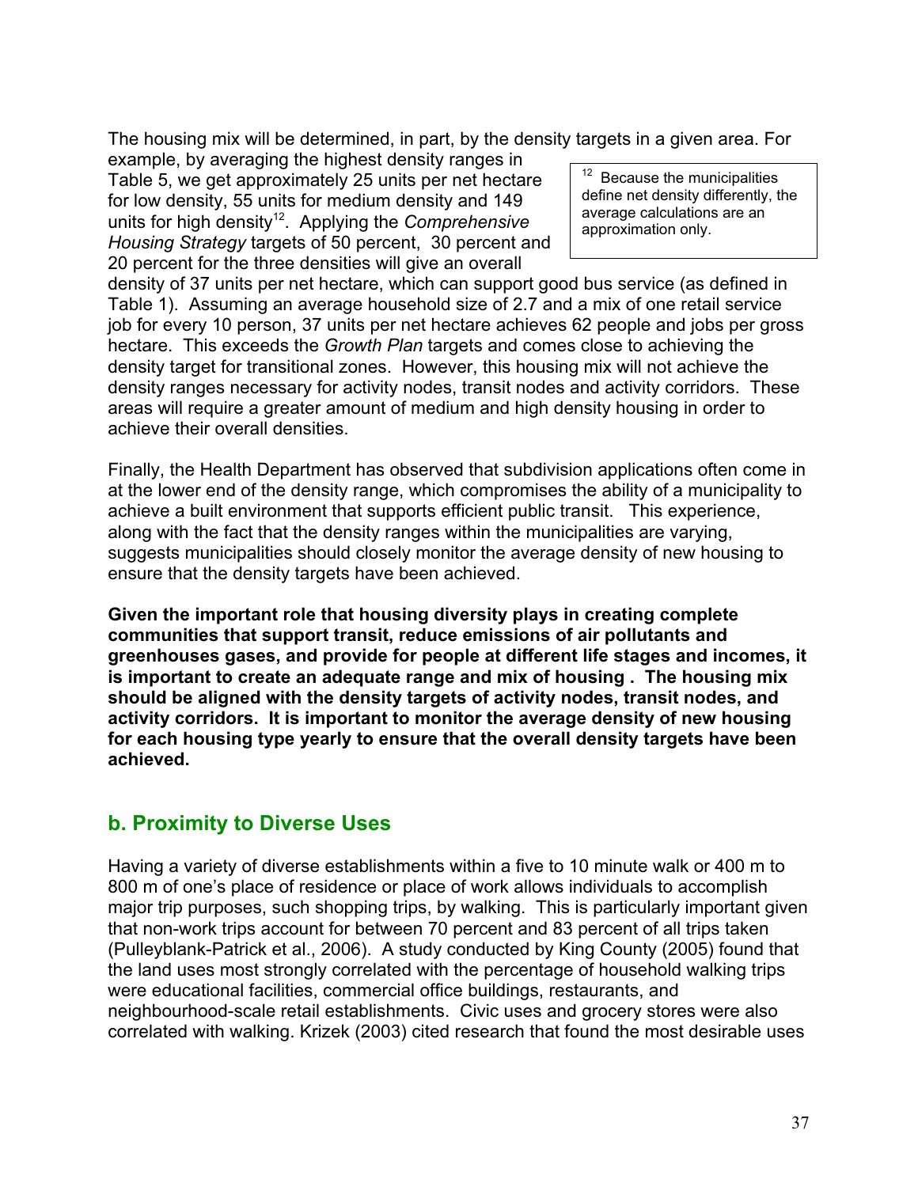The housing mix will be determined, in part, by the density targets in a given area. For example, by averaging the highest density ranges in Table 5, we get approximately 25 units per net hectare for low density, 55 units for medium density and 149 units for high density[12]. Applying the *Comprehensive Housing Strategy* targets of 50 percent, 30 percent and 20 percent for the three densities will give an overall density of 37 units per net hectare, which can support good bus service (as defined in Table 1). Assuming an average household size of 2.7 and a mix of one retail service job for every 10 person, 37 units per net hectare achieves 62 people and jobs per gross hectare. This exceeds the *Growth Plan* targets and comes close to achieving the density target for transitional zones. However, this housing mix will not achieve the density ranges necessary for activity nodes, transit nodes and activity corridors. These areas will require a greater amount of medium and high density housing in order to achieve their overall densities.

[12] Because the municipalities define net density differently, the average calculations are an approximation only.

Finally, the Health Department has observed that subdivision applications often come in at the lower end of the density range, which compromises the ability of a municipality to achieve a built environment that supports efficient public transit. This experience, along with the fact that the density ranges within the municipalities are varying, suggests municipalities should closely monitor the average density of new housing to ensure that the density targets have been achieved.

**Given the important role that housing diversity plays in creating complete communities that support transit, reduce emissions of air pollutants and greenhouses gases, and provide for people at different life stages and incomes, it is important to create an adequate range and mix of housing . The housing mix should be aligned with the density targets of activity nodes, transit nodes, and activity corridors. It is important to monitor the average density of new housing for each housing type yearly to ensure that the overall density targets have been achieved.**

## b. Proximity to Diverse Uses

Having a variety of diverse establishments within a five to 10 minute walk or 400 m to 800 m of one's place of residence or place of work allows individuals to accomplish major trip purposes, such shopping trips, by walking. This is particularly important given that non-work trips account for between 70 percent and 83 percent of all trips taken (Pulleyblank-Patrick et al., 2006). A study conducted by King County (2005) found that the land uses most strongly correlated with the percentage of household walking trips were educational facilities, commercial office buildings, restaurants, and neighbourhood-scale retail establishments. Civic uses and grocery stores were also correlated with walking. Krizek (2003) cited research that found the most desirable uses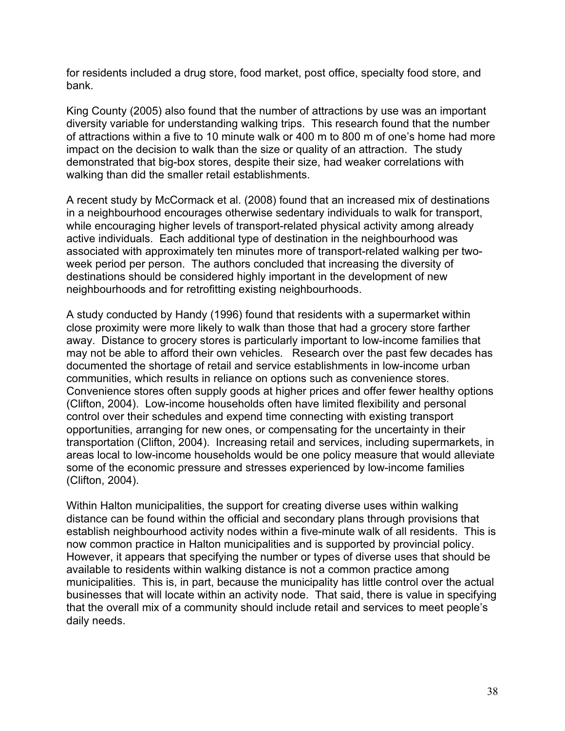for residents included a drug store, food market, post office, specialty food store, and bank.

King County (2005) also found that the number of attractions by use was an important diversity variable for understanding walking trips. This research found that the number of attractions within a five to 10 minute walk or 400 m to 800 m of one's home had more impact on the decision to walk than the size or quality of an attraction. The study demonstrated that big-box stores, despite their size, had weaker correlations with walking than did the smaller retail establishments.

A recent study by McCormack et al. (2008) found that an increased mix of destinations in a neighbourhood encourages otherwise sedentary individuals to walk for transport, while encouraging higher levels of transport-related physical activity among already active individuals. Each additional type of destination in the neighbourhood was associated with approximately ten minutes more of transport-related walking per two-week period per person. The authors concluded that increasing the diversity of destinations should be considered highly important in the development of new neighbourhoods and for retrofitting existing neighbourhoods.

A study conducted by Handy (1996) found that residents with a supermarket within close proximity were more likely to walk than those that had a grocery store farther away. Distance to grocery stores is particularly important to low-income families that may not be able to afford their own vehicles. Research over the past few decades has documented the shortage of retail and service establishments in low-income urban communities, which results in reliance on options such as convenience stores. Convenience stores often supply goods at higher prices and offer fewer healthy options (Clifton, 2004). Low-income households often have limited flexibility and personal control over their schedules and expend time connecting with existing transport opportunities, arranging for new ones, or compensating for the uncertainty in their transportation (Clifton, 2004). Increasing retail and services, including supermarkets, in areas local to low-income households would be one policy measure that would alleviate some of the economic pressure and stresses experienced by low-income families (Clifton, 2004).

Within Halton municipalities, the support for creating diverse uses within walking distance can be found within the official and secondary plans through provisions that establish neighbourhood activity nodes within a five-minute walk of all residents. This is now common practice in Halton municipalities and is supported by provincial policy. However, it appears that specifying the number or types of diverse uses that should be available to residents within walking distance is not a common practice among municipalities. This is, in part, because the municipality has little control over the actual businesses that will locate within an activity node. That said, there is value in specifying that the overall mix of a community should include retail and services to meet people's daily needs.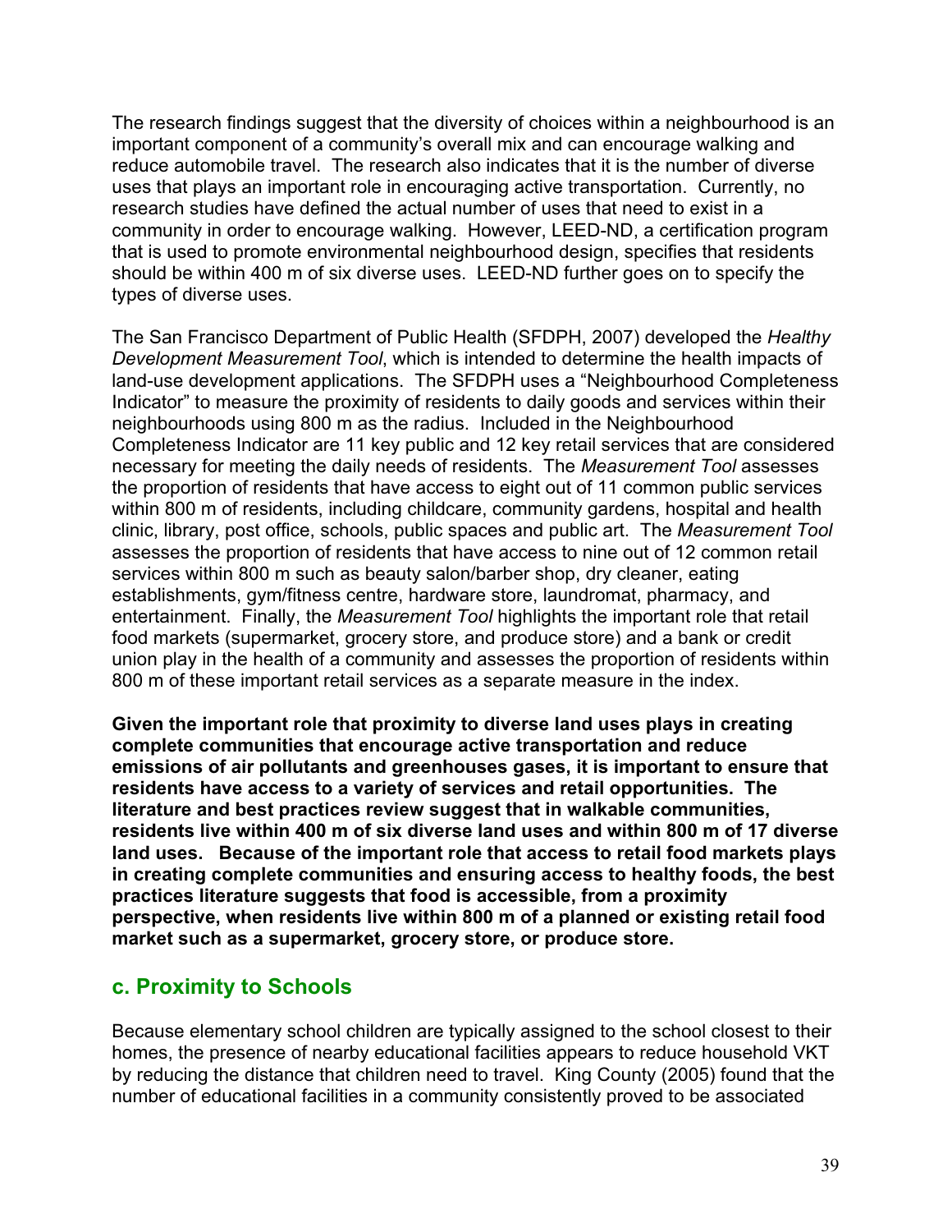The research findings suggest that the diversity of choices within a neighbourhood is an important component of a community's overall mix and can encourage walking and reduce automobile travel. The research also indicates that it is the number of diverse uses that plays an important role in encouraging active transportation. Currently, no research studies have defined the actual number of uses that need to exist in a community in order to encourage walking. However, LEED-ND, a certification program that is used to promote environmental neighbourhood design, specifies that residents should be within 400 m of six diverse uses. LEED-ND further goes on to specify the types of diverse uses.

The San Francisco Department of Public Health (SFDPH, 2007) developed the *Healthy Development Measurement Tool*, which is intended to determine the health impacts of land-use development applications. The SFDPH uses a "Neighbourhood Completeness Indicator" to measure the proximity of residents to daily goods and services within their neighbourhoods using 800 m as the radius. Included in the Neighbourhood Completeness Indicator are 11 key public and 12 key retail services that are considered necessary for meeting the daily needs of residents. The *Measurement Tool* assesses the proportion of residents that have access to eight out of 11 common public services within 800 m of residents, including childcare, community gardens, hospital and health clinic, library, post office, schools, public spaces and public art. The *Measurement Tool* assesses the proportion of residents that have access to nine out of 12 common retail services within 800 m such as beauty salon/barber shop, dry cleaner, eating establishments, gym/fitness centre, hardware store, laundromat, pharmacy, and entertainment. Finally, the *Measurement Tool* highlights the important role that retail food markets (supermarket, grocery store, and produce store) and a bank or credit union play in the health of a community and assesses the proportion of residents within 800 m of these important retail services as a separate measure in the index.

**Given the important role that proximity to diverse land uses plays in creating complete communities that encourage active transportation and reduce emissions of air pollutants and greenhouses gases, it is important to ensure that residents have access to a variety of services and retail opportunities. The literature and best practices review suggest that in walkable communities, residents live within 400 m of six diverse land uses and within 800 m of 17 diverse land uses. Because of the important role that access to retail food markets plays in creating complete communities and ensuring access to healthy foods, the best practices literature suggests that food is accessible, from a proximity perspective, when residents live within 800 m of a planned or existing retail food market such as a supermarket, grocery store, or produce store.**

## c. Proximity to Schools

Because elementary school children are typically assigned to the school closest to their homes, the presence of nearby educational facilities appears to reduce household VKT by reducing the distance that children need to travel. King County (2005) found that the number of educational facilities in a community consistently proved to be associated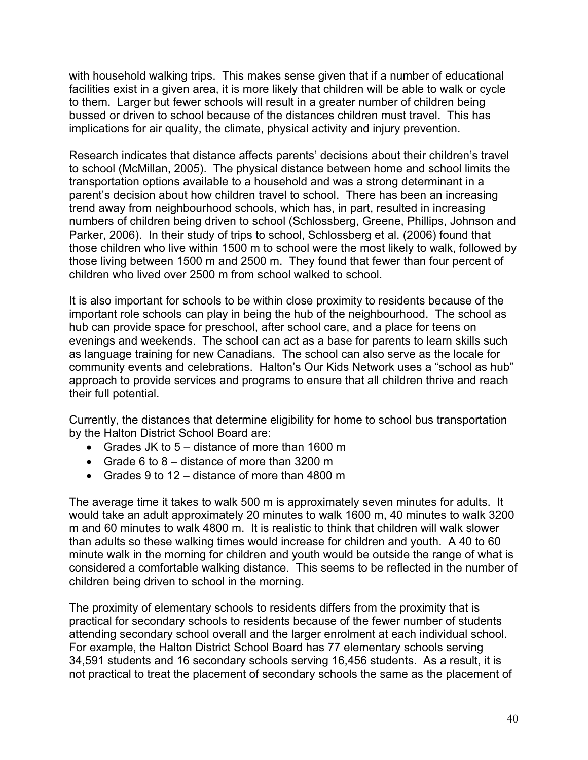with household walking trips. This makes sense given that if a number of educational facilities exist in a given area, it is more likely that children will be able to walk or cycle to them. Larger but fewer schools will result in a greater number of children being bussed or driven to school because of the distances children must travel. This has implications for air quality, the climate, physical activity and injury prevention.

Research indicates that distance affects parents' decisions about their children's travel to school (McMillan, 2005). The physical distance between home and school limits the transportation options available to a household and was a strong determinant in a parent's decision about how children travel to school. There has been an increasing trend away from neighbourhood schools, which has, in part, resulted in increasing numbers of children being driven to school (Schlossberg, Greene, Phillips, Johnson and Parker, 2006). In their study of trips to school, Schlossberg et al. (2006) found that those children who live within 1500 m to school were the most likely to walk, followed by those living between 1500 m and 2500 m. They found that fewer than four percent of children who lived over 2500 m from school walked to school.

It is also important for schools to be within close proximity to residents because of the important role schools can play in being the hub of the neighbourhood. The school as hub can provide space for preschool, after school care, and a place for teens on evenings and weekends. The school can act as a base for parents to learn skills such as language training for new Canadians. The school can also serve as the locale for community events and celebrations. Halton's Our Kids Network uses a "school as hub" approach to provide services and programs to ensure that all children thrive and reach their full potential.

Currently, the distances that determine eligibility for home to school bus transportation by the Halton District School Board are:

- Grades JK to 5 – distance of more than 1600 m
- Grade 6 to 8 – distance of more than 3200 m
- Grades 9 to 12 – distance of more than 4800 m

The average time it takes to walk 500 m is approximately seven minutes for adults. It would take an adult approximately 20 minutes to walk 1600 m, 40 minutes to walk 3200 m and 60 minutes to walk 4800 m. It is realistic to think that children will walk slower than adults so these walking times would increase for children and youth. A 40 to 60 minute walk in the morning for children and youth would be outside the range of what is considered a comfortable walking distance. This seems to be reflected in the number of children being driven to school in the morning.

The proximity of elementary schools to residents differs from the proximity that is practical for secondary schools to residents because of the fewer number of students attending secondary school overall and the larger enrolment at each individual school. For example, the Halton District School Board has 77 elementary schools serving 34,591 students and 16 secondary schools serving 16,456 students. As a result, it is not practical to treat the placement of secondary schools the same as the placement of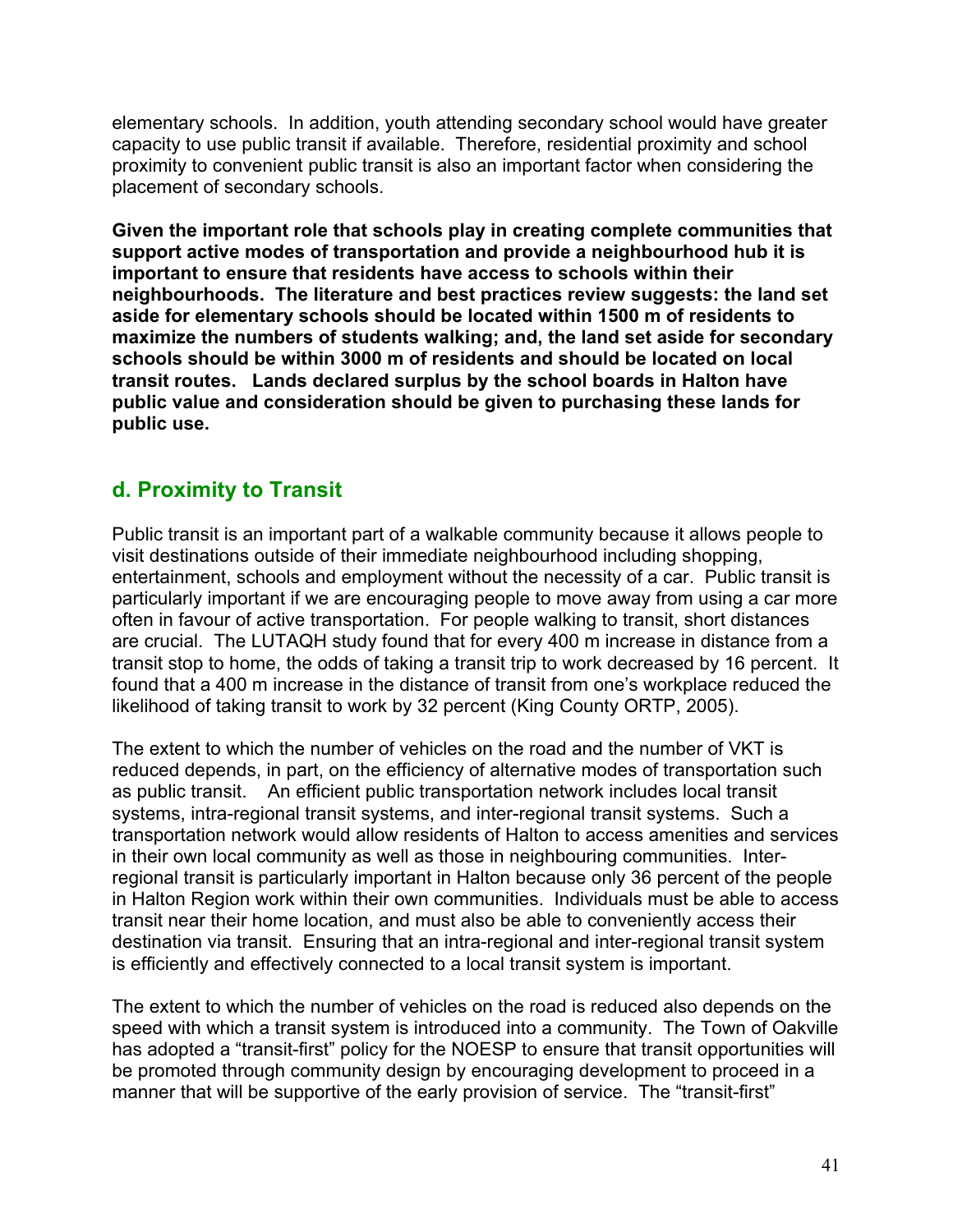elementary schools. In addition, youth attending secondary school would have greater capacity to use public transit if available. Therefore, residential proximity and school proximity to convenient public transit is also an important factor when considering the placement of secondary schools.

**Given the important role that schools play in creating complete communities that support active modes of transportation and provide a neighbourhood hub it is important to ensure that residents have access to schools within their neighbourhoods. The literature and best practices review suggests: the land set aside for elementary schools should be located within 1500 m of residents to maximize the numbers of students walking; and, the land set aside for secondary schools should be within 3000 m of residents and should be located on local transit routes. Lands declared surplus by the school boards in Halton have public value and consideration should be given to purchasing these lands for public use.**

## d. Proximity to Transit

Public transit is an important part of a walkable community because it allows people to visit destinations outside of their immediate neighbourhood including shopping, entertainment, schools and employment without the necessity of a car. Public transit is particularly important if we are encouraging people to move away from using a car more often in favour of active transportation. For people walking to transit, short distances are crucial. The LUTAQH study found that for every 400 m increase in distance from a transit stop to home, the odds of taking a transit trip to work decreased by 16 percent. It found that a 400 m increase in the distance of transit from one's workplace reduced the likelihood of taking transit to work by 32 percent (King County ORTP, 2005).

The extent to which the number of vehicles on the road and the number of VKT is reduced depends, in part, on the efficiency of alternative modes of transportation such as public transit. An efficient public transportation network includes local transit systems, intra-regional transit systems, and inter-regional transit systems. Such a transportation network would allow residents of Halton to access amenities and services in their own local community as well as those in neighbouring communities. Inter-regional transit is particularly important in Halton because only 36 percent of the people in Halton Region work within their own communities. Individuals must be able to access transit near their home location, and must also be able to conveniently access their destination via transit. Ensuring that an intra-regional and inter-regional transit system is efficiently and effectively connected to a local transit system is important.

The extent to which the number of vehicles on the road is reduced also depends on the speed with which a transit system is introduced into a community. The Town of Oakville has adopted a "transit-first" policy for the NOESP to ensure that transit opportunities will be promoted through community design by encouraging development to proceed in a manner that will be supportive of the early provision of service. The "transit-first"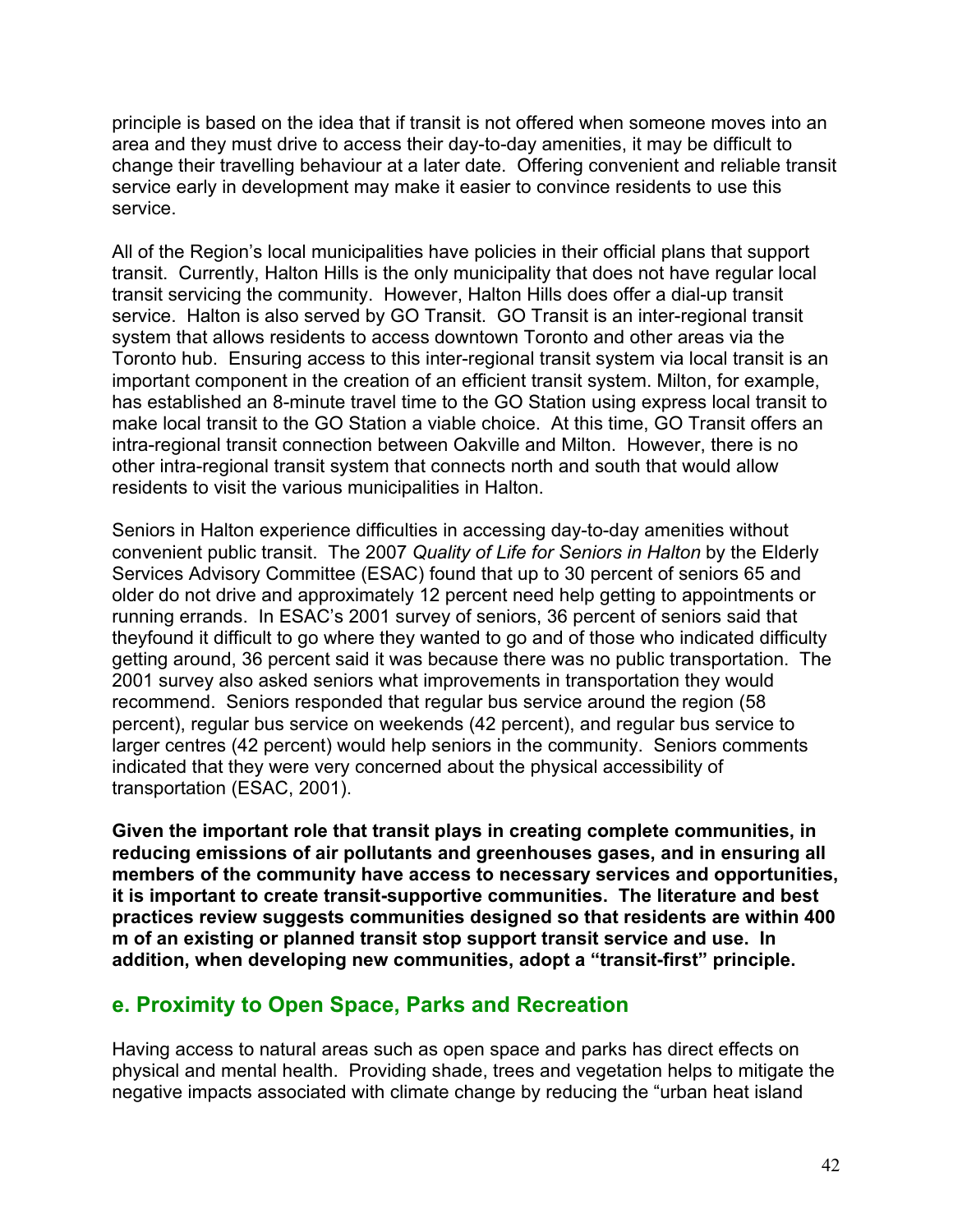principle is based on the idea that if transit is not offered when someone moves into an area and they must drive to access their day-to-day amenities, it may be difficult to change their travelling behaviour at a later date. Offering convenient and reliable transit service early in development may make it easier to convince residents to use this service.

All of the Region's local municipalities have policies in their official plans that support transit. Currently, Halton Hills is the only municipality that does not have regular local transit servicing the community. However, Halton Hills does offer a dial-up transit service. Halton is also served by GO Transit. GO Transit is an inter-regional transit system that allows residents to access downtown Toronto and other areas via the Toronto hub. Ensuring access to this inter-regional transit system via local transit is an important component in the creation of an efficient transit system. Milton, for example, has established an 8-minute travel time to the GO Station using express local transit to make local transit to the GO Station a viable choice. At this time, GO Transit offers an intra-regional transit connection between Oakville and Milton. However, there is no other intra-regional transit system that connects north and south that would allow residents to visit the various municipalities in Halton.

Seniors in Halton experience difficulties in accessing day-to-day amenities without convenient public transit. The 2007 *Quality of Life for Seniors in Halton* by the Elderly Services Advisory Committee (ESAC) found that up to 30 percent of seniors 65 and older do not drive and approximately 12 percent need help getting to appointments or running errands. In ESAC's 2001 survey of seniors, 36 percent of seniors said that theyfound it difficult to go where they wanted to go and of those who indicated difficulty getting around, 36 percent said it was because there was no public transportation. The 2001 survey also asked seniors what improvements in transportation they would recommend. Seniors responded that regular bus service around the region (58 percent), regular bus service on weekends (42 percent), and regular bus service to larger centres (42 percent) would help seniors in the community. Seniors comments indicated that they were very concerned about the physical accessibility of transportation (ESAC, 2001).

**Given the important role that transit plays in creating complete communities, in reducing emissions of air pollutants and greenhouses gases, and in ensuring all members of the community have access to necessary services and opportunities, it is important to create transit-supportive communities. The literature and best practices review suggests communities designed so that residents are within 400 m of an existing or planned transit stop support transit service and use. In addition, when developing new communities, adopt a "transit-first" principle.**

## e. Proximity to Open Space, Parks and Recreation

Having access to natural areas such as open space and parks has direct effects on physical and mental health. Providing shade, trees and vegetation helps to mitigate the negative impacts associated with climate change by reducing the "urban heat island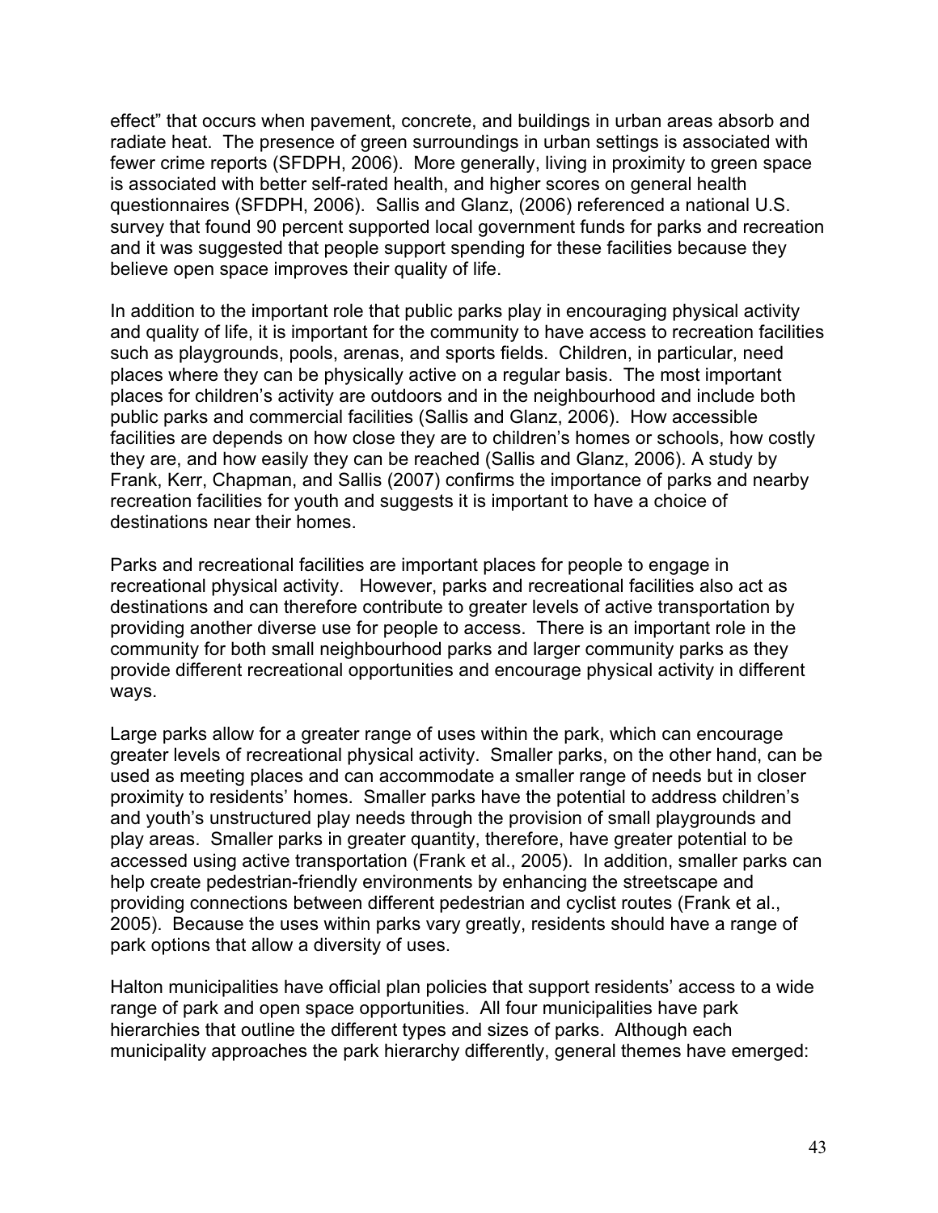effect" that occurs when pavement, concrete, and buildings in urban areas absorb and radiate heat. The presence of green surroundings in urban settings is associated with fewer crime reports (SFDPH, 2006). More generally, living in proximity to green space is associated with better self-rated health, and higher scores on general health questionnaires (SFDPH, 2006). Sallis and Glanz, (2006) referenced a national U.S. survey that found 90 percent supported local government funds for parks and recreation and it was suggested that people support spending for these facilities because they believe open space improves their quality of life.

In addition to the important role that public parks play in encouraging physical activity and quality of life, it is important for the community to have access to recreation facilities such as playgrounds, pools, arenas, and sports fields. Children, in particular, need places where they can be physically active on a regular basis. The most important places for children's activity are outdoors and in the neighbourhood and include both public parks and commercial facilities (Sallis and Glanz, 2006). How accessible facilities are depends on how close they are to children's homes or schools, how costly they are, and how easily they can be reached (Sallis and Glanz, 2006). A study by Frank, Kerr, Chapman, and Sallis (2007) confirms the importance of parks and nearby recreation facilities for youth and suggests it is important to have a choice of destinations near their homes.

Parks and recreational facilities are important places for people to engage in recreational physical activity. However, parks and recreational facilities also act as destinations and can therefore contribute to greater levels of active transportation by providing another diverse use for people to access. There is an important role in the community for both small neighbourhood parks and larger community parks as they provide different recreational opportunities and encourage physical activity in different ways.

Large parks allow for a greater range of uses within the park, which can encourage greater levels of recreational physical activity. Smaller parks, on the other hand, can be used as meeting places and can accommodate a smaller range of needs but in closer proximity to residents' homes. Smaller parks have the potential to address children's and youth's unstructured play needs through the provision of small playgrounds and play areas. Smaller parks in greater quantity, therefore, have greater potential to be accessed using active transportation (Frank et al., 2005). In addition, smaller parks can help create pedestrian-friendly environments by enhancing the streetscape and providing connections between different pedestrian and cyclist routes (Frank et al., 2005). Because the uses within parks vary greatly, residents should have a range of park options that allow a diversity of uses.

Halton municipalities have official plan policies that support residents' access to a wide range of park and open space opportunities. All four municipalities have park hierarchies that outline the different types and sizes of parks. Although each municipality approaches the park hierarchy differently, general themes have emerged: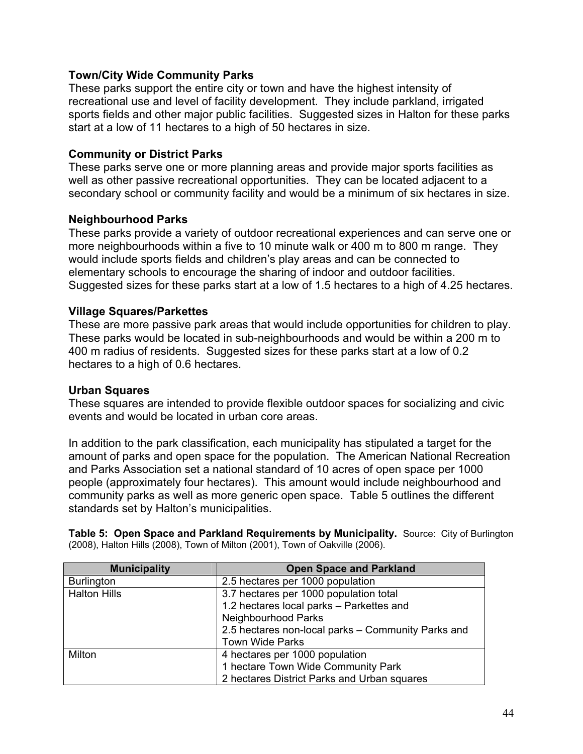### Town/City Wide Community Parks

These parks support the entire city or town and have the highest intensity of recreational use and level of facility development. They include parkland, irrigated sports fields and other major public facilities. Suggested sizes in Halton for these parks start at a low of 11 hectares to a high of 50 hectares in size.

### Community or District Parks

These parks serve one or more planning areas and provide major sports facilities as well as other passive recreational opportunities. They can be located adjacent to a secondary school or community facility and would be a minimum of six hectares in size.

### Neighbourhood Parks

These parks provide a variety of outdoor recreational experiences and can serve one or more neighbourhoods within a five to 10 minute walk or 400 m to 800 m range. They would include sports fields and children's play areas and can be connected to elementary schools to encourage the sharing of indoor and outdoor facilities. Suggested sizes for these parks start at a low of 1.5 hectares to a high of 4.25 hectares.

### Village Squares/Parkettes

These are more passive park areas that would include opportunities for children to play. These parks would be located in sub-neighbourhoods and would be within a 200 m to 400 m radius of residents. Suggested sizes for these parks start at a low of 0.2 hectares to a high of 0.6 hectares.

### Urban Squares

These squares are intended to provide flexible outdoor spaces for socializing and civic events and would be located in urban core areas.

In addition to the park classification, each municipality has stipulated a target for the amount of parks and open space for the population. The American National Recreation and Parks Association set a national standard of 10 acres of open space per 1000 people (approximately four hectares). This amount would include neighbourhood and community parks as well as more generic open space. Table 5 outlines the different standards set by Halton's municipalities.

**Table 5: Open Space and Parkland Requirements by Municipality.** Source: City of Burlington (2008), Halton Hills (2008), Town of Milton (2001), Town of Oakville (2006).

| Municipality | Open Space and Parkland |
|---|---|
| Burlington | 2.5 hectares per 1000 population |
| Halton Hills | 3.7 hectares per 1000 population total<br>1.2 hectares local parks – Parkettes and Neighbourhood Parks<br>2.5 hectares non-local parks – Community Parks and Town Wide Parks |
| Milton | 4 hectares per 1000 population<br>1 hectare Town Wide Community Park<br>2 hectares District Parks and Urban squares |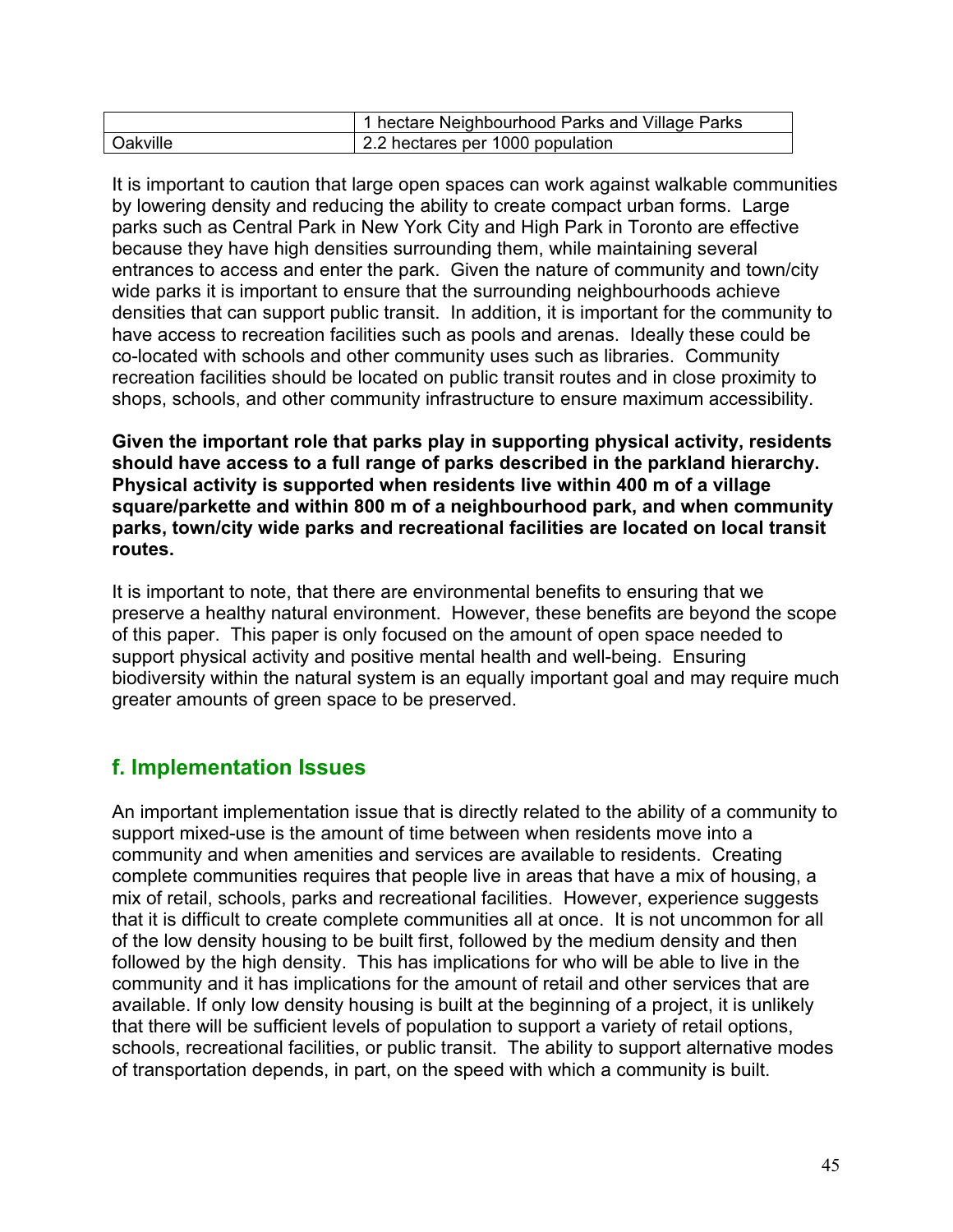|  | 1 hectare Neighbourhood Parks and Village Parks |
|---|---|
| Oakville | 2.2 hectares per 1000 population |

It is important to caution that large open spaces can work against walkable communities by lowering density and reducing the ability to create compact urban forms. Large parks such as Central Park in New York City and High Park in Toronto are effective because they have high densities surrounding them, while maintaining several entrances to access and enter the park. Given the nature of community and town/city wide parks it is important to ensure that the surrounding neighbourhoods achieve densities that can support public transit. In addition, it is important for the community to have access to recreation facilities such as pools and arenas. Ideally these could be co-located with schools and other community uses such as libraries. Community recreation facilities should be located on public transit routes and in close proximity to shops, schools, and other community infrastructure to ensure maximum accessibility.

**Given the important role that parks play in supporting physical activity, residents should have access to a full range of parks described in the parkland hierarchy. Physical activity is supported when residents live within 400 m of a village square/parkette and within 800 m of a neighbourhood park, and when community parks, town/city wide parks and recreational facilities are located on local transit routes.**

It is important to note, that there are environmental benefits to ensuring that we preserve a healthy natural environment. However, these benefits are beyond the scope of this paper. This paper is only focused on the amount of open space needed to support physical activity and positive mental health and well-being. Ensuring biodiversity within the natural system is an equally important goal and may require much greater amounts of green space to be preserved.

## f. Implementation Issues

An important implementation issue that is directly related to the ability of a community to support mixed-use is the amount of time between when residents move into a community and when amenities and services are available to residents. Creating complete communities requires that people live in areas that have a mix of housing, a mix of retail, schools, parks and recreational facilities. However, experience suggests that it is difficult to create complete communities all at once. It is not uncommon for all of the low density housing to be built first, followed by the medium density and then followed by the high density. This has implications for who will be able to live in the community and it has implications for the amount of retail and other services that are available. If only low density housing is built at the beginning of a project, it is unlikely that there will be sufficient levels of population to support a variety of retail options, schools, recreational facilities, or public transit. The ability to support alternative modes of transportation depends, in part, on the speed with which a community is built.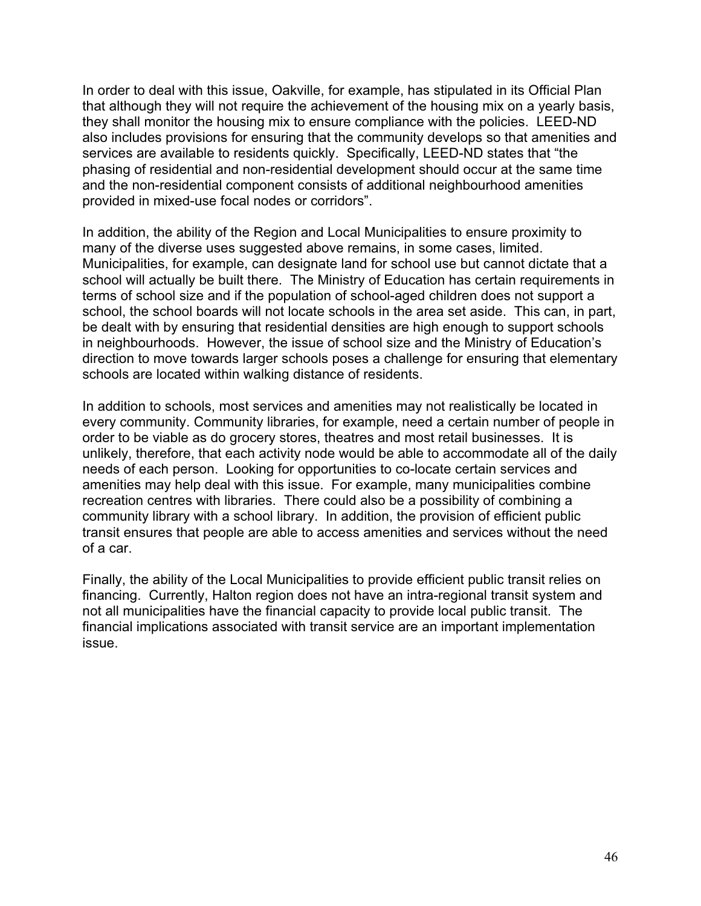In order to deal with this issue, Oakville, for example, has stipulated in its Official Plan that although they will not require the achievement of the housing mix on a yearly basis, they shall monitor the housing mix to ensure compliance with the policies. LEED-ND also includes provisions for ensuring that the community develops so that amenities and services are available to residents quickly. Specifically, LEED-ND states that "the phasing of residential and non-residential development should occur at the same time and the non-residential component consists of additional neighbourhood amenities provided in mixed-use focal nodes or corridors".

In addition, the ability of the Region and Local Municipalities to ensure proximity to many of the diverse uses suggested above remains, in some cases, limited. Municipalities, for example, can designate land for school use but cannot dictate that a school will actually be built there. The Ministry of Education has certain requirements in terms of school size and if the population of school-aged children does not support a school, the school boards will not locate schools in the area set aside. This can, in part, be dealt with by ensuring that residential densities are high enough to support schools in neighbourhoods. However, the issue of school size and the Ministry of Education's direction to move towards larger schools poses a challenge for ensuring that elementary schools are located within walking distance of residents.

In addition to schools, most services and amenities may not realistically be located in every community. Community libraries, for example, need a certain number of people in order to be viable as do grocery stores, theatres and most retail businesses. It is unlikely, therefore, that each activity node would be able to accommodate all of the daily needs of each person. Looking for opportunities to co-locate certain services and amenities may help deal with this issue. For example, many municipalities combine recreation centres with libraries. There could also be a possibility of combining a community library with a school library. In addition, the provision of efficient public transit ensures that people are able to access amenities and services without the need of a car.

Finally, the ability of the Local Municipalities to provide efficient public transit relies on financing. Currently, Halton region does not have an intra-regional transit system and not all municipalities have the financial capacity to provide local public transit. The financial implications associated with transit service are an important implementation issue.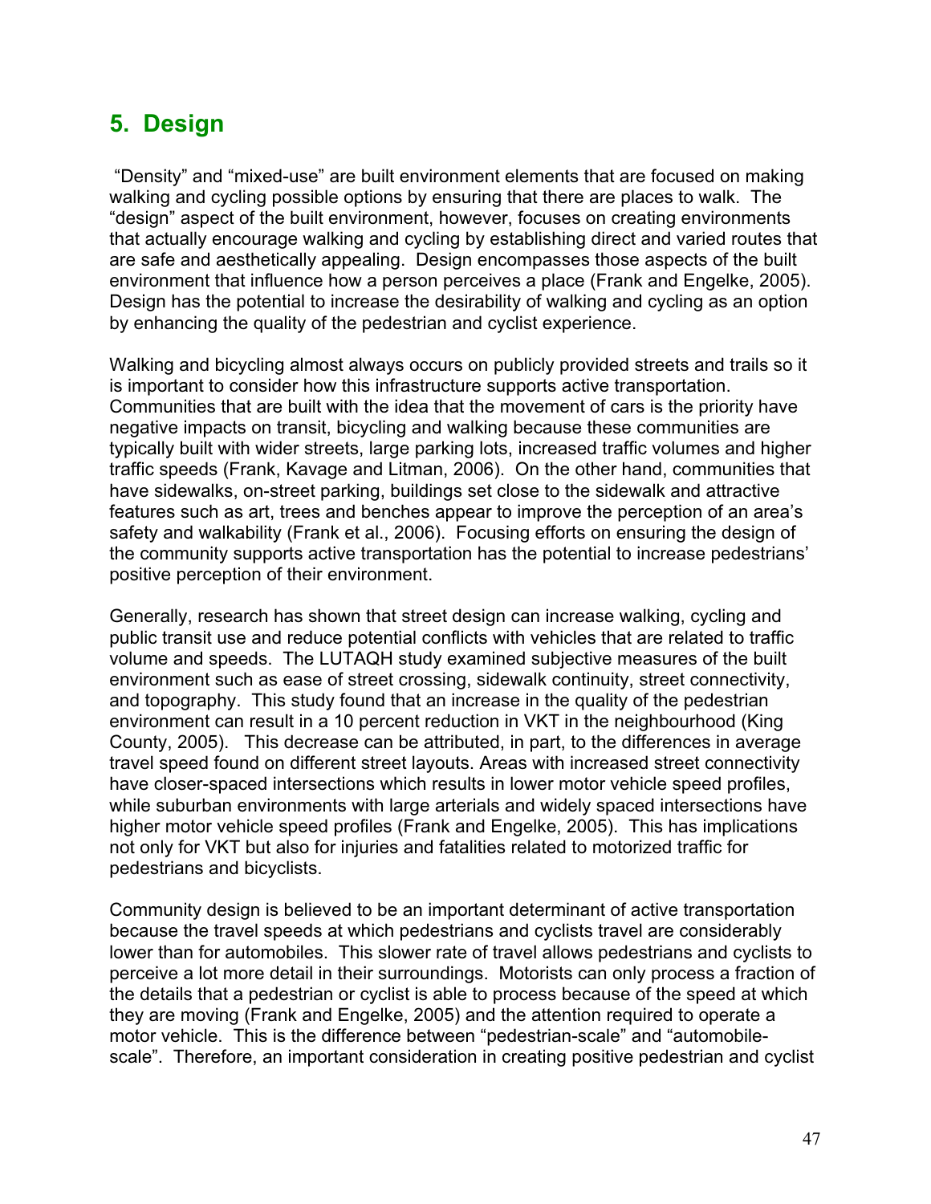## 5. Design

"Density" and "mixed-use" are built environment elements that are focused on making walking and cycling possible options by ensuring that there are places to walk. The "design" aspect of the built environment, however, focuses on creating environments that actually encourage walking and cycling by establishing direct and varied routes that are safe and aesthetically appealing. Design encompasses those aspects of the built environment that influence how a person perceives a place (Frank and Engelke, 2005). Design has the potential to increase the desirability of walking and cycling as an option by enhancing the quality of the pedestrian and cyclist experience.

Walking and bicycling almost always occurs on publicly provided streets and trails so it is important to consider how this infrastructure supports active transportation. Communities that are built with the idea that the movement of cars is the priority have negative impacts on transit, bicycling and walking because these communities are typically built with wider streets, large parking lots, increased traffic volumes and higher traffic speeds (Frank, Kavage and Litman, 2006). On the other hand, communities that have sidewalks, on-street parking, buildings set close to the sidewalk and attractive features such as art, trees and benches appear to improve the perception of an area's safety and walkability (Frank et al., 2006). Focusing efforts on ensuring the design of the community supports active transportation has the potential to increase pedestrians' positive perception of their environment.

Generally, research has shown that street design can increase walking, cycling and public transit use and reduce potential conflicts with vehicles that are related to traffic volume and speeds. The LUTAQH study examined subjective measures of the built environment such as ease of street crossing, sidewalk continuity, street connectivity, and topography. This study found that an increase in the quality of the pedestrian environment can result in a 10 percent reduction in VKT in the neighbourhood (King County, 2005). This decrease can be attributed, in part, to the differences in average travel speed found on different street layouts. Areas with increased street connectivity have closer-spaced intersections which results in lower motor vehicle speed profiles, while suburban environments with large arterials and widely spaced intersections have higher motor vehicle speed profiles (Frank and Engelke, 2005). This has implications not only for VKT but also for injuries and fatalities related to motorized traffic for pedestrians and bicyclists.

Community design is believed to be an important determinant of active transportation because the travel speeds at which pedestrians and cyclists travel are considerably lower than for automobiles. This slower rate of travel allows pedestrians and cyclists to perceive a lot more detail in their surroundings. Motorists can only process a fraction of the details that a pedestrian or cyclist is able to process because of the speed at which they are moving (Frank and Engelke, 2005) and the attention required to operate a motor vehicle. This is the difference between "pedestrian-scale" and "automobile-scale". Therefore, an important consideration in creating positive pedestrian and cyclist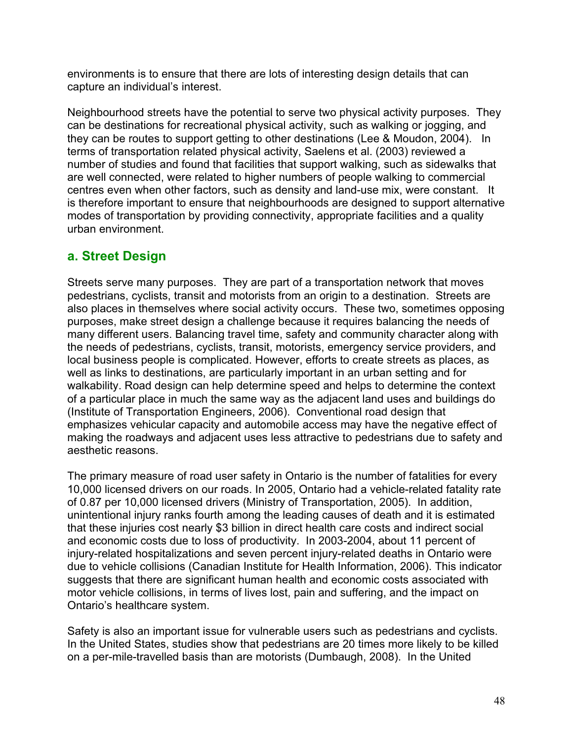environments is to ensure that there are lots of interesting design details that can capture an individual's interest.

Neighbourhood streets have the potential to serve two physical activity purposes. They can be destinations for recreational physical activity, such as walking or jogging, and they can be routes to support getting to other destinations (Lee & Moudon, 2004). In terms of transportation related physical activity, Saelens et al. (2003) reviewed a number of studies and found that facilities that support walking, such as sidewalks that are well connected, were related to higher numbers of people walking to commercial centres even when other factors, such as density and land-use mix, were constant. It is therefore important to ensure that neighbourhoods are designed to support alternative modes of transportation by providing connectivity, appropriate facilities and a quality urban environment.

## a. Street Design

Streets serve many purposes. They are part of a transportation network that moves pedestrians, cyclists, transit and motorists from an origin to a destination. Streets are also places in themselves where social activity occurs. These two, sometimes opposing purposes, make street design a challenge because it requires balancing the needs of many different users. Balancing travel time, safety and community character along with the needs of pedestrians, cyclists, transit, motorists, emergency service providers, and local business people is complicated. However, efforts to create streets as places, as well as links to destinations, are particularly important in an urban setting and for walkability. Road design can help determine speed and helps to determine the context of a particular place in much the same way as the adjacent land uses and buildings do (Institute of Transportation Engineers, 2006). Conventional road design that emphasizes vehicular capacity and automobile access may have the negative effect of making the roadways and adjacent uses less attractive to pedestrians due to safety and aesthetic reasons.

The primary measure of road user safety in Ontario is the number of fatalities for every 10,000 licensed drivers on our roads. In 2005, Ontario had a vehicle-related fatality rate of 0.87 per 10,000 licensed drivers (Ministry of Transportation, 2005). In addition, unintentional injury ranks fourth among the leading causes of death and it is estimated that these injuries cost nearly $3 billion in direct health care costs and indirect social and economic costs due to loss of productivity. In 2003-2004, about 11 percent of injury-related hospitalizations and seven percent injury-related deaths in Ontario were due to vehicle collisions (Canadian Institute for Health Information, 2006). This indicator suggests that there are significant human health and economic costs associated with motor vehicle collisions, in terms of lives lost, pain and suffering, and the impact on Ontario's healthcare system.

Safety is also an important issue for vulnerable users such as pedestrians and cyclists. In the United States, studies show that pedestrians are 20 times more likely to be killed on a per-mile-travelled basis than are motorists (Dumbaugh, 2008). In the United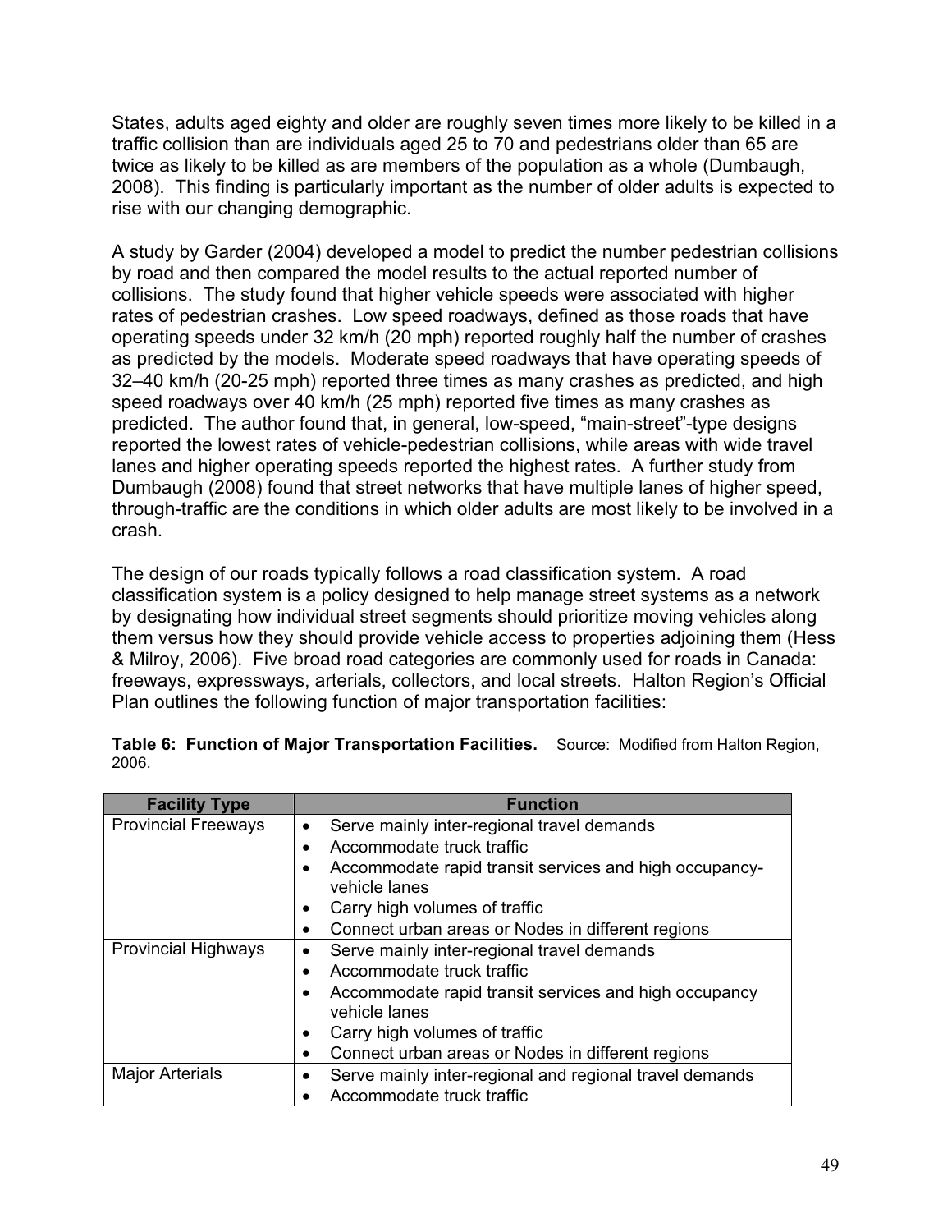States, adults aged eighty and older are roughly seven times more likely to be killed in a traffic collision than are individuals aged 25 to 70 and pedestrians older than 65 are twice as likely to be killed as are members of the population as a whole (Dumbaugh, 2008). This finding is particularly important as the number of older adults is expected to rise with our changing demographic.

A study by Garder (2004) developed a model to predict the number pedestrian collisions by road and then compared the model results to the actual reported number of collisions. The study found that higher vehicle speeds were associated with higher rates of pedestrian crashes. Low speed roadways, defined as those roads that have operating speeds under 32 km/h (20 mph) reported roughly half the number of crashes as predicted by the models. Moderate speed roadways that have operating speeds of 32–40 km/h (20-25 mph) reported three times as many crashes as predicted, and high speed roadways over 40 km/h (25 mph) reported five times as many crashes as predicted. The author found that, in general, low-speed, "main-street"-type designs reported the lowest rates of vehicle-pedestrian collisions, while areas with wide travel lanes and higher operating speeds reported the highest rates. A further study from Dumbaugh (2008) found that street networks that have multiple lanes of higher speed, through-traffic are the conditions in which older adults are most likely to be involved in a crash.

The design of our roads typically follows a road classification system. A road classification system is a policy designed to help manage street systems as a network by designating how individual street segments should prioritize moving vehicles along them versus how they should provide vehicle access to properties adjoining them (Hess & Milroy, 2006). Five broad road categories are commonly used for roads in Canada: freeways, expressways, arterials, collectors, and local streets. Halton Region's Official Plan outlines the following function of major transportation facilities:

**Table 6: Function of Major Transportation Facilities.** Source: Modified from Halton Region, 2006.

| Facility Type | Function |
| --- | --- |
| Provincial Freeways | • Serve mainly inter-regional travel demands<br>• Accommodate truck traffic<br>• Accommodate rapid transit services and high occupancy-vehicle lanes<br>• Carry high volumes of traffic<br>• Connect urban areas or Nodes in different regions |
| Provincial Highways | • Serve mainly inter-regional travel demands<br>• Accommodate truck traffic<br>• Accommodate rapid transit services and high occupancy vehicle lanes<br>• Carry high volumes of traffic<br>• Connect urban areas or Nodes in different regions |
| Major Arterials | • Serve mainly inter-regional and regional travel demands<br>• Accommodate truck traffic |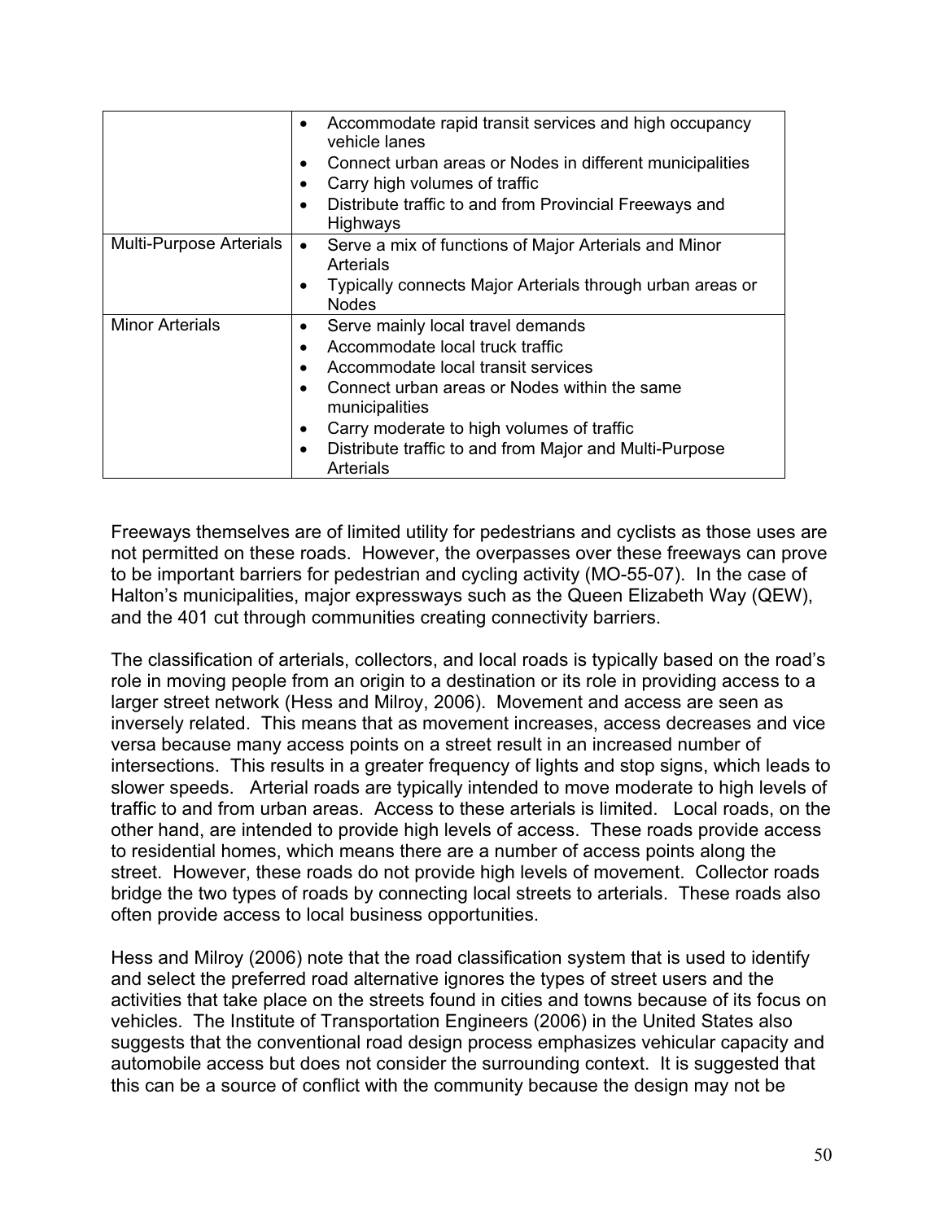| | |
|---|---|
| | • Accommodate rapid transit services and high occupancy vehicle lanes<br>• Connect urban areas or Nodes in different municipalities<br>• Carry high volumes of traffic<br>• Distribute traffic to and from Provincial Freeways and Highways |
| Multi-Purpose Arterials | • Serve a mix of functions of Major Arterials and Minor Arterials<br>• Typically connects Major Arterials through urban areas or Nodes |
| Minor Arterials | • Serve mainly local travel demands<br>• Accommodate local truck traffic<br>• Accommodate local transit services<br>• Connect urban areas or Nodes within the same municipalities<br>• Carry moderate to high volumes of traffic<br>• Distribute traffic to and from Major and Multi-Purpose Arterials |

Freeways themselves are of limited utility for pedestrians and cyclists as those uses are not permitted on these roads. However, the overpasses over these freeways can prove to be important barriers for pedestrian and cycling activity (MO-55-07). In the case of Halton's municipalities, major expressways such as the Queen Elizabeth Way (QEW), and the 401 cut through communities creating connectivity barriers.

The classification of arterials, collectors, and local roads is typically based on the road's role in moving people from an origin to a destination or its role in providing access to a larger street network (Hess and Milroy, 2006). Movement and access are seen as inversely related. This means that as movement increases, access decreases and vice versa because many access points on a street result in an increased number of intersections. This results in a greater frequency of lights and stop signs, which leads to slower speeds. Arterial roads are typically intended to move moderate to high levels of traffic to and from urban areas. Access to these arterials is limited. Local roads, on the other hand, are intended to provide high levels of access. These roads provide access to residential homes, which means there are a number of access points along the street. However, these roads do not provide high levels of movement. Collector roads bridge the two types of roads by connecting local streets to arterials. These roads also often provide access to local business opportunities.

Hess and Milroy (2006) note that the road classification system that is used to identify and select the preferred road alternative ignores the types of street users and the activities that take place on the streets found in cities and towns because of its focus on vehicles. The Institute of Transportation Engineers (2006) in the United States also suggests that the conventional road design process emphasizes vehicular capacity and automobile access but does not consider the surrounding context. It is suggested that this can be a source of conflict with the community because the design may not be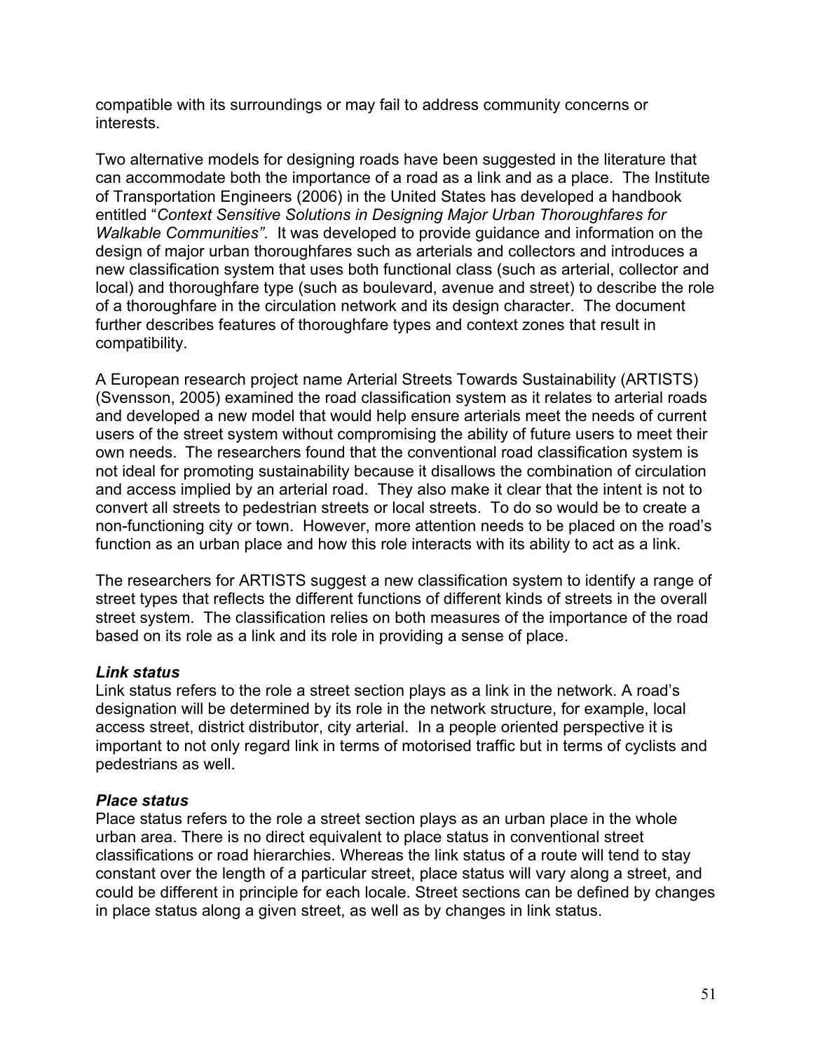compatible with its surroundings or may fail to address community concerns or interests.

Two alternative models for designing roads have been suggested in the literature that can accommodate both the importance of a road as a link and as a place. The Institute of Transportation Engineers (2006) in the United States has developed a handbook entitled "*Context Sensitive Solutions in Designing Major Urban Thoroughfares for Walkable Communities"*. It was developed to provide guidance and information on the design of major urban thoroughfares such as arterials and collectors and introduces a new classification system that uses both functional class (such as arterial, collector and local) and thoroughfare type (such as boulevard, avenue and street) to describe the role of a thoroughfare in the circulation network and its design character. The document further describes features of thoroughfare types and context zones that result in compatibility.

A European research project name Arterial Streets Towards Sustainability (ARTISTS) (Svensson, 2005) examined the road classification system as it relates to arterial roads and developed a new model that would help ensure arterials meet the needs of current users of the street system without compromising the ability of future users to meet their own needs. The researchers found that the conventional road classification system is not ideal for promoting sustainability because it disallows the combination of circulation and access implied by an arterial road. They also make it clear that the intent is not to convert all streets to pedestrian streets or local streets. To do so would be to create a non-functioning city or town. However, more attention needs to be placed on the road's function as an urban place and how this role interacts with its ability to act as a link.

The researchers for ARTISTS suggest a new classification system to identify a range of street types that reflects the different functions of different kinds of streets in the overall street system. The classification relies on both measures of the importance of the road based on its role as a link and its role in providing a sense of place.

***Link status***

Link status refers to the role a street section plays as a link in the network. A road's designation will be determined by its role in the network structure, for example, local access street, district distributor, city arterial. In a people oriented perspective it is important to not only regard link in terms of motorised traffic but in terms of cyclists and pedestrians as well.

***Place status***

Place status refers to the role a street section plays as an urban place in the whole urban area. There is no direct equivalent to place status in conventional street classifications or road hierarchies. Whereas the link status of a route will tend to stay constant over the length of a particular street, place status will vary along a street, and could be different in principle for each locale. Street sections can be defined by changes in place status along a given street, as well as by changes in link status.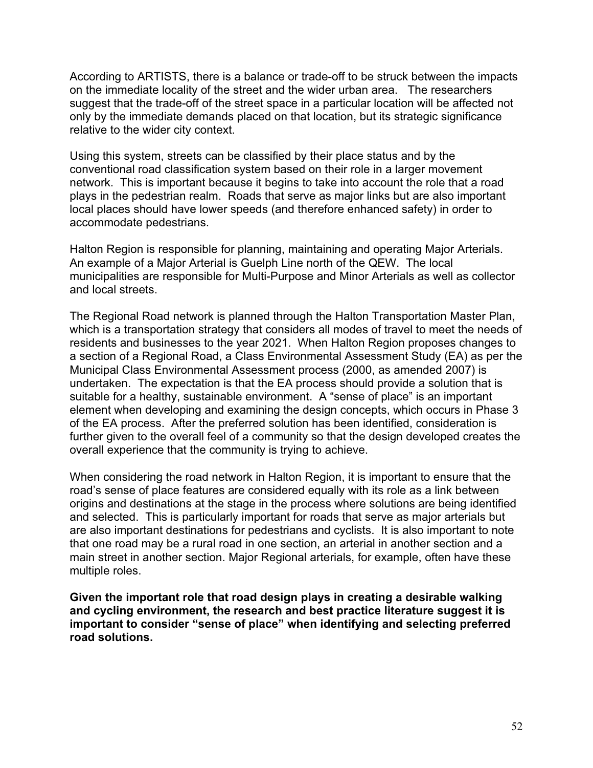According to ARTISTS, there is a balance or trade-off to be struck between the impacts on the immediate locality of the street and the wider urban area. The researchers suggest that the trade-off of the street space in a particular location will be affected not only by the immediate demands placed on that location, but its strategic significance relative to the wider city context.

Using this system, streets can be classified by their place status and by the conventional road classification system based on their role in a larger movement network. This is important because it begins to take into account the role that a road plays in the pedestrian realm. Roads that serve as major links but are also important local places should have lower speeds (and therefore enhanced safety) in order to accommodate pedestrians.

Halton Region is responsible for planning, maintaining and operating Major Arterials. An example of a Major Arterial is Guelph Line north of the QEW. The local municipalities are responsible for Multi-Purpose and Minor Arterials as well as collector and local streets.

The Regional Road network is planned through the Halton Transportation Master Plan, which is a transportation strategy that considers all modes of travel to meet the needs of residents and businesses to the year 2021. When Halton Region proposes changes to a section of a Regional Road, a Class Environmental Assessment Study (EA) as per the Municipal Class Environmental Assessment process (2000, as amended 2007) is undertaken. The expectation is that the EA process should provide a solution that is suitable for a healthy, sustainable environment. A "sense of place" is an important element when developing and examining the design concepts, which occurs in Phase 3 of the EA process. After the preferred solution has been identified, consideration is further given to the overall feel of a community so that the design developed creates the overall experience that the community is trying to achieve.

When considering the road network in Halton Region, it is important to ensure that the road's sense of place features are considered equally with its role as a link between origins and destinations at the stage in the process where solutions are being identified and selected. This is particularly important for roads that serve as major arterials but are also important destinations for pedestrians and cyclists. It is also important to note that one road may be a rural road in one section, an arterial in another section and a main street in another section. Major Regional arterials, for example, often have these multiple roles.

**Given the important role that road design plays in creating a desirable walking and cycling environment, the research and best practice literature suggest it is important to consider "sense of place" when identifying and selecting preferred road solutions.**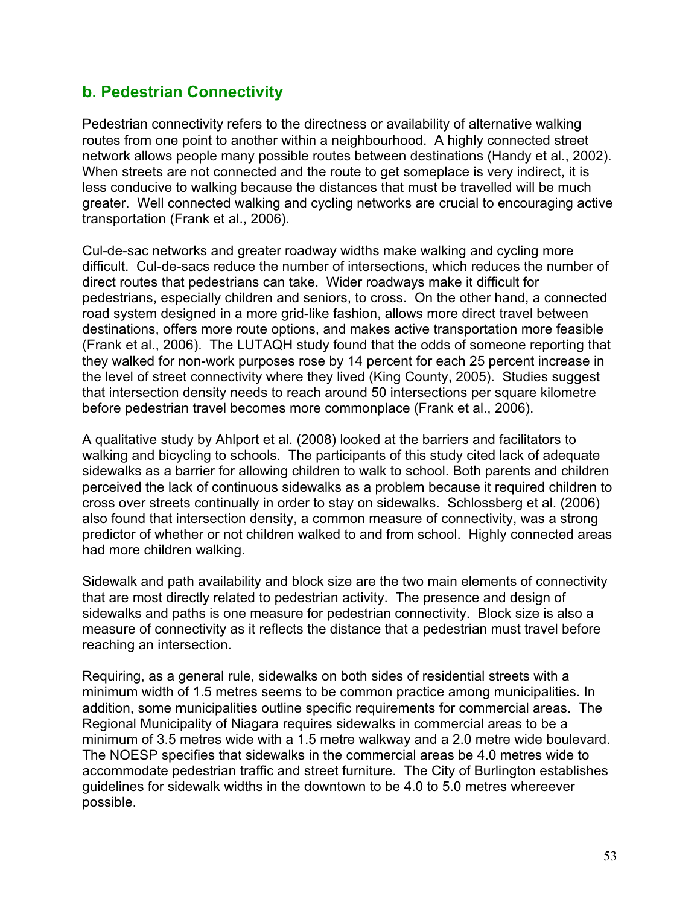## b. Pedestrian Connectivity

Pedestrian connectivity refers to the directness or availability of alternative walking routes from one point to another within a neighbourhood. A highly connected street network allows people many possible routes between destinations (Handy et al., 2002). When streets are not connected and the route to get someplace is very indirect, it is less conducive to walking because the distances that must be travelled will be much greater. Well connected walking and cycling networks are crucial to encouraging active transportation (Frank et al., 2006).

Cul-de-sac networks and greater roadway widths make walking and cycling more difficult. Cul-de-sacs reduce the number of intersections, which reduces the number of direct routes that pedestrians can take. Wider roadways make it difficult for pedestrians, especially children and seniors, to cross. On the other hand, a connected road system designed in a more grid-like fashion, allows more direct travel between destinations, offers more route options, and makes active transportation more feasible (Frank et al., 2006). The LUTAQH study found that the odds of someone reporting that they walked for non-work purposes rose by 14 percent for each 25 percent increase in the level of street connectivity where they lived (King County, 2005). Studies suggest that intersection density needs to reach around 50 intersections per square kilometre before pedestrian travel becomes more commonplace (Frank et al., 2006).

A qualitative study by Ahlport et al. (2008) looked at the barriers and facilitators to walking and bicycling to schools. The participants of this study cited lack of adequate sidewalks as a barrier for allowing children to walk to school. Both parents and children perceived the lack of continuous sidewalks as a problem because it required children to cross over streets continually in order to stay on sidewalks. Schlossberg et al. (2006) also found that intersection density, a common measure of connectivity, was a strong predictor of whether or not children walked to and from school. Highly connected areas had more children walking.

Sidewalk and path availability and block size are the two main elements of connectivity that are most directly related to pedestrian activity. The presence and design of sidewalks and paths is one measure for pedestrian connectivity. Block size is also a measure of connectivity as it reflects the distance that a pedestrian must travel before reaching an intersection.

Requiring, as a general rule, sidewalks on both sides of residential streets with a minimum width of 1.5 metres seems to be common practice among municipalities. In addition, some municipalities outline specific requirements for commercial areas. The Regional Municipality of Niagara requires sidewalks in commercial areas to be a minimum of 3.5 metres wide with a 1.5 metre walkway and a 2.0 metre wide boulevard. The NOESP specifies that sidewalks in the commercial areas be 4.0 metres wide to accommodate pedestrian traffic and street furniture. The City of Burlington establishes guidelines for sidewalk widths in the downtown to be 4.0 to 5.0 metres whereever possible.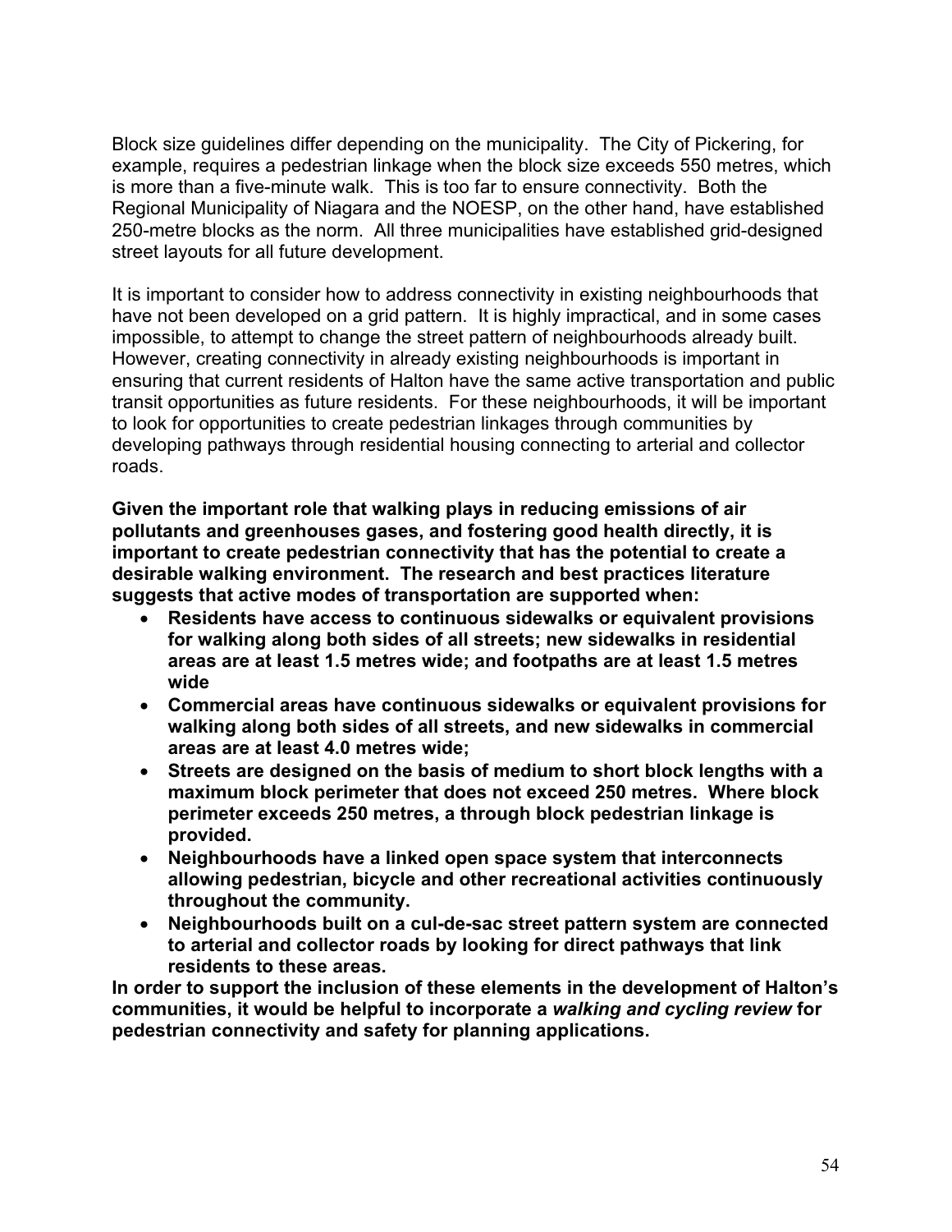Block size guidelines differ depending on the municipality. The City of Pickering, for example, requires a pedestrian linkage when the block size exceeds 550 metres, which is more than a five-minute walk. This is too far to ensure connectivity. Both the Regional Municipality of Niagara and the NOESP, on the other hand, have established 250-metre blocks as the norm. All three municipalities have established grid-designed street layouts for all future development.

It is important to consider how to address connectivity in existing neighbourhoods that have not been developed on a grid pattern. It is highly impractical, and in some cases impossible, to attempt to change the street pattern of neighbourhoods already built. However, creating connectivity in already existing neighbourhoods is important in ensuring that current residents of Halton have the same active transportation and public transit opportunities as future residents. For these neighbourhoods, it will be important to look for opportunities to create pedestrian linkages through communities by developing pathways through residential housing connecting to arterial and collector roads.

**Given the important role that walking plays in reducing emissions of air pollutants and greenhouses gases, and fostering good health directly, it is important to create pedestrian connectivity that has the potential to create a desirable walking environment. The research and best practices literature suggests that active modes of transportation are supported when:**

- **Residents have access to continuous sidewalks or equivalent provisions for walking along both sides of all streets; new sidewalks in residential areas are at least 1.5 metres wide; and footpaths are at least 1.5 metres wide**
- **Commercial areas have continuous sidewalks or equivalent provisions for walking along both sides of all streets, and new sidewalks in commercial areas are at least 4.0 metres wide;**
- **Streets are designed on the basis of medium to short block lengths with a maximum block perimeter that does not exceed 250 metres. Where block perimeter exceeds 250 metres, a through block pedestrian linkage is provided.**
- **Neighbourhoods have a linked open space system that interconnects allowing pedestrian, bicycle and other recreational activities continuously throughout the community.**
- **Neighbourhoods built on a cul-de-sac street pattern system are connected to arterial and collector roads by looking for direct pathways that link residents to these areas.**

**In order to support the inclusion of these elements in the development of Halton's communities, it would be helpful to incorporate a *walking and cycling review* for pedestrian connectivity and safety for planning applications.**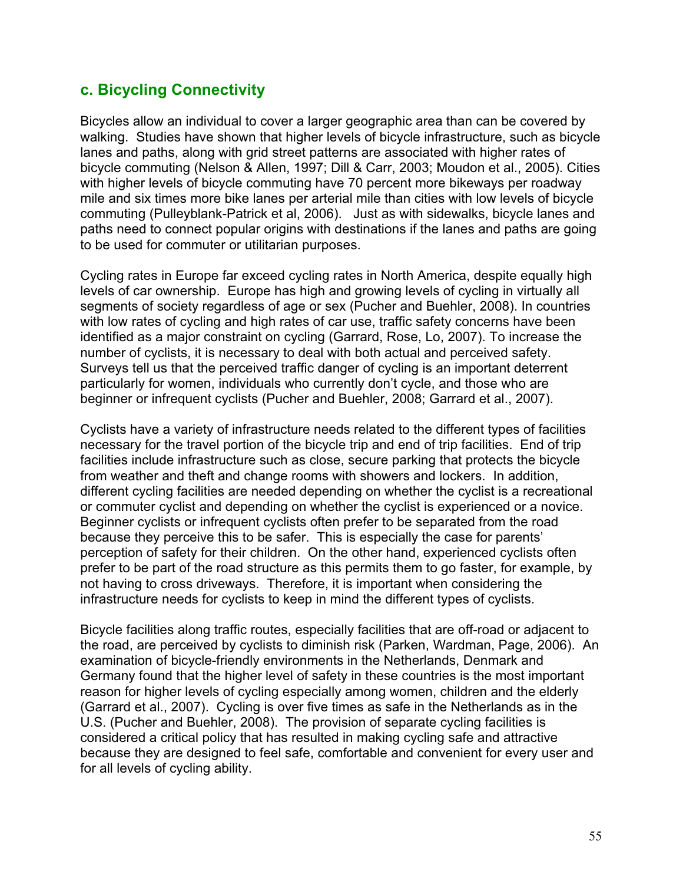## c. Bicycling Connectivity

Bicycles allow an individual to cover a larger geographic area than can be covered by walking. Studies have shown that higher levels of bicycle infrastructure, such as bicycle lanes and paths, along with grid street patterns are associated with higher rates of bicycle commuting (Nelson & Allen, 1997; Dill & Carr, 2003; Moudon et al., 2005). Cities with higher levels of bicycle commuting have 70 percent more bikeways per roadway mile and six times more bike lanes per arterial mile than cities with low levels of bicycle commuting (Pulleyblank-Patrick et al, 2006). Just as with sidewalks, bicycle lanes and paths need to connect popular origins with destinations if the lanes and paths are going to be used for commuter or utilitarian purposes.

Cycling rates in Europe far exceed cycling rates in North America, despite equally high levels of car ownership. Europe has high and growing levels of cycling in virtually all segments of society regardless of age or sex (Pucher and Buehler, 2008). In countries with low rates of cycling and high rates of car use, traffic safety concerns have been identified as a major constraint on cycling (Garrard, Rose, Lo, 2007). To increase the number of cyclists, it is necessary to deal with both actual and perceived safety. Surveys tell us that the perceived traffic danger of cycling is an important deterrent particularly for women, individuals who currently don't cycle, and those who are beginner or infrequent cyclists (Pucher and Buehler, 2008; Garrard et al., 2007).

Cyclists have a variety of infrastructure needs related to the different types of facilities necessary for the travel portion of the bicycle trip and end of trip facilities. End of trip facilities include infrastructure such as close, secure parking that protects the bicycle from weather and theft and change rooms with showers and lockers. In addition, different cycling facilities are needed depending on whether the cyclist is a recreational or commuter cyclist and depending on whether the cyclist is experienced or a novice. Beginner cyclists or infrequent cyclists often prefer to be separated from the road because they perceive this to be safer. This is especially the case for parents' perception of safety for their children. On the other hand, experienced cyclists often prefer to be part of the road structure as this permits them to go faster, for example, by not having to cross driveways. Therefore, it is important when considering the infrastructure needs for cyclists to keep in mind the different types of cyclists.

Bicycle facilities along traffic routes, especially facilities that are off-road or adjacent to the road, are perceived by cyclists to diminish risk (Parken, Wardman, Page, 2006). An examination of bicycle-friendly environments in the Netherlands, Denmark and Germany found that the higher level of safety in these countries is the most important reason for higher levels of cycling especially among women, children and the elderly (Garrard et al., 2007). Cycling is over five times as safe in the Netherlands as in the U.S. (Pucher and Buehler, 2008). The provision of separate cycling facilities is considered a critical policy that has resulted in making cycling safe and attractive because they are designed to feel safe, comfortable and convenient for every user and for all levels of cycling ability.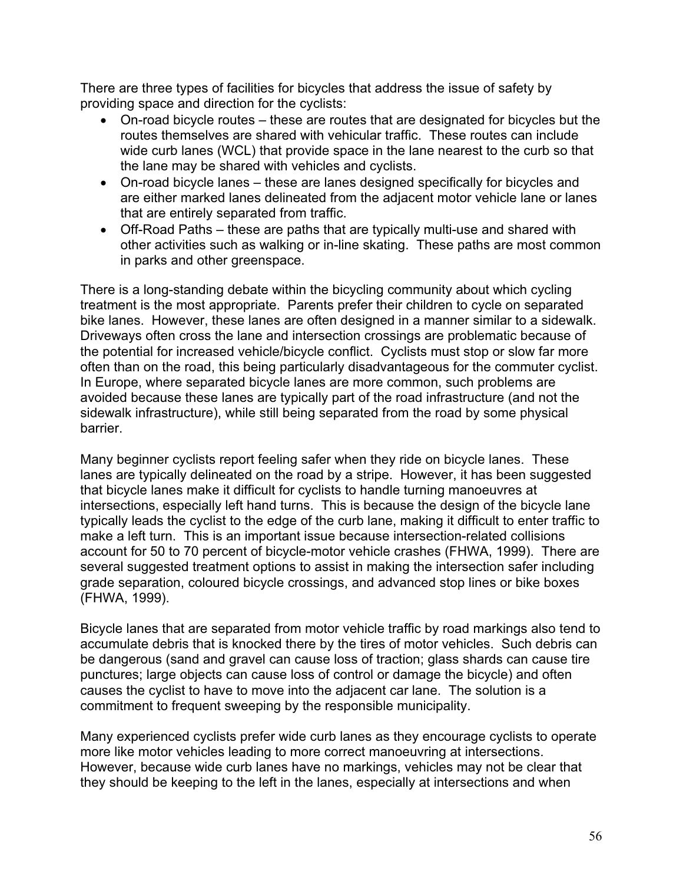There are three types of facilities for bicycles that address the issue of safety by providing space and direction for the cyclists:

- On-road bicycle routes – these are routes that are designated for bicycles but the routes themselves are shared with vehicular traffic. These routes can include wide curb lanes (WCL) that provide space in the lane nearest to the curb so that the lane may be shared with vehicles and cyclists.
- On-road bicycle lanes – these are lanes designed specifically for bicycles and are either marked lanes delineated from the adjacent motor vehicle lane or lanes that are entirely separated from traffic.
- Off-Road Paths – these are paths that are typically multi-use and shared with other activities such as walking or in-line skating. These paths are most common in parks and other greenspace.

There is a long-standing debate within the bicycling community about which cycling treatment is the most appropriate. Parents prefer their children to cycle on separated bike lanes. However, these lanes are often designed in a manner similar to a sidewalk. Driveways often cross the lane and intersection crossings are problematic because of the potential for increased vehicle/bicycle conflict. Cyclists must stop or slow far more often than on the road, this being particularly disadvantageous for the commuter cyclist. In Europe, where separated bicycle lanes are more common, such problems are avoided because these lanes are typically part of the road infrastructure (and not the sidewalk infrastructure), while still being separated from the road by some physical barrier.

Many beginner cyclists report feeling safer when they ride on bicycle lanes. These lanes are typically delineated on the road by a stripe. However, it has been suggested that bicycle lanes make it difficult for cyclists to handle turning manoeuvres at intersections, especially left hand turns. This is because the design of the bicycle lane typically leads the cyclist to the edge of the curb lane, making it difficult to enter traffic to make a left turn. This is an important issue because intersection-related collisions account for 50 to 70 percent of bicycle-motor vehicle crashes (FHWA, 1999). There are several suggested treatment options to assist in making the intersection safer including grade separation, coloured bicycle crossings, and advanced stop lines or bike boxes (FHWA, 1999).

Bicycle lanes that are separated from motor vehicle traffic by road markings also tend to accumulate debris that is knocked there by the tires of motor vehicles. Such debris can be dangerous (sand and gravel can cause loss of traction; glass shards can cause tire punctures; large objects can cause loss of control or damage the bicycle) and often causes the cyclist to have to move into the adjacent car lane. The solution is a commitment to frequent sweeping by the responsible municipality.

Many experienced cyclists prefer wide curb lanes as they encourage cyclists to operate more like motor vehicles leading to more correct manoeuvring at intersections. However, because wide curb lanes have no markings, vehicles may not be clear that they should be keeping to the left in the lanes, especially at intersections and when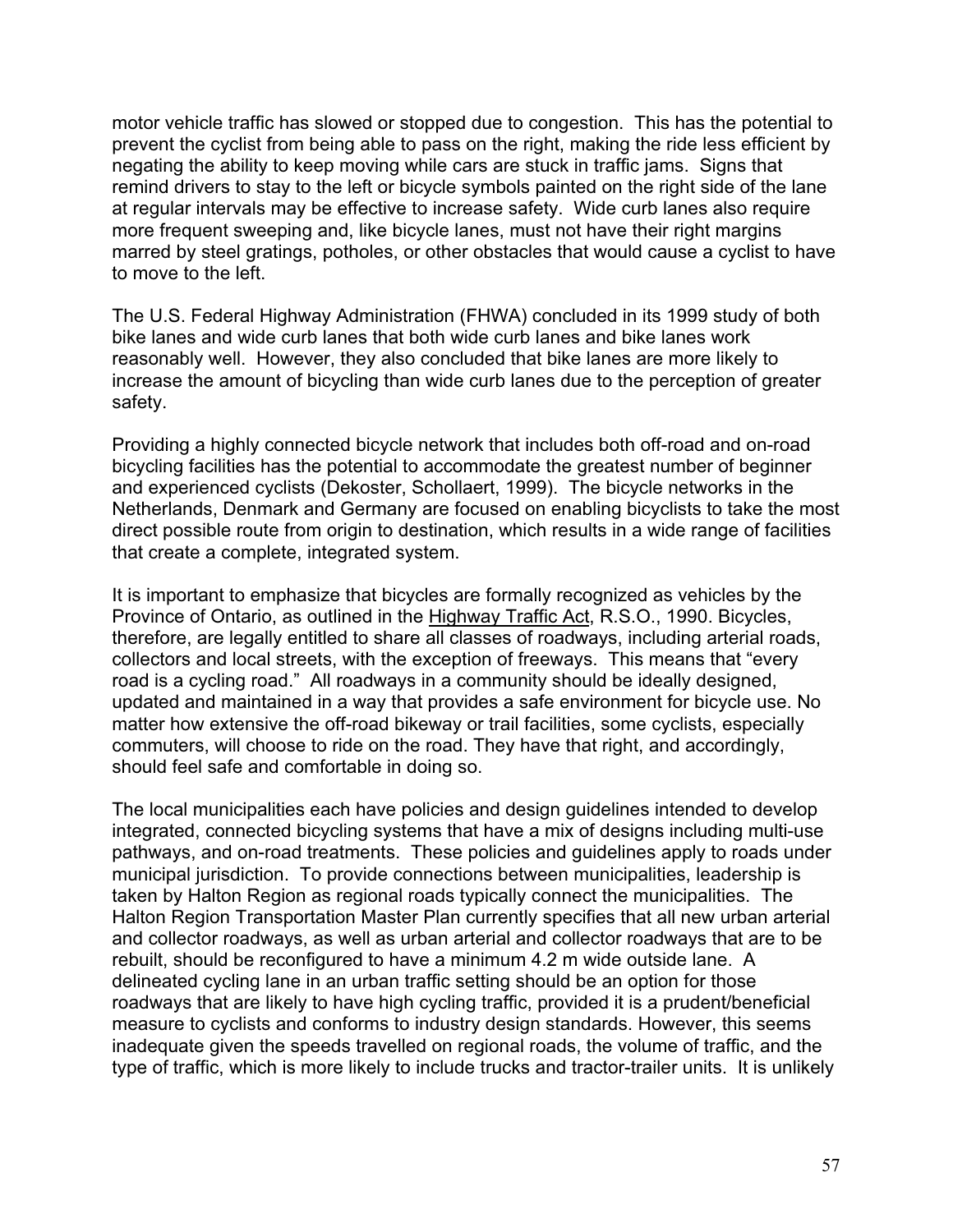motor vehicle traffic has slowed or stopped due to congestion. This has the potential to prevent the cyclist from being able to pass on the right, making the ride less efficient by negating the ability to keep moving while cars are stuck in traffic jams. Signs that remind drivers to stay to the left or bicycle symbols painted on the right side of the lane at regular intervals may be effective to increase safety. Wide curb lanes also require more frequent sweeping and, like bicycle lanes, must not have their right margins marred by steel gratings, potholes, or other obstacles that would cause a cyclist to have to move to the left.

The U.S. Federal Highway Administration (FHWA) concluded in its 1999 study of both bike lanes and wide curb lanes that both wide curb lanes and bike lanes work reasonably well. However, they also concluded that bike lanes are more likely to increase the amount of bicycling than wide curb lanes due to the perception of greater safety.

Providing a highly connected bicycle network that includes both off-road and on-road bicycling facilities has the potential to accommodate the greatest number of beginner and experienced cyclists (Dekoster, Schollaert, 1999). The bicycle networks in the Netherlands, Denmark and Germany are focused on enabling bicyclists to take the most direct possible route from origin to destination, which results in a wide range of facilities that create a complete, integrated system.

It is important to emphasize that bicycles are formally recognized as vehicles by the Province of Ontario, as outlined in the Highway Traffic Act, R.S.O., 1990. Bicycles, therefore, are legally entitled to share all classes of roadways, including arterial roads, collectors and local streets, with the exception of freeways. This means that "every road is a cycling road." All roadways in a community should be ideally designed, updated and maintained in a way that provides a safe environment for bicycle use. No matter how extensive the off-road bikeway or trail facilities, some cyclists, especially commuters, will choose to ride on the road. They have that right, and accordingly, should feel safe and comfortable in doing so.

The local municipalities each have policies and design guidelines intended to develop integrated, connected bicycling systems that have a mix of designs including multi-use pathways, and on-road treatments. These policies and guidelines apply to roads under municipal jurisdiction. To provide connections between municipalities, leadership is taken by Halton Region as regional roads typically connect the municipalities. The Halton Region Transportation Master Plan currently specifies that all new urban arterial and collector roadways, as well as urban arterial and collector roadways that are to be rebuilt, should be reconfigured to have a minimum 4.2 m wide outside lane. A delineated cycling lane in an urban traffic setting should be an option for those roadways that are likely to have high cycling traffic, provided it is a prudent/beneficial measure to cyclists and conforms to industry design standards. However, this seems inadequate given the speeds travelled on regional roads, the volume of traffic, and the type of traffic, which is more likely to include trucks and tractor-trailer units. It is unlikely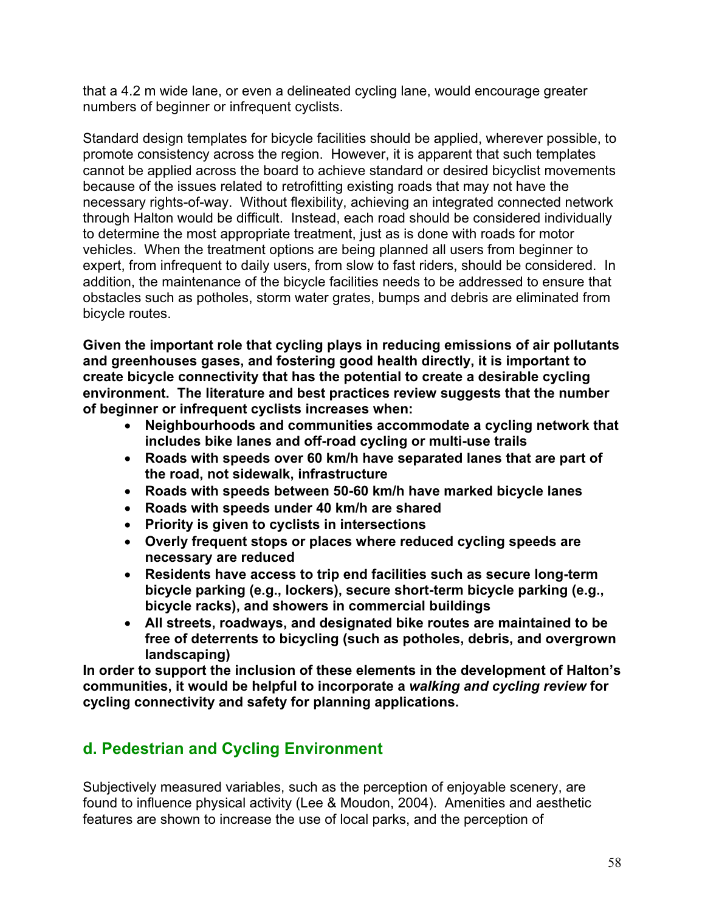that a 4.2 m wide lane, or even a delineated cycling lane, would encourage greater numbers of beginner or infrequent cyclists.

Standard design templates for bicycle facilities should be applied, wherever possible, to promote consistency across the region. However, it is apparent that such templates cannot be applied across the board to achieve standard or desired bicyclist movements because of the issues related to retrofitting existing roads that may not have the necessary rights-of-way. Without flexibility, achieving an integrated connected network through Halton would be difficult. Instead, each road should be considered individually to determine the most appropriate treatment, just as is done with roads for motor vehicles. When the treatment options are being planned all users from beginner to expert, from infrequent to daily users, from slow to fast riders, should be considered. In addition, the maintenance of the bicycle facilities needs to be addressed to ensure that obstacles such as potholes, storm water grates, bumps and debris are eliminated from bicycle routes.

**Given the important role that cycling plays in reducing emissions of air pollutants and greenhouses gases, and fostering good health directly, it is important to create bicycle connectivity that has the potential to create a desirable cycling environment. The literature and best practices review suggests that the number of beginner or infrequent cyclists increases when:**

- **Neighbourhoods and communities accommodate a cycling network that includes bike lanes and off-road cycling or multi-use trails**
- **Roads with speeds over 60 km/h have separated lanes that are part of the road, not sidewalk, infrastructure**
- **Roads with speeds between 50-60 km/h have marked bicycle lanes**
- **Roads with speeds under 40 km/h are shared**
- **Priority is given to cyclists in intersections**
- **Overly frequent stops or places where reduced cycling speeds are necessary are reduced**
- **Residents have access to trip end facilities such as secure long-term bicycle parking (e.g., lockers), secure short-term bicycle parking (e.g., bicycle racks), and showers in commercial buildings**
- **All streets, roadways, and designated bike routes are maintained to be free of deterrents to bicycling (such as potholes, debris, and overgrown landscaping)**

**In order to support the inclusion of these elements in the development of Halton's communities, it would be helpful to incorporate a *walking and cycling review* for cycling connectivity and safety for planning applications.**

## d. Pedestrian and Cycling Environment

Subjectively measured variables, such as the perception of enjoyable scenery, are found to influence physical activity (Lee & Moudon, 2004). Amenities and aesthetic features are shown to increase the use of local parks, and the perception of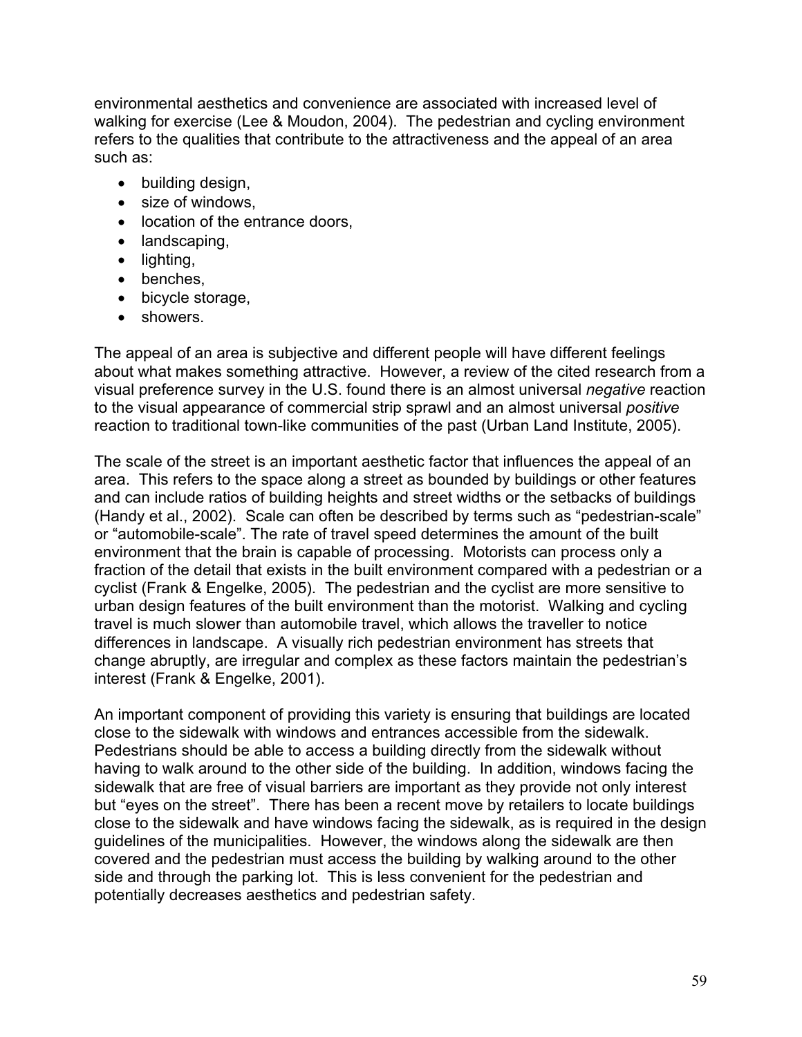environmental aesthetics and convenience are associated with increased level of walking for exercise (Lee & Moudon, 2004). The pedestrian and cycling environment refers to the qualities that contribute to the attractiveness and the appeal of an area such as:

- building design,
- size of windows,
- location of the entrance doors,
- landscaping,
- lighting,
- benches,
- bicycle storage,
- showers.

The appeal of an area is subjective and different people will have different feelings about what makes something attractive. However, a review of the cited research from a visual preference survey in the U.S. found there is an almost universal *negative* reaction to the visual appearance of commercial strip sprawl and an almost universal *positive* reaction to traditional town-like communities of the past (Urban Land Institute, 2005).

The scale of the street is an important aesthetic factor that influences the appeal of an area. This refers to the space along a street as bounded by buildings or other features and can include ratios of building heights and street widths or the setbacks of buildings (Handy et al., 2002). Scale can often be described by terms such as "pedestrian-scale" or "automobile-scale". The rate of travel speed determines the amount of the built environment that the brain is capable of processing. Motorists can process only a fraction of the detail that exists in the built environment compared with a pedestrian or a cyclist (Frank & Engelke, 2005). The pedestrian and the cyclist are more sensitive to urban design features of the built environment than the motorist. Walking and cycling travel is much slower than automobile travel, which allows the traveller to notice differences in landscape. A visually rich pedestrian environment has streets that change abruptly, are irregular and complex as these factors maintain the pedestrian's interest (Frank & Engelke, 2001).

An important component of providing this variety is ensuring that buildings are located close to the sidewalk with windows and entrances accessible from the sidewalk. Pedestrians should be able to access a building directly from the sidewalk without having to walk around to the other side of the building. In addition, windows facing the sidewalk that are free of visual barriers are important as they provide not only interest but "eyes on the street". There has been a recent move by retailers to locate buildings close to the sidewalk and have windows facing the sidewalk, as is required in the design guidelines of the municipalities. However, the windows along the sidewalk are then covered and the pedestrian must access the building by walking around to the other side and through the parking lot. This is less convenient for the pedestrian and potentially decreases aesthetics and pedestrian safety.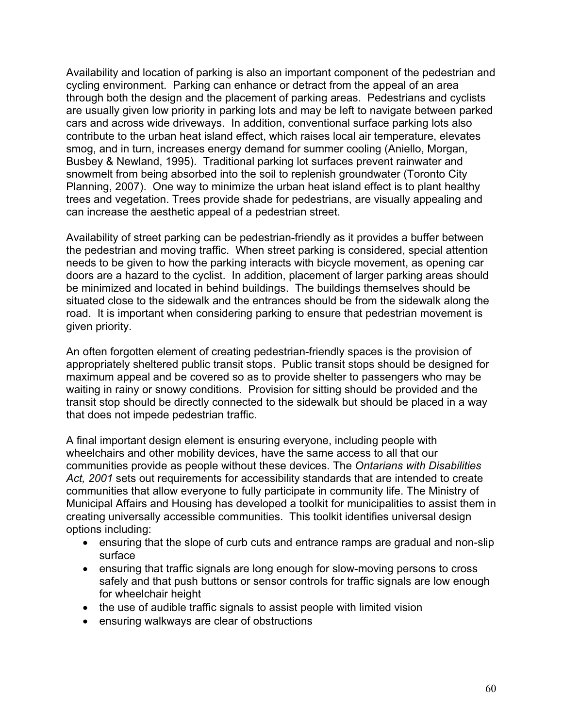Availability and location of parking is also an important component of the pedestrian and cycling environment. Parking can enhance or detract from the appeal of an area through both the design and the placement of parking areas. Pedestrians and cyclists are usually given low priority in parking lots and may be left to navigate between parked cars and across wide driveways. In addition, conventional surface parking lots also contribute to the urban heat island effect, which raises local air temperature, elevates smog, and in turn, increases energy demand for summer cooling (Aniello, Morgan, Busbey & Newland, 1995). Traditional parking lot surfaces prevent rainwater and snowmelt from being absorbed into the soil to replenish groundwater (Toronto City Planning, 2007). One way to minimize the urban heat island effect is to plant healthy trees and vegetation. Trees provide shade for pedestrians, are visually appealing and can increase the aesthetic appeal of a pedestrian street.

Availability of street parking can be pedestrian-friendly as it provides a buffer between the pedestrian and moving traffic. When street parking is considered, special attention needs to be given to how the parking interacts with bicycle movement, as opening car doors are a hazard to the cyclist. In addition, placement of larger parking areas should be minimized and located in behind buildings. The buildings themselves should be situated close to the sidewalk and the entrances should be from the sidewalk along the road. It is important when considering parking to ensure that pedestrian movement is given priority.

An often forgotten element of creating pedestrian-friendly spaces is the provision of appropriately sheltered public transit stops. Public transit stops should be designed for maximum appeal and be covered so as to provide shelter to passengers who may be waiting in rainy or snowy conditions. Provision for sitting should be provided and the transit stop should be directly connected to the sidewalk but should be placed in a way that does not impede pedestrian traffic.

A final important design element is ensuring everyone, including people with wheelchairs and other mobility devices, have the same access to all that our communities provide as people without these devices. The *Ontarians with Disabilities Act, 2001* sets out requirements for accessibility standards that are intended to create communities that allow everyone to fully participate in community life. The Ministry of Municipal Affairs and Housing has developed a toolkit for municipalities to assist them in creating universally accessible communities. This toolkit identifies universal design options including:

- ensuring that the slope of curb cuts and entrance ramps are gradual and non-slip surface
- ensuring that traffic signals are long enough for slow-moving persons to cross safely and that push buttons or sensor controls for traffic signals are low enough for wheelchair height
- the use of audible traffic signals to assist people with limited vision
- ensuring walkways are clear of obstructions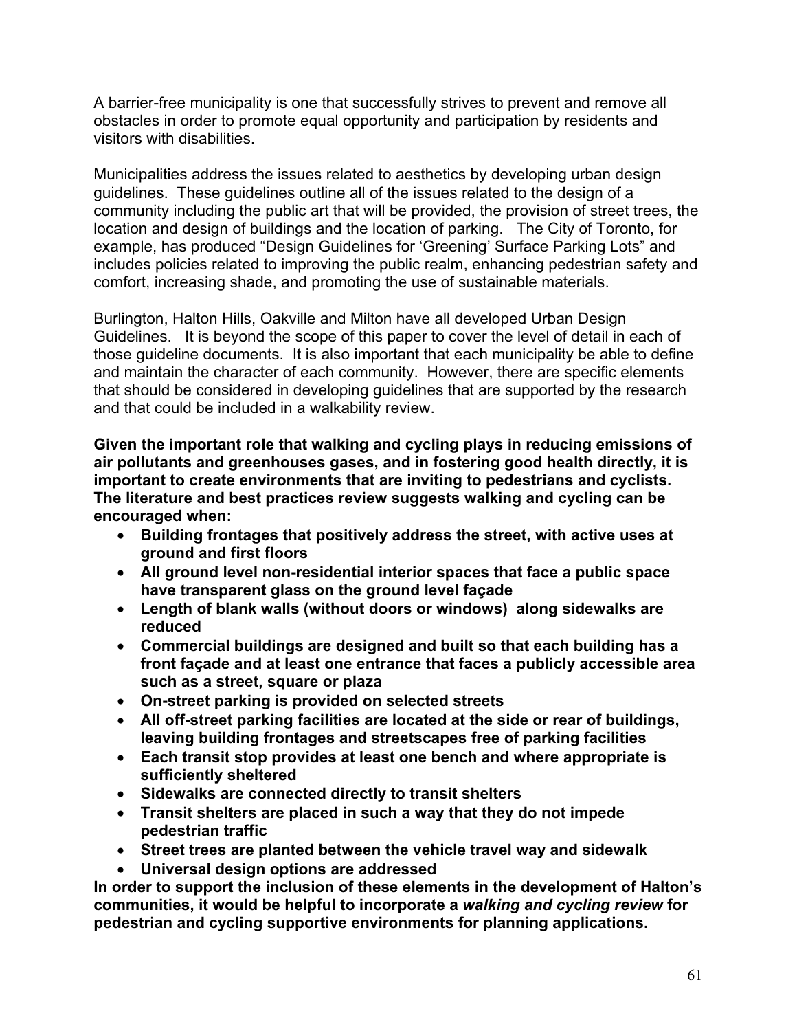A barrier-free municipality is one that successfully strives to prevent and remove all obstacles in order to promote equal opportunity and participation by residents and visitors with disabilities.

Municipalities address the issues related to aesthetics by developing urban design guidelines. These guidelines outline all of the issues related to the design of a community including the public art that will be provided, the provision of street trees, the location and design of buildings and the location of parking. The City of Toronto, for example, has produced "Design Guidelines for 'Greening' Surface Parking Lots" and includes policies related to improving the public realm, enhancing pedestrian safety and comfort, increasing shade, and promoting the use of sustainable materials.

Burlington, Halton Hills, Oakville and Milton have all developed Urban Design Guidelines. It is beyond the scope of this paper to cover the level of detail in each of those guideline documents. It is also important that each municipality be able to define and maintain the character of each community. However, there are specific elements that should be considered in developing guidelines that are supported by the research and that could be included in a walkability review.

**Given the important role that walking and cycling plays in reducing emissions of air pollutants and greenhouses gases, and in fostering good health directly, it is important to create environments that are inviting to pedestrians and cyclists. The literature and best practices review suggests walking and cycling can be encouraged when:**

- **Building frontages that positively address the street, with active uses at ground and first floors**
- **All ground level non-residential interior spaces that face a public space have transparent glass on the ground level façade**
- **Length of blank walls (without doors or windows) along sidewalks are reduced**
- **Commercial buildings are designed and built so that each building has a front façade and at least one entrance that faces a publicly accessible area such as a street, square or plaza**
- **On-street parking is provided on selected streets**
- **All off-street parking facilities are located at the side or rear of buildings, leaving building frontages and streetscapes free of parking facilities**
- **Each transit stop provides at least one bench and where appropriate is sufficiently sheltered**
- **Sidewalks are connected directly to transit shelters**
- **Transit shelters are placed in such a way that they do not impede pedestrian traffic**
- **Street trees are planted between the vehicle travel way and sidewalk**
- **Universal design options are addressed**

**In order to support the inclusion of these elements in the development of Halton's communities, it would be helpful to incorporate a *walking and cycling review* for pedestrian and cycling supportive environments for planning applications.**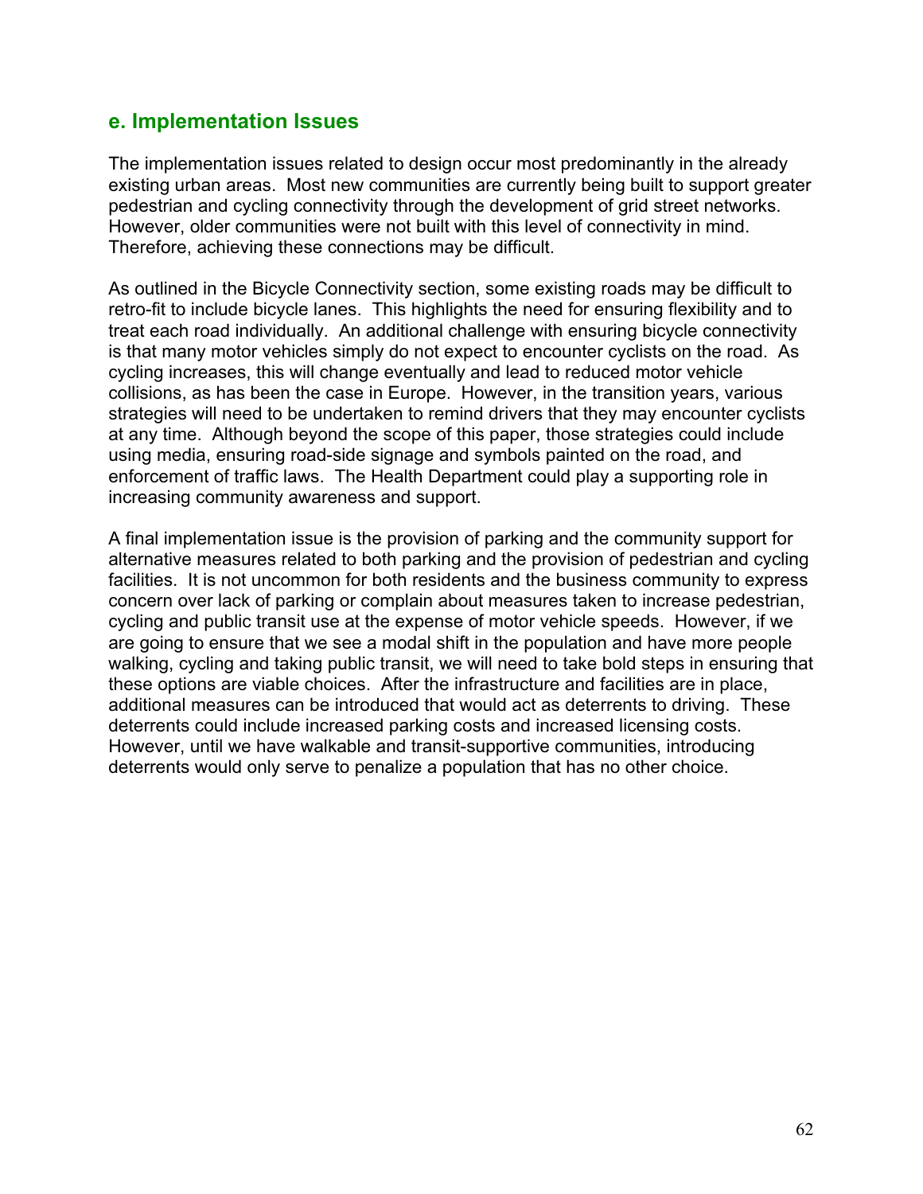## e. Implementation Issues

The implementation issues related to design occur most predominantly in the already existing urban areas. Most new communities are currently being built to support greater pedestrian and cycling connectivity through the development of grid street networks. However, older communities were not built with this level of connectivity in mind. Therefore, achieving these connections may be difficult.

As outlined in the Bicycle Connectivity section, some existing roads may be difficult to retro-fit to include bicycle lanes. This highlights the need for ensuring flexibility and to treat each road individually. An additional challenge with ensuring bicycle connectivity is that many motor vehicles simply do not expect to encounter cyclists on the road. As cycling increases, this will change eventually and lead to reduced motor vehicle collisions, as has been the case in Europe. However, in the transition years, various strategies will need to be undertaken to remind drivers that they may encounter cyclists at any time. Although beyond the scope of this paper, those strategies could include using media, ensuring road-side signage and symbols painted on the road, and enforcement of traffic laws. The Health Department could play a supporting role in increasing community awareness and support.

A final implementation issue is the provision of parking and the community support for alternative measures related to both parking and the provision of pedestrian and cycling facilities. It is not uncommon for both residents and the business community to express concern over lack of parking or complain about measures taken to increase pedestrian, cycling and public transit use at the expense of motor vehicle speeds. However, if we are going to ensure that we see a modal shift in the population and have more people walking, cycling and taking public transit, we will need to take bold steps in ensuring that these options are viable choices. After the infrastructure and facilities are in place, additional measures can be introduced that would act as deterrents to driving. These deterrents could include increased parking costs and increased licensing costs. However, until we have walkable and transit-supportive communities, introducing deterrents would only serve to penalize a population that has no other choice.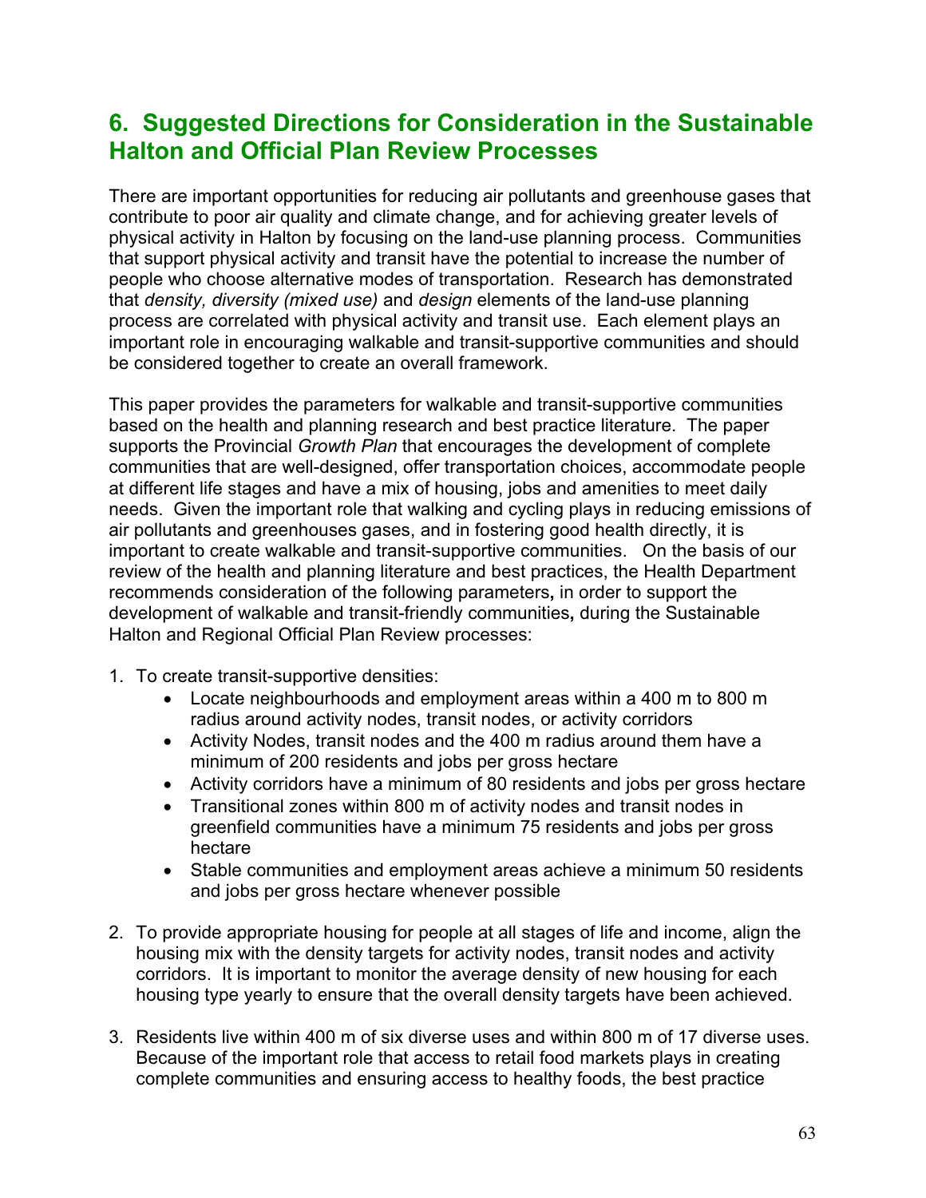## 6. Suggested Directions for Consideration in the Sustainable Halton and Official Plan Review Processes

There are important opportunities for reducing air pollutants and greenhouse gases that contribute to poor air quality and climate change, and for achieving greater levels of physical activity in Halton by focusing on the land-use planning process. Communities that support physical activity and transit have the potential to increase the number of people who choose alternative modes of transportation. Research has demonstrated that *density, diversity (mixed use)* and *design* elements of the land-use planning process are correlated with physical activity and transit use. Each element plays an important role in encouraging walkable and transit-supportive communities and should be considered together to create an overall framework.

This paper provides the parameters for walkable and transit-supportive communities based on the health and planning research and best practice literature. The paper supports the Provincial *Growth Plan* that encourages the development of complete communities that are well-designed, offer transportation choices, accommodate people at different life stages and have a mix of housing, jobs and amenities to meet daily needs. Given the important role that walking and cycling plays in reducing emissions of air pollutants and greenhouses gases, and in fostering good health directly, it is important to create walkable and transit-supportive communities. On the basis of our review of the health and planning literature and best practices, the Health Department recommends consideration of the following parameters**,** in order to support the development of walkable and transit-friendly communities**,** during the Sustainable Halton and Regional Official Plan Review processes:

1. To create transit-supportive densities:
   - Locate neighbourhoods and employment areas within a 400 m to 800 m radius around activity nodes, transit nodes, or activity corridors
   - Activity Nodes, transit nodes and the 400 m radius around them have a minimum of 200 residents and jobs per gross hectare
   - Activity corridors have a minimum of 80 residents and jobs per gross hectare
   - Transitional zones within 800 m of activity nodes and transit nodes in greenfield communities have a minimum 75 residents and jobs per gross hectare
   - Stable communities and employment areas achieve a minimum 50 residents and jobs per gross hectare whenever possible

2. To provide appropriate housing for people at all stages of life and income, align the housing mix with the density targets for activity nodes, transit nodes and activity corridors. It is important to monitor the average density of new housing for each housing type yearly to ensure that the overall density targets have been achieved.

3. Residents live within 400 m of six diverse uses and within 800 m of 17 diverse uses. Because of the important role that access to retail food markets plays in creating complete communities and ensuring access to healthy foods, the best practice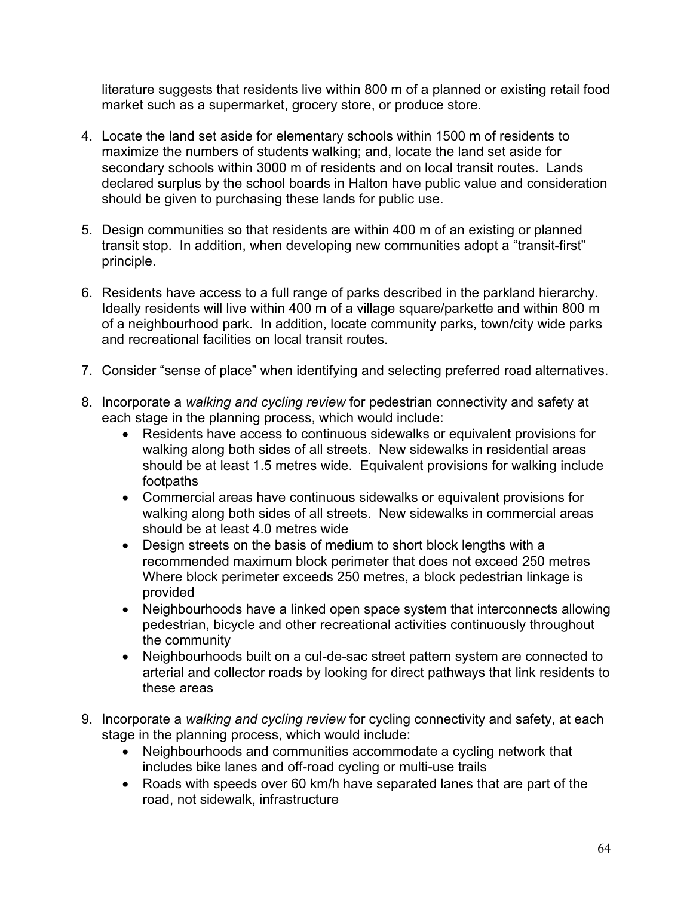literature suggests that residents live within 800 m of a planned or existing retail food market such as a supermarket, grocery store, or produce store.

4. Locate the land set aside for elementary schools within 1500 m of residents to maximize the numbers of students walking; and, locate the land set aside for secondary schools within 3000 m of residents and on local transit routes. Lands declared surplus by the school boards in Halton have public value and consideration should be given to purchasing these lands for public use.

5. Design communities so that residents are within 400 m of an existing or planned transit stop. In addition, when developing new communities adopt a "transit-first" principle.

6. Residents have access to a full range of parks described in the parkland hierarchy. Ideally residents will live within 400 m of a village square/parkette and within 800 m of a neighbourhood park. In addition, locate community parks, town/city wide parks and recreational facilities on local transit routes.

7. Consider "sense of place" when identifying and selecting preferred road alternatives.

8. Incorporate a *walking and cycling review* for pedestrian connectivity and safety at each stage in the planning process, which would include:
   - Residents have access to continuous sidewalks or equivalent provisions for walking along both sides of all streets. New sidewalks in residential areas should be at least 1.5 metres wide. Equivalent provisions for walking include footpaths
   - Commercial areas have continuous sidewalks or equivalent provisions for walking along both sides of all streets. New sidewalks in commercial areas should be at least 4.0 metres wide
   - Design streets on the basis of medium to short block lengths with a recommended maximum block perimeter that does not exceed 250 metres Where block perimeter exceeds 250 metres, a block pedestrian linkage is provided
   - Neighbourhoods have a linked open space system that interconnects allowing pedestrian, bicycle and other recreational activities continuously throughout the community
   - Neighbourhoods built on a cul-de-sac street pattern system are connected to arterial and collector roads by looking for direct pathways that link residents to these areas

9. Incorporate a *walking and cycling review* for cycling connectivity and safety, at each stage in the planning process, which would include:
   - Neighbourhoods and communities accommodate a cycling network that includes bike lanes and off-road cycling or multi-use trails
   - Roads with speeds over 60 km/h have separated lanes that are part of the road, not sidewalk, infrastructure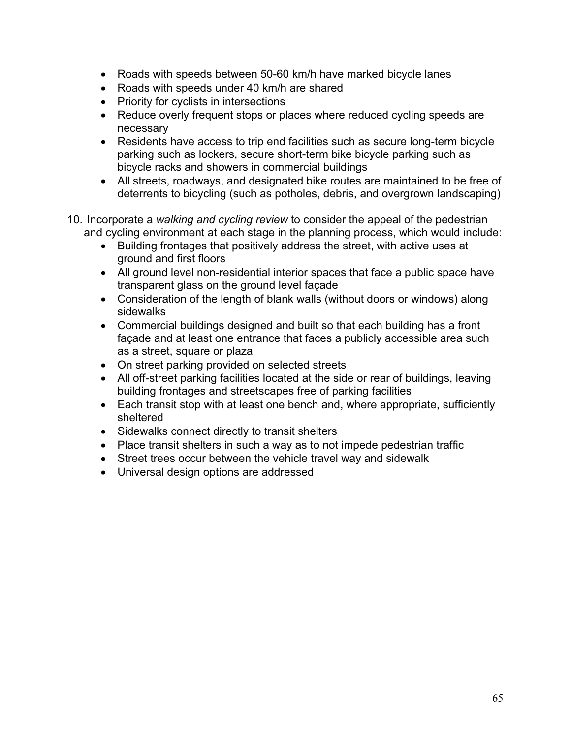- Roads with speeds between 50-60 km/h have marked bicycle lanes
- Roads with speeds under 40 km/h are shared
- Priority for cyclists in intersections
- Reduce overly frequent stops or places where reduced cycling speeds are necessary
- Residents have access to trip end facilities such as secure long-term bicycle parking such as lockers, secure short-term bike bicycle parking such as bicycle racks and showers in commercial buildings
- All streets, roadways, and designated bike routes are maintained to be free of deterrents to bicycling (such as potholes, debris, and overgrown landscaping)

10. Incorporate a *walking and cycling review* to consider the appeal of the pedestrian and cycling environment at each stage in the planning process, which would include:
    - Building frontages that positively address the street, with active uses at ground and first floors
    - All ground level non-residential interior spaces that face a public space have transparent glass on the ground level façade
    - Consideration of the length of blank walls (without doors or windows) along sidewalks
    - Commercial buildings designed and built so that each building has a front façade and at least one entrance that faces a publicly accessible area such as a street, square or plaza
    - On street parking provided on selected streets
    - All off-street parking facilities located at the side or rear of buildings, leaving building frontages and streetscapes free of parking facilities
    - Each transit stop with at least one bench and, where appropriate, sufficiently sheltered
    - Sidewalks connect directly to transit shelters
    - Place transit shelters in such a way as to not impede pedestrian traffic
    - Street trees occur between the vehicle travel way and sidewalk
    - Universal design options are addressed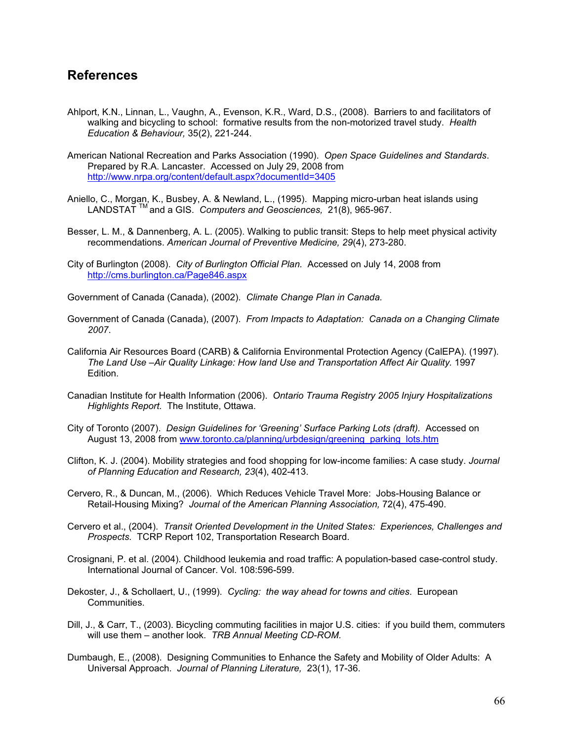## References

Ahlport, K.N., Linnan, L., Vaughn, A., Evenson, K.R., Ward, D.S., (2008). Barriers to and facilitators of walking and bicycling to school: formative results from the non-motorized travel study. *Health Education & Behaviour,* 35(2), 221-244.

American National Recreation and Parks Association (1990). *Open Space Guidelines and Standards*. Prepared by R.A. Lancaster. Accessed on July 29, 2008 from http://www.nrpa.org/content/default.aspx?documentId=3405

Aniello, C., Morgan, K., Busbey, A. & Newland, L., (1995). Mapping micro-urban heat islands using LANDSTAT [TM] and a GIS. *Computers and Geosciences,* 21(8), 965-967.

Besser, L. M., & Dannenberg, A. L. (2005). Walking to public transit: Steps to help meet physical activity recommendations. *American Journal of Preventive Medicine, 29*(4), 273-280.

City of Burlington (2008). *City of Burlington Official Plan*. Accessed on July 14, 2008 from http://cms.burlington.ca/Page846.aspx

Government of Canada (Canada), (2002). *Climate Change Plan in Canada.*

Government of Canada (Canada), (2007). *From Impacts to Adaptation: Canada on a Changing Climate 2007*.

California Air Resources Board (CARB) & California Environmental Protection Agency (CalEPA). (1997). *The Land Use –Air Quality Linkage: How land Use and Transportation Affect Air Quality.* 1997 Edition.

Canadian Institute for Health Information (2006). *Ontario Trauma Registry 2005 Injury Hospitalizations Highlights Report.* The Institute, Ottawa.

City of Toronto (2007). *Design Guidelines for 'Greening' Surface Parking Lots (draft).* Accessed on August 13, 2008 from www.toronto.ca/planning/urbdesign/greening_parking_lots.htm

Clifton, K. J. (2004). Mobility strategies and food shopping for low-income families: A case study. *Journal of Planning Education and Research, 23*(4), 402-413.

Cervero, R., & Duncan, M., (2006). Which Reduces Vehicle Travel More: Jobs-Housing Balance or Retail-Housing Mixing? *Journal of the American Planning Association,* 72(4), 475-490.

Cervero et al., (2004). *Transit Oriented Development in the United States: Experiences, Challenges and Prospects.* TCRP Report 102, Transportation Research Board.

Crosignani, P. et al. (2004). Childhood leukemia and road traffic: A population-based case-control study. International Journal of Cancer. Vol. 108:596-599.

Dekoster, J., & Schollaert, U., (1999). *Cycling: the way ahead for towns and cities*. European Communities.

Dill, J., & Carr, T., (2003). Bicycling commuting facilities in major U.S. cities: if you build them, commuters will use them – another look. *TRB Annual Meeting CD-ROM.*

Dumbaugh, E., (2008). Designing Communities to Enhance the Safety and Mobility of Older Adults: A Universal Approach. *Journal of Planning Literature,* 23(1), 17-36.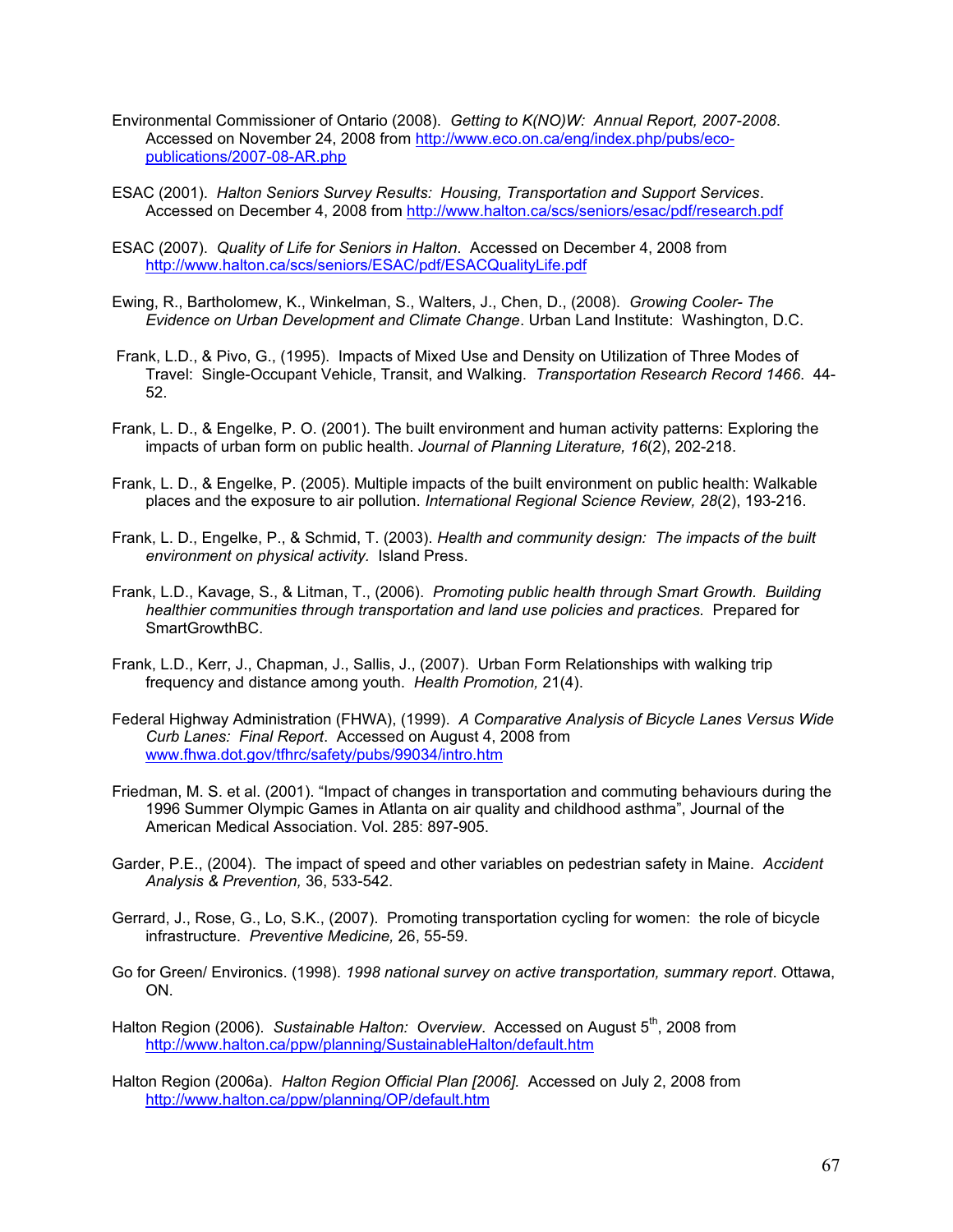Environmental Commissioner of Ontario (2008). *Getting to K(NO)W: Annual Report, 2007-2008*. Accessed on November 24, 2008 from http://www.eco.on.ca/eng/index.php/pubs/eco-publications/2007-08-AR.php

ESAC (2001). *Halton Seniors Survey Results: Housing, Transportation and Support Services*. Accessed on December 4, 2008 from http://www.halton.ca/scs/seniors/esac/pdf/research.pdf

ESAC (2007). *Quality of Life for Seniors in Halton*. Accessed on December 4, 2008 from http://www.halton.ca/scs/seniors/ESAC/pdf/ESACQualityLife.pdf

Ewing, R., Bartholomew, K., Winkelman, S., Walters, J., Chen, D., (2008). *Growing Cooler- The Evidence on Urban Development and Climate Change*. Urban Land Institute: Washington, D.C.

Frank, L.D., & Pivo, G., (1995). Impacts of Mixed Use and Density on Utilization of Three Modes of Travel: Single-Occupant Vehicle, Transit, and Walking. *Transportation Research Record 1466*. 44-52.

Frank, L. D., & Engelke, P. O. (2001). The built environment and human activity patterns: Exploring the impacts of urban form on public health. *Journal of Planning Literature, 16*(2), 202-218.

Frank, L. D., & Engelke, P. (2005). Multiple impacts of the built environment on public health: Walkable places and the exposure to air pollution. *International Regional Science Review, 28*(2), 193-216.

Frank, L. D., Engelke, P., & Schmid, T. (2003). *Health and community design: The impacts of the built environment on physical activity.* Island Press.

Frank, L.D., Kavage, S., & Litman, T., (2006). *Promoting public health through Smart Growth. Building healthier communities through transportation and land use policies and practices.* Prepared for SmartGrowthBC.

Frank, L.D., Kerr, J., Chapman, J., Sallis, J., (2007). Urban Form Relationships with walking trip frequency and distance among youth. *Health Promotion,* 21(4).

Federal Highway Administration (FHWA), (1999). *A Comparative Analysis of Bicycle Lanes Versus Wide Curb Lanes: Final Report*. Accessed on August 4, 2008 from www.fhwa.dot.gov/tfhrc/safety/pubs/99034/intro.htm

Friedman, M. S. et al. (2001). "Impact of changes in transportation and commuting behaviours during the 1996 Summer Olympic Games in Atlanta on air quality and childhood asthma", Journal of the American Medical Association. Vol. 285: 897-905.

Garder, P.E., (2004). The impact of speed and other variables on pedestrian safety in Maine. *Accident Analysis & Prevention,* 36, 533-542.

Gerrard, J., Rose, G., Lo, S.K., (2007). Promoting transportation cycling for women: the role of bicycle infrastructure. *Preventive Medicine,* 26, 55-59.

Go for Green/ Environics. (1998). *1998 national survey on active transportation, summary report*. Ottawa, ON.

Halton Region (2006). *Sustainable Halton: Overview*. Accessed on August 5th, 2008 from http://www.halton.ca/ppw/planning/SustainableHalton/default.htm

Halton Region (2006a). *Halton Region Official Plan [2006].* Accessed on July 2, 2008 from http://www.halton.ca/ppw/planning/OP/default.htm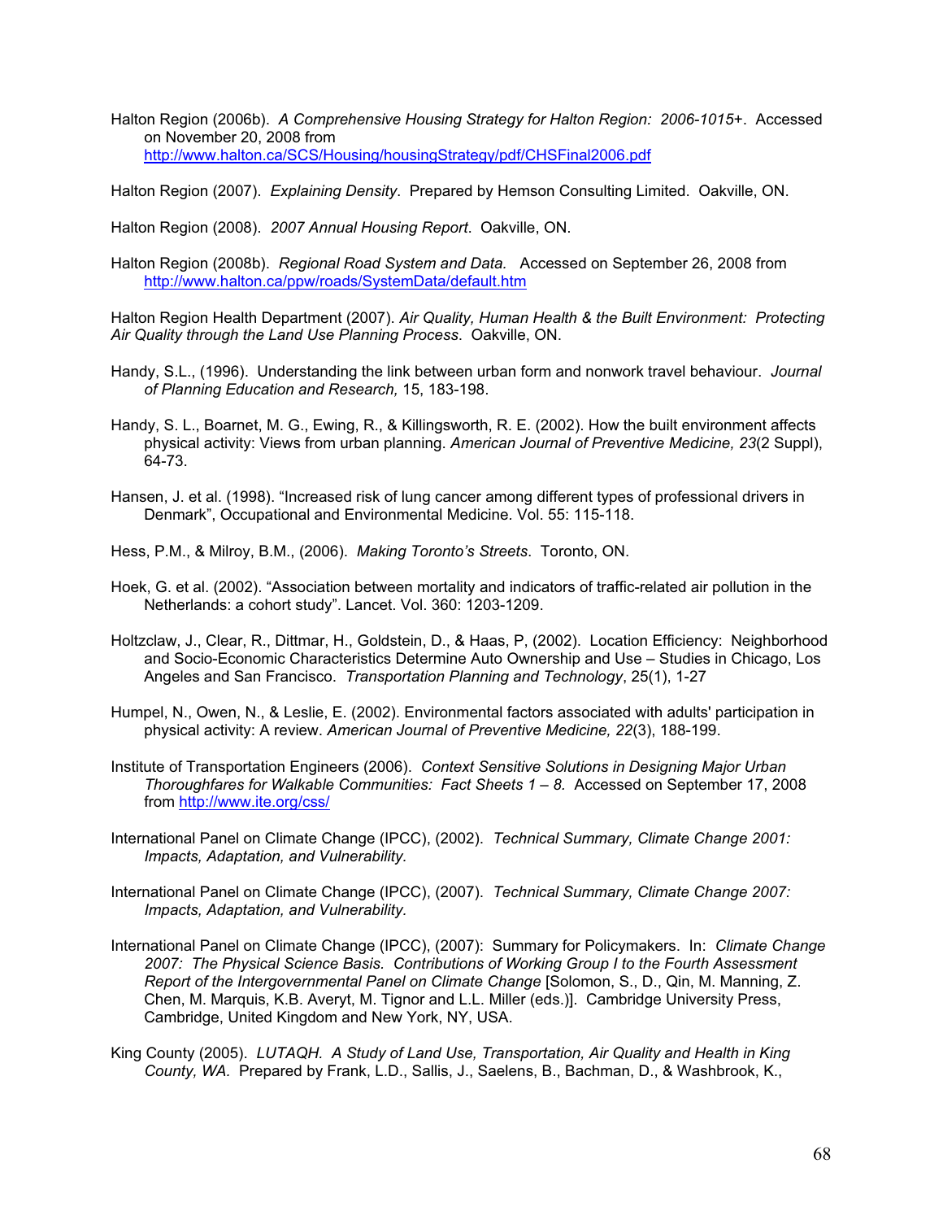Halton Region (2006b). *A Comprehensive Housing Strategy for Halton Region: 2006-1015+*. Accessed on November 20, 2008 from http://www.halton.ca/SCS/Housing/housingStrategy/pdf/CHSFinal2006.pdf

Halton Region (2007). *Explaining Density*. Prepared by Hemson Consulting Limited. Oakville, ON.

Halton Region (2008). *2007 Annual Housing Report*. Oakville, ON.

Halton Region (2008b). *Regional Road System and Data.* Accessed on September 26, 2008 from http://www.halton.ca/ppw/roads/SystemData/default.htm

Halton Region Health Department (2007). *Air Quality, Human Health & the Built Environment: Protecting Air Quality through the Land Use Planning Process*. Oakville, ON.

Handy, S.L., (1996). Understanding the link between urban form and nonwork travel behaviour. *Journal of Planning Education and Research,* 15, 183-198.

Handy, S. L., Boarnet, M. G., Ewing, R., & Killingsworth, R. E. (2002). How the built environment affects physical activity: Views from urban planning. *American Journal of Preventive Medicine, 23*(2 Suppl), 64-73.

Hansen, J. et al. (1998). "Increased risk of lung cancer among different types of professional drivers in Denmark", Occupational and Environmental Medicine. Vol. 55: 115-118.

Hess, P.M., & Milroy, B.M., (2006). *Making Toronto's Streets*. Toronto, ON.

Hoek, G. et al. (2002). "Association between mortality and indicators of traffic-related air pollution in the Netherlands: a cohort study". Lancet. Vol. 360: 1203-1209.

Holtzclaw, J., Clear, R., Dittmar, H., Goldstein, D., & Haas, P, (2002). Location Efficiency: Neighborhood and Socio-Economic Characteristics Determine Auto Ownership and Use – Studies in Chicago, Los Angeles and San Francisco. *Transportation Planning and Technology*, 25(1), 1-27

Humpel, N., Owen, N., & Leslie, E. (2002). Environmental factors associated with adults' participation in physical activity: A review. *American Journal of Preventive Medicine, 22*(3), 188-199.

Institute of Transportation Engineers (2006). *Context Sensitive Solutions in Designing Major Urban Thoroughfares for Walkable Communities: Fact Sheets 1 – 8.* Accessed on September 17, 2008 from http://www.ite.org/css/

International Panel on Climate Change (IPCC), (2002). *Technical Summary, Climate Change 2001: Impacts, Adaptation, and Vulnerability.*

International Panel on Climate Change (IPCC), (2007). *Technical Summary, Climate Change 2007: Impacts, Adaptation, and Vulnerability.*

International Panel on Climate Change (IPCC), (2007): Summary for Policymakers. In: *Climate Change 2007: The Physical Science Basis. Contributions of Working Group I to the Fourth Assessment Report of the Intergovernmental Panel on Climate Change* [Solomon, S., D., Qin, M. Manning, Z. Chen, M. Marquis, K.B. Averyt, M. Tignor and L.L. Miller (eds.)]. Cambridge University Press, Cambridge, United Kingdom and New York, NY, USA.

King County (2005). *LUTAQH. A Study of Land Use, Transportation, Air Quality and Health in King County, WA.* Prepared by Frank, L.D., Sallis, J., Saelens, B., Bachman, D., & Washbrook, K.,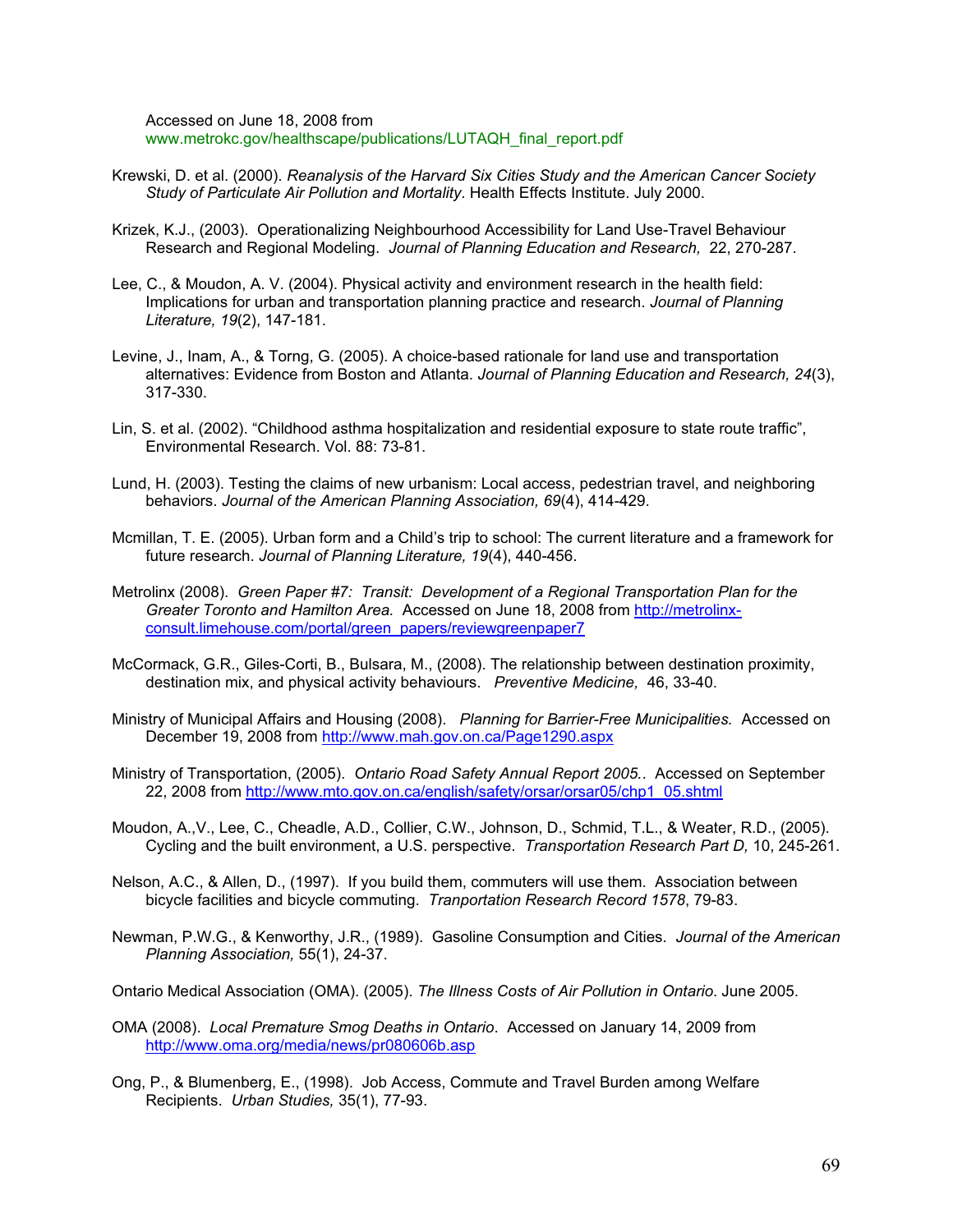Accessed on June 18, 2008 from www.metrokc.gov/healthscape/publications/LUTAQH_final_report.pdf

Krewski, D. et al. (2000). *Reanalysis of the Harvard Six Cities Study and the American Cancer Society Study of Particulate Air Pollution and Mortality*. Health Effects Institute. July 2000.

Krizek, K.J., (2003). Operationalizing Neighbourhood Accessibility for Land Use-Travel Behaviour Research and Regional Modeling. *Journal of Planning Education and Research,* 22, 270-287.

Lee, C., & Moudon, A. V. (2004). Physical activity and environment research in the health field: Implications for urban and transportation planning practice and research. *Journal of Planning Literature, 19*(2), 147-181.

Levine, J., Inam, A., & Torng, G. (2005). A choice-based rationale for land use and transportation alternatives: Evidence from Boston and Atlanta. *Journal of Planning Education and Research, 24*(3), 317-330.

Lin, S. et al. (2002). "Childhood asthma hospitalization and residential exposure to state route traffic", Environmental Research. Vol. 88: 73-81.

Lund, H. (2003). Testing the claims of new urbanism: Local access, pedestrian travel, and neighboring behaviors. *Journal of the American Planning Association, 69*(4), 414-429.

Mcmillan, T. E. (2005). Urban form and a Child's trip to school: The current literature and a framework for future research. *Journal of Planning Literature, 19*(4), 440-456.

Metrolinx (2008). *Green Paper #7: Transit: Development of a Regional Transportation Plan for the Greater Toronto and Hamilton Area.* Accessed on June 18, 2008 from http://metrolinx-consult.limehouse.com/portal/green_papers/reviewgreenpaper7

McCormack, G.R., Giles-Corti, B., Bulsara, M., (2008). The relationship between destination proximity, destination mix, and physical activity behaviours. *Preventive Medicine,* 46, 33-40.

Ministry of Municipal Affairs and Housing (2008). *Planning for Barrier-Free Municipalities.* Accessed on December 19, 2008 from http://www.mah.gov.on.ca/Page1290.aspx

Ministry of Transportation, (2005). *Ontario Road Safety Annual Report 2005..* Accessed on September 22, 2008 from http://www.mto.gov.on.ca/english/safety/orsar/orsar05/chp1_05.shtml

Moudon, A.,V., Lee, C., Cheadle, A.D., Collier, C.W., Johnson, D., Schmid, T.L., & Weater, R.D., (2005). Cycling and the built environment, a U.S. perspective. *Transportation Research Part D,* 10, 245-261.

Nelson, A.C., & Allen, D., (1997). If you build them, commuters will use them. Association between bicycle facilities and bicycle commuting. *Tranportation Research Record 1578*, 79-83.

Newman, P.W.G., & Kenworthy, J.R., (1989). Gasoline Consumption and Cities. *Journal of the American Planning Association,* 55(1), 24-37.

Ontario Medical Association (OMA). (2005). *The Illness Costs of Air Pollution in Ontario*. June 2005.

OMA (2008). *Local Premature Smog Deaths in Ontario*. Accessed on January 14, 2009 from http://www.oma.org/media/news/pr080606b.asp

Ong, P., & Blumenberg, E., (1998). Job Access, Commute and Travel Burden among Welfare Recipients. *Urban Studies,* 35(1), 77-93.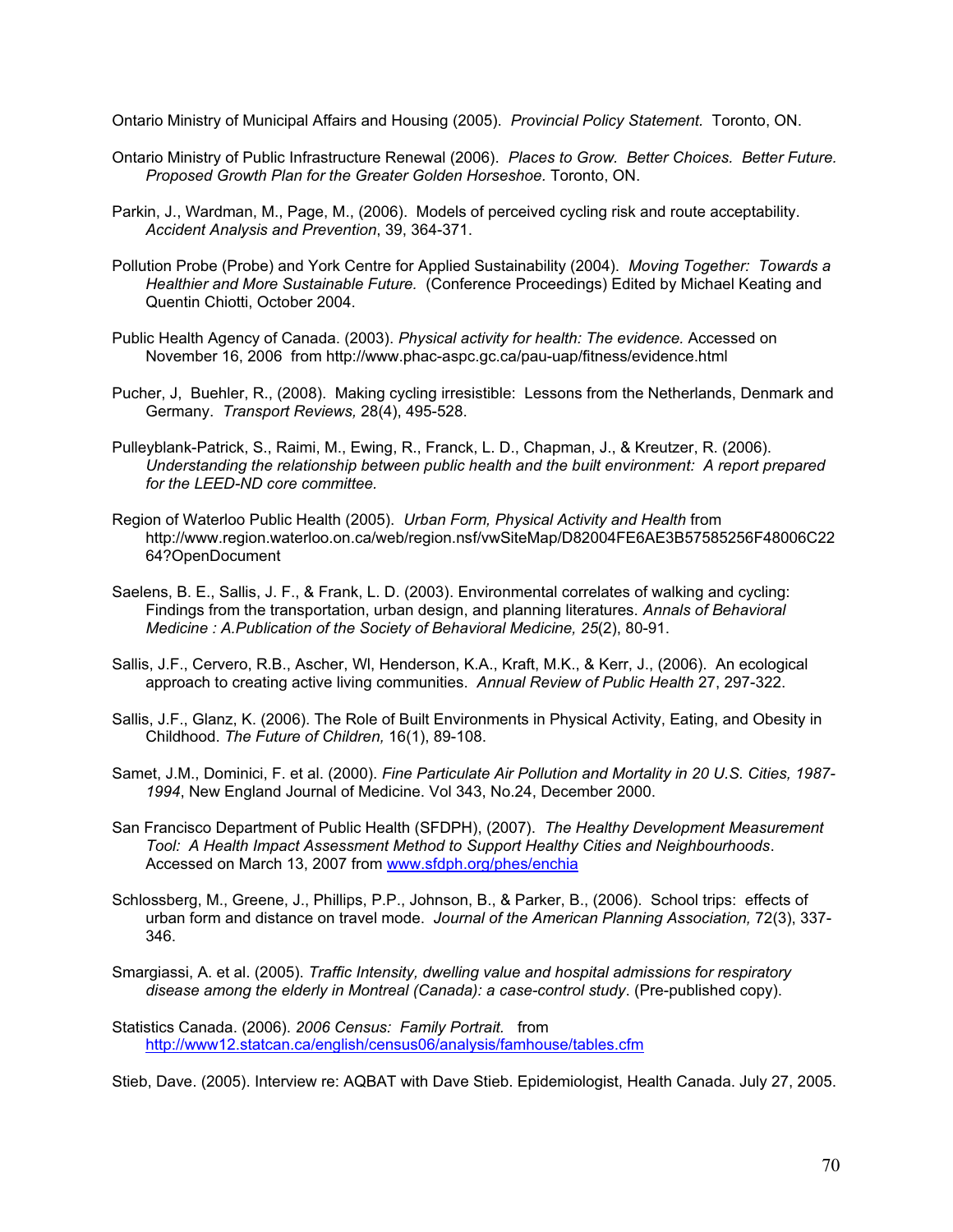Ontario Ministry of Municipal Affairs and Housing (2005). *Provincial Policy Statement.* Toronto, ON.

Ontario Ministry of Public Infrastructure Renewal (2006). *Places to Grow. Better Choices. Better Future. Proposed Growth Plan for the Greater Golden Horseshoe.* Toronto, ON.

Parkin, J., Wardman, M., Page, M., (2006). Models of perceived cycling risk and route acceptability. *Accident Analysis and Prevention*, 39, 364-371.

Pollution Probe (Probe) and York Centre for Applied Sustainability (2004). *Moving Together: Towards a Healthier and More Sustainable Future.* (Conference Proceedings) Edited by Michael Keating and Quentin Chiotti, October 2004.

Public Health Agency of Canada. (2003). *Physical activity for health: The evidence.* Accessed on November 16, 2006 from http://www.phac-aspc.gc.ca/pau-uap/fitness/evidence.html

Pucher, J, Buehler, R., (2008). Making cycling irresistible: Lessons from the Netherlands, Denmark and Germany. *Transport Reviews,* 28(4), 495-528.

Pulleyblank-Patrick, S., Raimi, M., Ewing, R., Franck, L. D., Chapman, J., & Kreutzer, R. (2006). *Understanding the relationship between public health and the built environment: A report prepared for the LEED-ND core committee.*

Region of Waterloo Public Health (2005). *Urban Form, Physical Activity and Health* from http://www.region.waterloo.on.ca/web/region.nsf/vwSiteMap/D82004FE6AE3B57585256F48006C2264?OpenDocument

Saelens, B. E., Sallis, J. F., & Frank, L. D. (2003). Environmental correlates of walking and cycling: Findings from the transportation, urban design, and planning literatures. *Annals of Behavioral Medicine : A.Publication of the Society of Behavioral Medicine, 25*(2), 80-91.

Sallis, J.F., Cervero, R.B., Ascher, Wl, Henderson, K.A., Kraft, M.K., & Kerr, J., (2006). An ecological approach to creating active living communities. *Annual Review of Public Health* 27, 297-322.

Sallis, J.F., Glanz, K. (2006). The Role of Built Environments in Physical Activity, Eating, and Obesity in Childhood. *The Future of Children,* 16(1), 89-108.

Samet, J.M., Dominici, F. et al. (2000). *Fine Particulate Air Pollution and Mortality in 20 U.S. Cities, 1987-1994*, New England Journal of Medicine. Vol 343, No.24, December 2000.

San Francisco Department of Public Health (SFDPH), (2007). *The Healthy Development Measurement Tool: A Health Impact Assessment Method to Support Healthy Cities and Neighbourhoods*. Accessed on March 13, 2007 from www.sfdph.org/phes/enchia

Schlossberg, M., Greene, J., Phillips, P.P., Johnson, B., & Parker, B., (2006). School trips: effects of urban form and distance on travel mode. *Journal of the American Planning Association,* 72(3), 337-346.

Smargiassi, A. et al. (2005). *Traffic Intensity, dwelling value and hospital admissions for respiratory disease among the elderly in Montreal (Canada): a case-control study*. (Pre-published copy).

Statistics Canada. (2006). *2006 Census: Family Portrait.* from http://www12.statcan.ca/english/census06/analysis/famhouse/tables.cfm

Stieb, Dave. (2005). Interview re: AQBAT with Dave Stieb. Epidemiologist, Health Canada. July 27, 2005.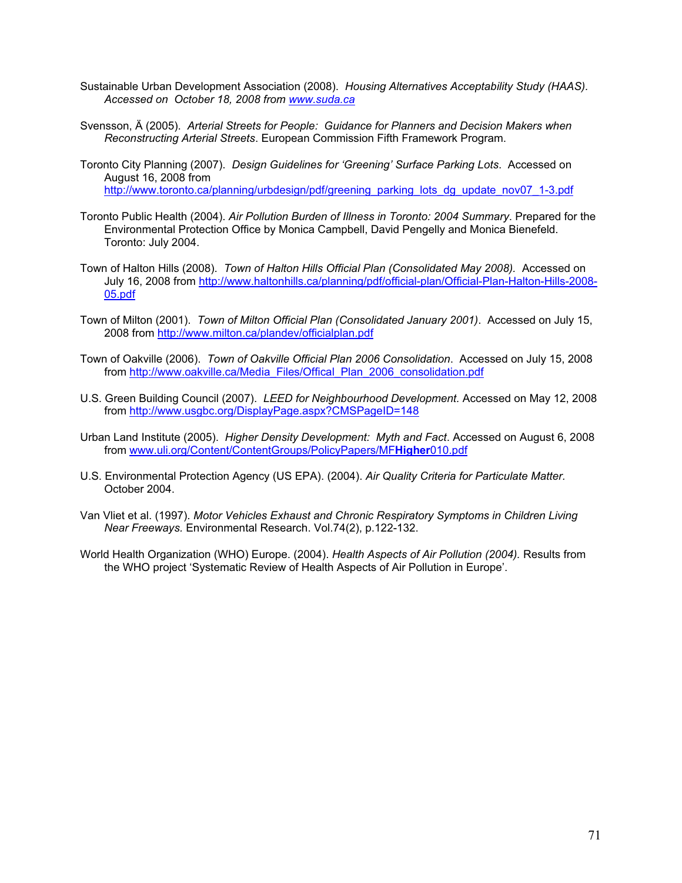Sustainable Urban Development Association (2008). *Housing Alternatives Acceptability Study (HAAS). Accessed on October 18, 2008 from www.suda.ca*

Svensson, Ä (2005). *Arterial Streets for People: Guidance for Planners and Decision Makers when Reconstructing Arterial Streets*. European Commission Fifth Framework Program.

Toronto City Planning (2007). *Design Guidelines for 'Greening' Surface Parking Lots*. Accessed on August 16, 2008 from http://www.toronto.ca/planning/urbdesign/pdf/greening_parking_lots_dg_update_nov07_1-3.pdf

Toronto Public Health (2004). *Air Pollution Burden of Illness in Toronto: 2004 Summary*. Prepared for the Environmental Protection Office by Monica Campbell, David Pengelly and Monica Bienefeld. Toronto: July 2004.

Town of Halton Hills (2008). *Town of Halton Hills Official Plan (Consolidated May 2008).* Accessed on July 16, 2008 from http://www.haltonhills.ca/planning/pdf/official-plan/Official-Plan-Halton-Hills-2008-05.pdf

Town of Milton (2001). *Town of Milton Official Plan (Consolidated January 2001)*. Accessed on July 15, 2008 from http://www.milton.ca/plandev/officialplan.pdf

Town of Oakville (2006). *Town of Oakville Official Plan 2006 Consolidation*. Accessed on July 15, 2008 from http://www.oakville.ca/Media_Files/Offical_Plan_2006_consolidation.pdf

U.S. Green Building Council (2007). *LEED for Neighbourhood Development*. Accessed on May 12, 2008 from http://www.usgbc.org/DisplayPage.aspx?CMSPageID=148

Urban Land Institute (2005). *Higher Density Development: Myth and Fact*. Accessed on August 6, 2008 from www.uli.org/Content/ContentGroups/PolicyPapers/MF**Higher**010.pdf

U.S. Environmental Protection Agency (US EPA). (2004). *Air Quality Criteria for Particulate Matter.* October 2004.

Van Vliet et al. (1997). *Motor Vehicles Exhaust and Chronic Respiratory Symptoms in Children Living Near Freeways.* Environmental Research. Vol.74(2), p.122-132.

World Health Organization (WHO) Europe. (2004). *Health Aspects of Air Pollution (2004).* Results from the WHO project 'Systematic Review of Health Aspects of Air Pollution in Europe'.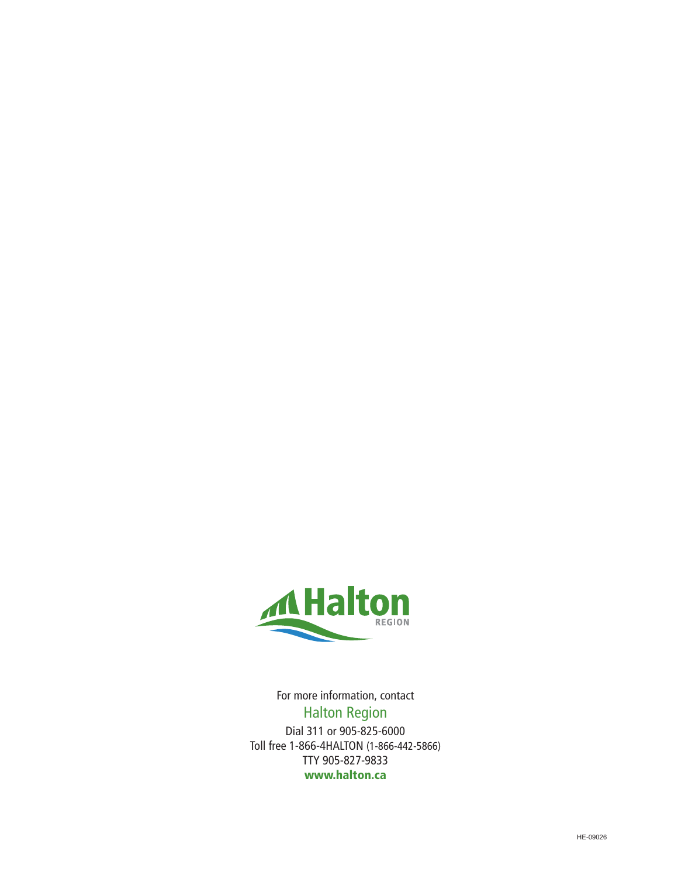For more information, contact

Halton Region

Dial 311 or 905-825-6000

Toll free 1-866-4HALTON (1-866-442-5866)

TTY 905-827-9833

**www.halton.ca**

HE-09026